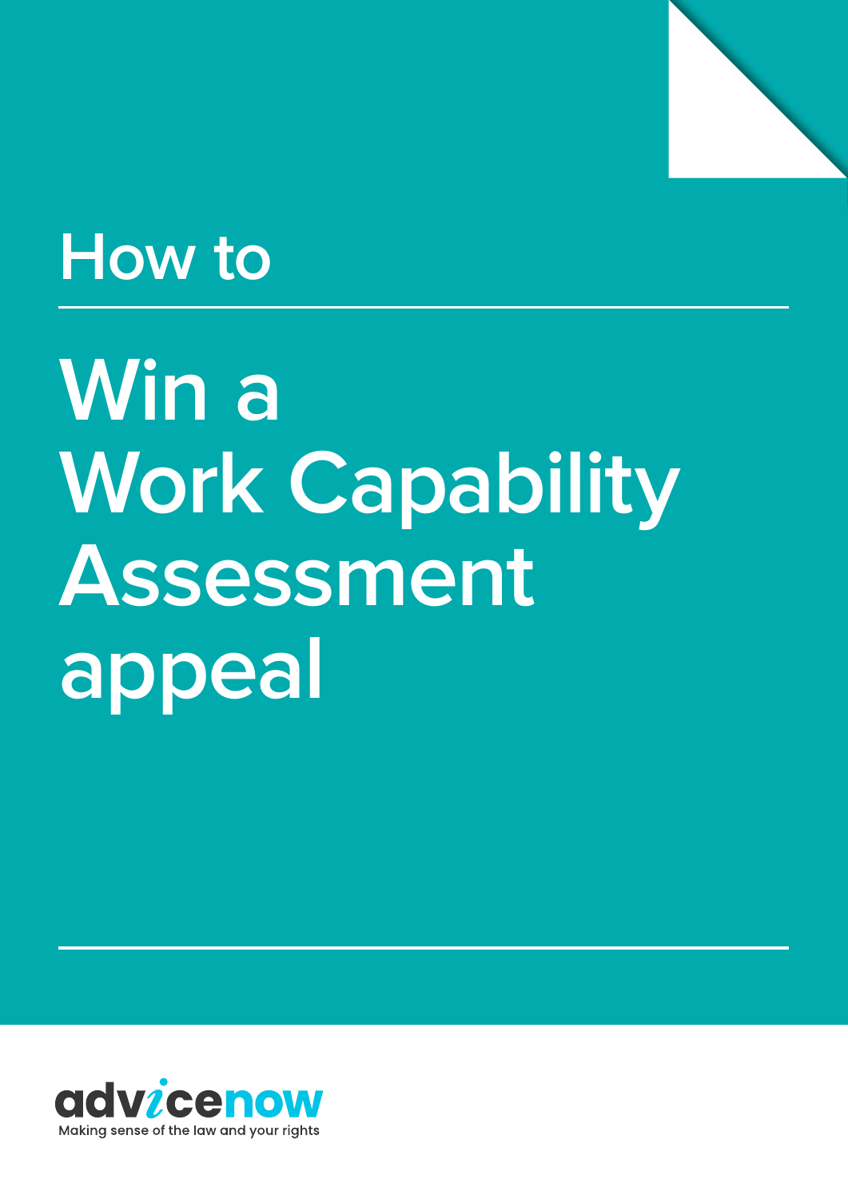How to

# Win a Work Capability Assessment appeal

advicenow

Making sense of the law and your rights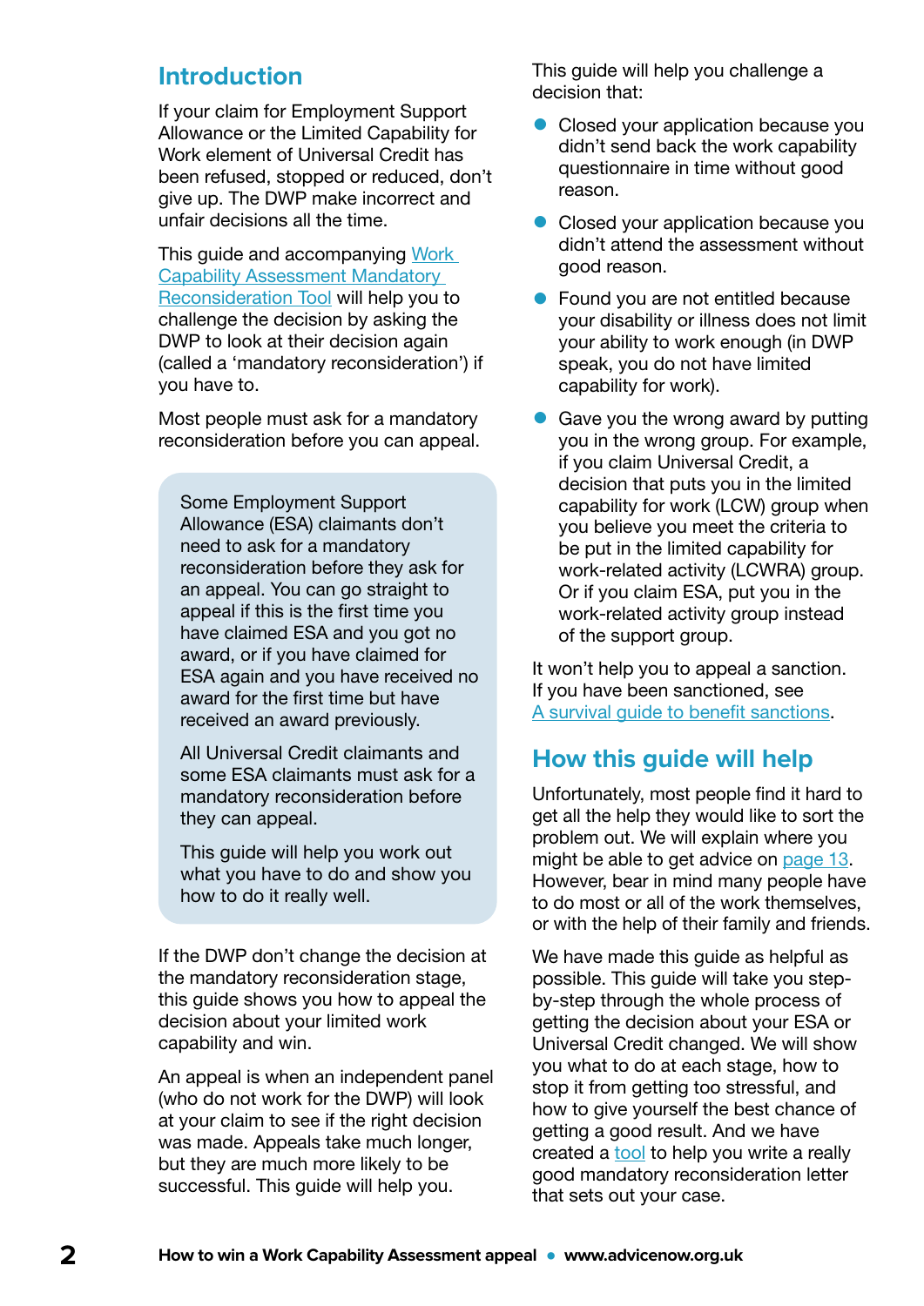## Introduction

If your claim for Employment Support Allowance or the Limited Capability for Work element of Universal Credit has been refused, stopped or reduced, don't give up. The DWP make incorrect and unfair decisions all the time.

This guide and accompanying Work Capability Assessment Mandatory Reconsideration Tool will help you to challenge the decision by asking the DWP to look at their decision again (called a 'mandatory reconsideration') if you have to.

Most people must ask for a mandatory reconsideration before you can appeal.

> Some Employment Support Allowance (ESA) claimants don't need to ask for a mandatory reconsideration before they ask for an appeal. You can go straight to appeal if this is the first time you have claimed ESA and you got no award, or if you have claimed for ESA again and you have received no award for the first time but have received an award previously.
>
> All Universal Credit claimants and some ESA claimants must ask for a mandatory reconsideration before they can appeal.
>
> This guide will help you work out what you have to do and show you how to do it really well.

If the DWP don't change the decision at the mandatory reconsideration stage, this guide shows you how to appeal the decision about your limited work capability and win.

An appeal is when an independent panel (who do not work for the DWP) will look at your claim to see if the right decision was made. Appeals take much longer, but they are much more likely to be successful. This guide will help you.

This guide will help you challenge a decision that:

- Closed your application because you didn't send back the work capability questionnaire in time without good reason.
- Closed your application because you didn't attend the assessment without good reason.
- Found you are not entitled because your disability or illness does not limit your ability to work enough (in DWP speak, you do not have limited capability for work).
- Gave you the wrong award by putting you in the wrong group. For example, if you claim Universal Credit, a decision that puts you in the limited capability for work (LCW) group when you believe you meet the criteria to be put in the limited capability for work-related activity (LCWRA) group. Or if you claim ESA, put you in the work-related activity group instead of the support group.

It won't help you to appeal a sanction. If you have been sanctioned, see A survival guide to benefit sanctions.

## How this guide will help

Unfortunately, most people find it hard to get all the help they would like to sort the problem out. We will explain where you might be able to get advice on page 13. However, bear in mind many people have to do most or all of the work themselves, or with the help of their family and friends.

We have made this guide as helpful as possible. This guide will take you step-by-step through the whole process of getting the decision about your ESA or Universal Credit changed. We will show you what to do at each stage, how to stop it from getting too stressful, and how to give yourself the best chance of getting a good result. And we have created a tool to help you write a really good mandatory reconsideration letter that sets out your case.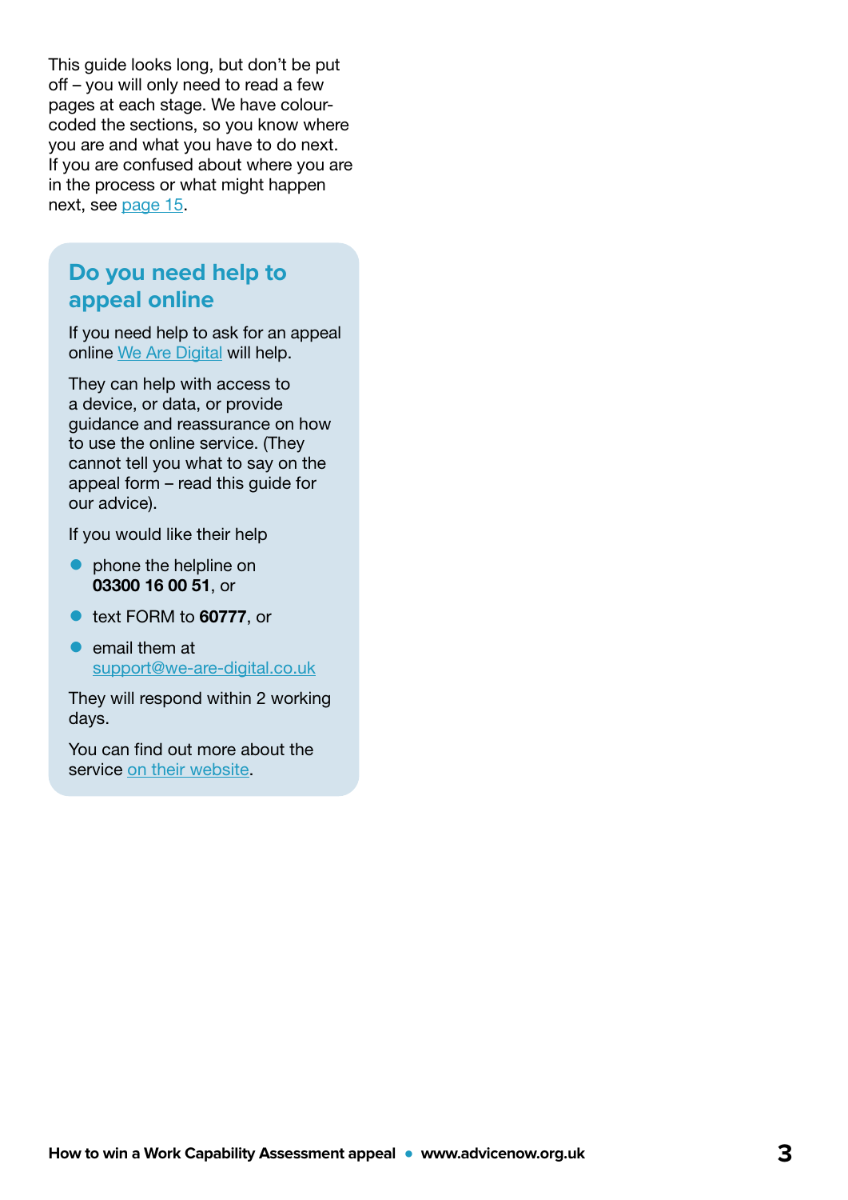This guide looks long, but don't be put off – you will only need to read a few pages at each stage. We have colour-coded the sections, so you know where you are and what you have to do next. If you are confused about where you are in the process or what might happen next, see page 15.

## Do you need help to appeal online

If you need help to ask for an appeal online We Are Digital will help.

They can help with access to a device, or data, or provide guidance and reassurance on how to use the online service. (They cannot tell you what to say on the appeal form – read this guide for our advice).

If you would like their help

- phone the helpline on **03300 16 00 51**, or
- text FORM to **60777**, or
- email them at support@we-are-digital.co.uk

They will respond within 2 working days.

You can find out more about the service on their website.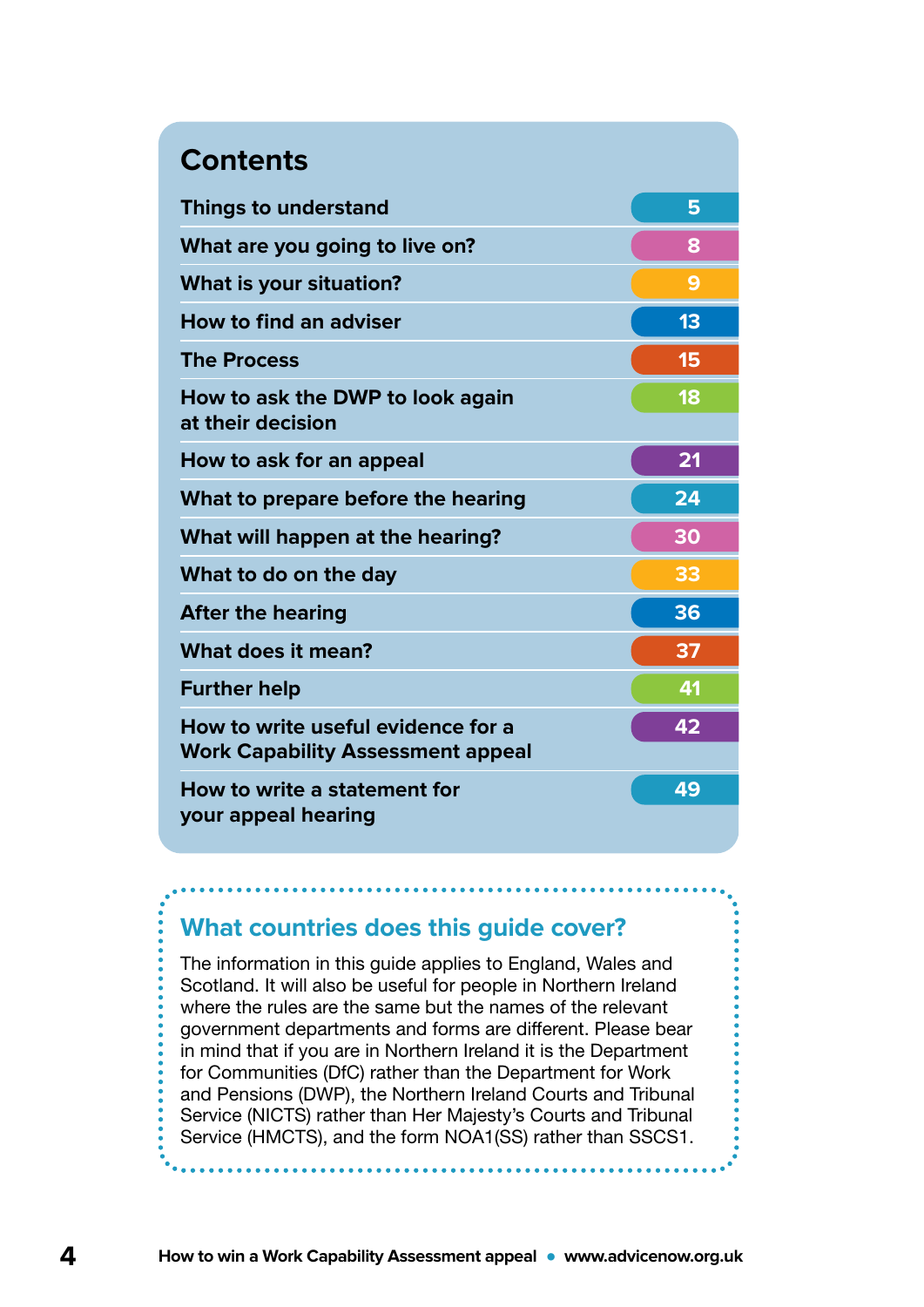# Contents

| | |
|---|---|
| Things to understand | 5 |
| What are you going to live on? | 8 |
| What is your situation? | 9 |
| How to find an adviser | 13 |
| The Process | 15 |
| How to ask the DWP to look again at their decision | 18 |
| How to ask for an appeal | 21 |
| What to prepare before the hearing | 24 |
| What will happen at the hearing? | 30 |
| What to do on the day | 33 |
| After the hearing | 36 |
| What does it mean? | 37 |
| Further help | 41 |
| How to write useful evidence for a Work Capability Assessment appeal | 42 |
| How to write a statement for your appeal hearing | 49 |

## What countries does this guide cover?

The information in this guide applies to England, Wales and Scotland. It will also be useful for people in Northern Ireland where the rules are the same but the names of the relevant government departments and forms are different. Please bear in mind that if you are in Northern Ireland it is the Department for Communities (DfC) rather than the Department for Work and Pensions (DWP), the Northern Ireland Courts and Tribunal Service (NICTS) rather than Her Majesty's Courts and Tribunal Service (HMCTS), and the form NOA1(SS) rather than SSCS1.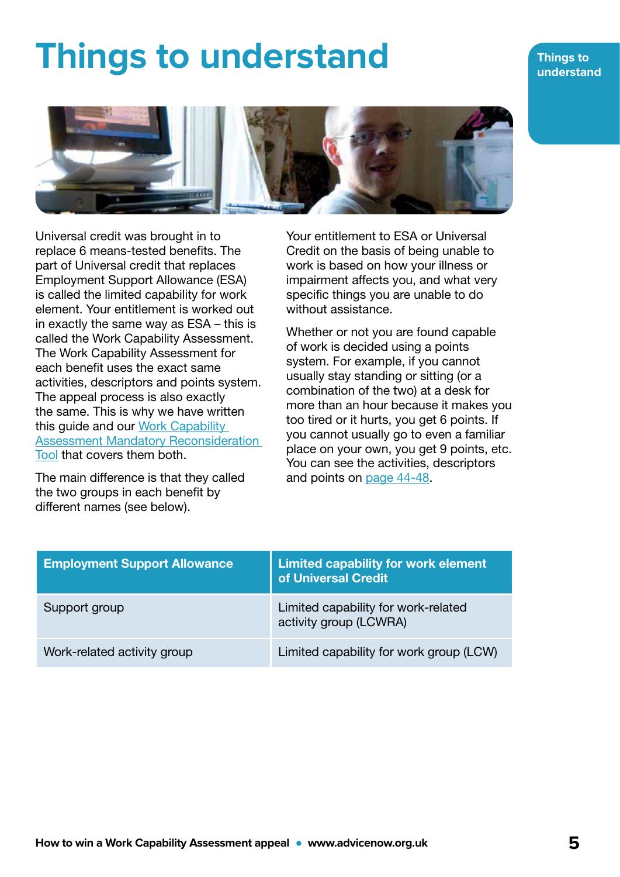# Things to understand

Universal credit was brought in to replace 6 means-tested benefits. The part of Universal credit that replaces Employment Support Allowance (ESA) is called the limited capability for work element. Your entitlement is worked out in exactly the same way as ESA – this is called the Work Capability Assessment. The Work Capability Assessment for each benefit uses the exact same activities, descriptors and points system. The appeal process is also exactly the same. This is why we have written this guide and our Work Capability Assessment Mandatory Reconsideration Tool that covers them both.

The main difference is that they called the two groups in each benefit by different names (see below).

Your entitlement to ESA or Universal Credit on the basis of being unable to work is based on how your illness or impairment affects you, and what very specific things you are unable to do without assistance.

Whether or not you are found capable of work is decided using a points system. For example, if you cannot usually stay standing or sitting (or a combination of the two) at a desk for more than an hour because it makes you too tired or it hurts, you get 6 points. If you cannot usually go to even a familiar place on your own, you get 9 points, etc. You can see the activities, descriptors and points on page 44-48.

| Employment Support Allowance | Limited capability for work element of Universal Credit |
|---|---|
| Support group | Limited capability for work-related activity group (LCWRA) |
| Work-related activity group | Limited capability for work group (LCW) |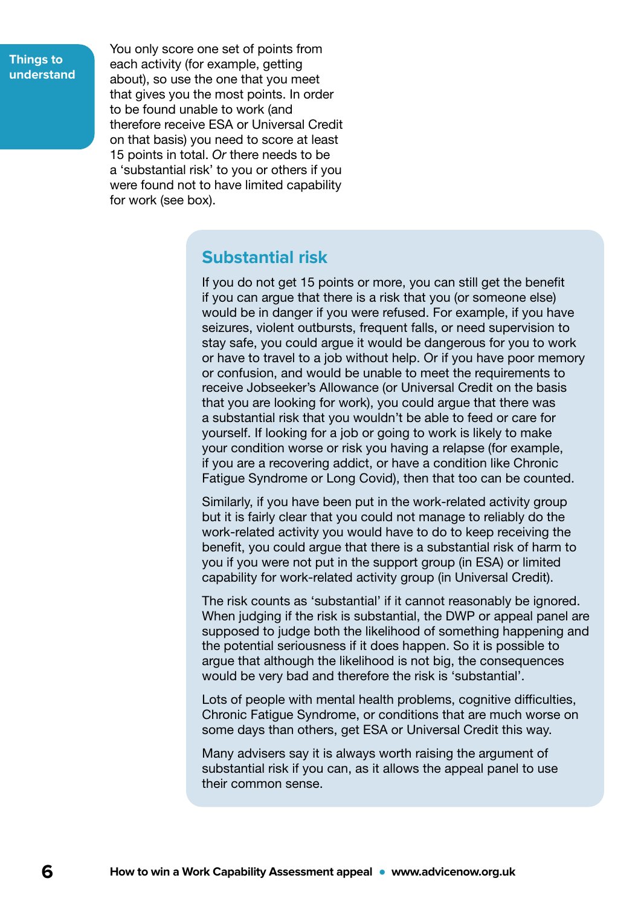**Things to understand**

You only score one set of points from each activity (for example, getting about), so use the one that you meet that gives you the most points. In order to be found unable to work (and therefore receive ESA or Universal Credit on that basis) you need to score at least 15 points in total. *Or* there needs to be a 'substantial risk' to you or others if you were found not to have limited capability for work (see box).

## Substantial risk

If you do not get 15 points or more, you can still get the benefit if you can argue that there is a risk that you (or someone else) would be in danger if you were refused. For example, if you have seizures, violent outbursts, frequent falls, or need supervision to stay safe, you could argue it would be dangerous for you to work or have to travel to a job without help. Or if you have poor memory or confusion, and would be unable to meet the requirements to receive Jobseeker's Allowance (or Universal Credit on the basis that you are looking for work), you could argue that there was a substantial risk that you wouldn't be able to feed or care for yourself. If looking for a job or going to work is likely to make your condition worse or risk you having a relapse (for example, if you are a recovering addict, or have a condition like Chronic Fatigue Syndrome or Long Covid), then that too can be counted.

Similarly, if you have been put in the work-related activity group but it is fairly clear that you could not manage to reliably do the work-related activity you would have to do to keep receiving the benefit, you could argue that there is a substantial risk of harm to you if you were not put in the support group (in ESA) or limited capability for work-related activity group (in Universal Credit).

The risk counts as 'substantial' if it cannot reasonably be ignored. When judging if the risk is substantial, the DWP or appeal panel are supposed to judge both the likelihood of something happening and the potential seriousness if it does happen. So it is possible to argue that although the likelihood is not big, the consequences would be very bad and therefore the risk is 'substantial'.

Lots of people with mental health problems, cognitive difficulties, Chronic Fatigue Syndrome, or conditions that are much worse on some days than others, get ESA or Universal Credit this way.

Many advisers say it is always worth raising the argument of substantial risk if you can, as it allows the appeal panel to use their common sense.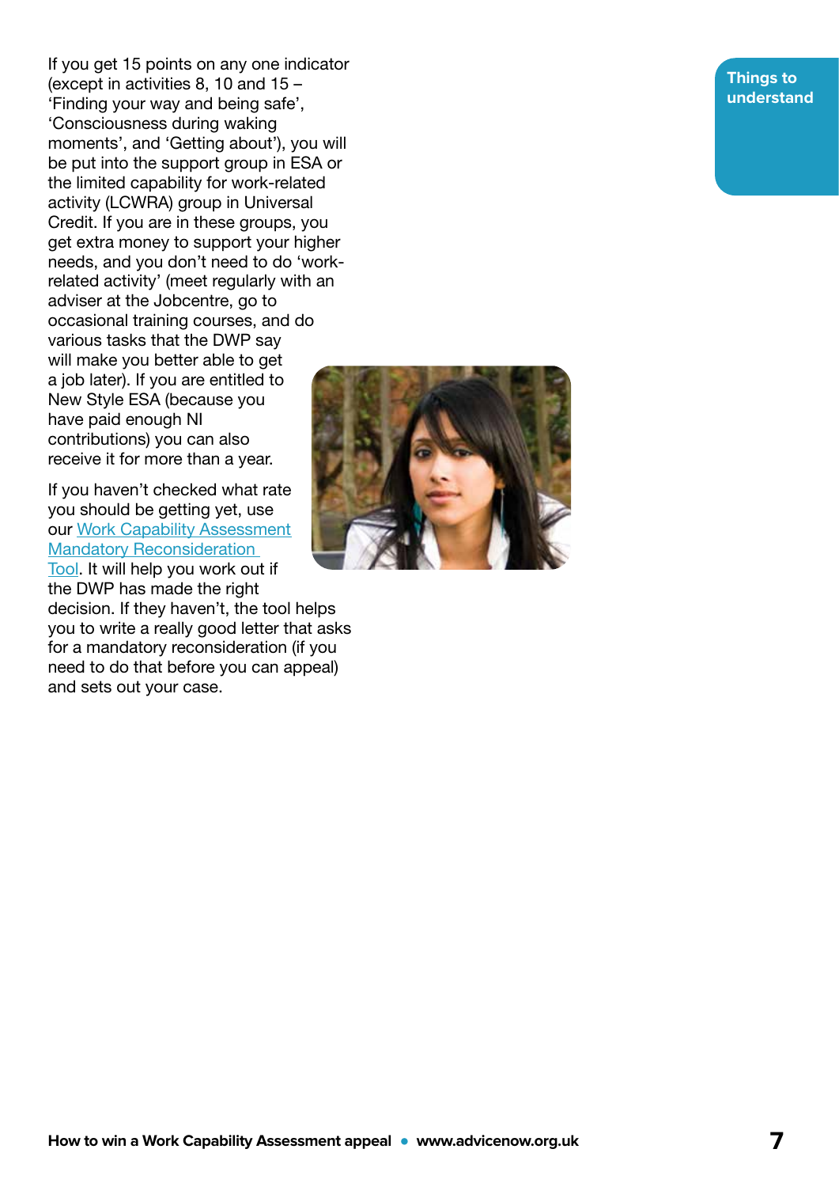If you get 15 points on any one indicator (except in activities 8, 10 and 15 – 'Finding your way and being safe', 'Consciousness during waking moments', and 'Getting about'), you will be put into the support group in ESA or the limited capability for work-related activity (LCWRA) group in Universal Credit. If you are in these groups, you get extra money to support your higher needs, and you don't need to do 'work-related activity' (meet regularly with an adviser at the Jobcentre, go to occasional training courses, and do various tasks that the DWP say will make you better able to get a job later). If you are entitled to New Style ESA (because you have paid enough NI contributions) you can also receive it for more than a year.

If you haven't checked what rate you should be getting yet, use our Work Capability Assessment Mandatory Reconsideration Tool. It will help you work out if the DWP has made the right decision. If they haven't, the tool helps you to write a really good letter that asks for a mandatory reconsideration (if you need to do that before you can appeal) and sets out your case.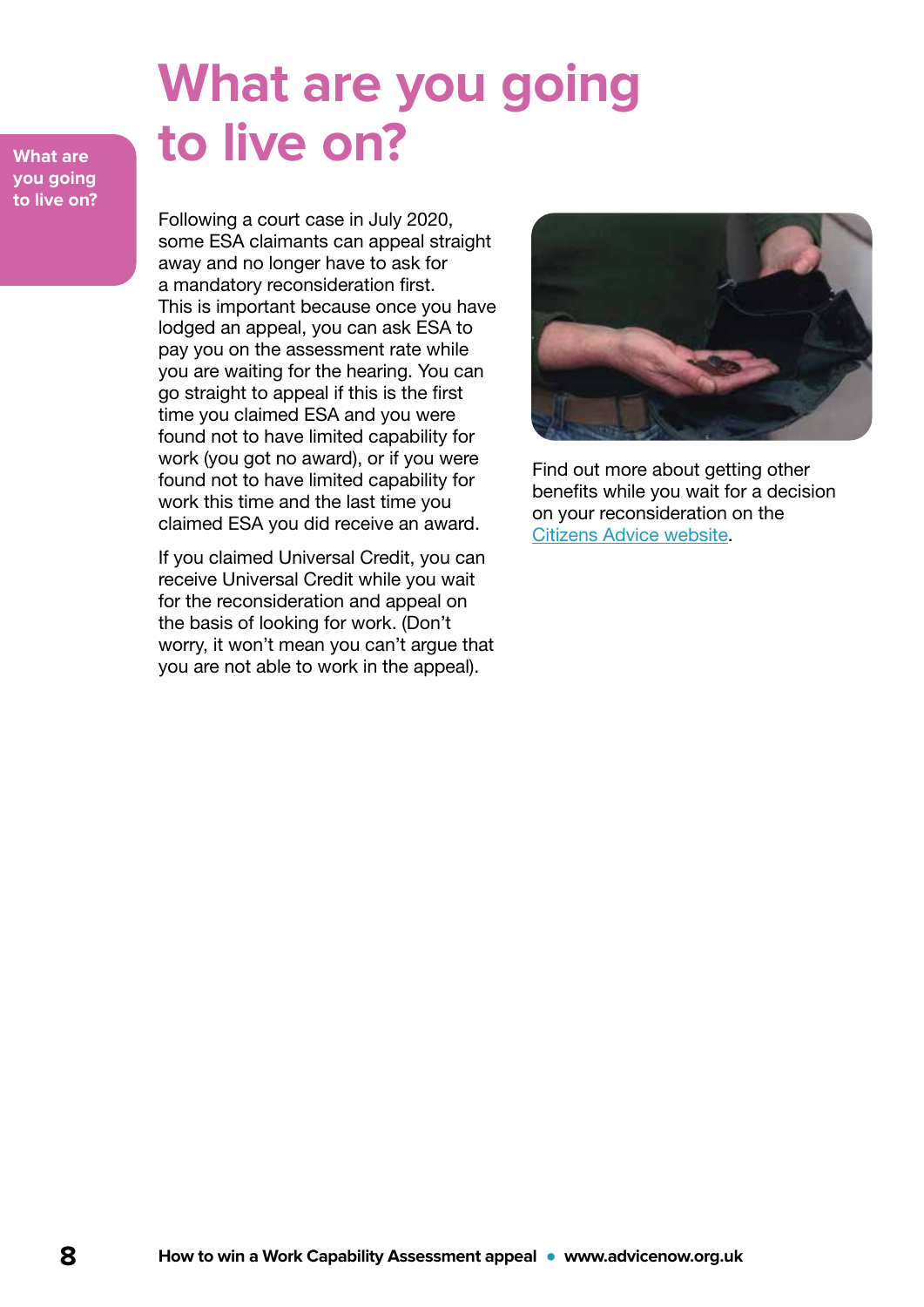# What are you going to live on?

Following a court case in July 2020, some ESA claimants can appeal straight away and no longer have to ask for a mandatory reconsideration first. This is important because once you have lodged an appeal, you can ask ESA to pay you on the assessment rate while you are waiting for the hearing. You can go straight to appeal if this is the first time you claimed ESA and you were found not to have limited capability for work (you got no award), or if you were found not to have limited capability for work this time and the last time you claimed ESA you did receive an award.

If you claimed Universal Credit, you can receive Universal Credit while you wait for the reconsideration and appeal on the basis of looking for work. (Don't worry, it won't mean you can't argue that you are not able to work in the appeal).

Find out more about getting other benefits while you wait for a decision on your reconsideration on the [Citizens Advice website].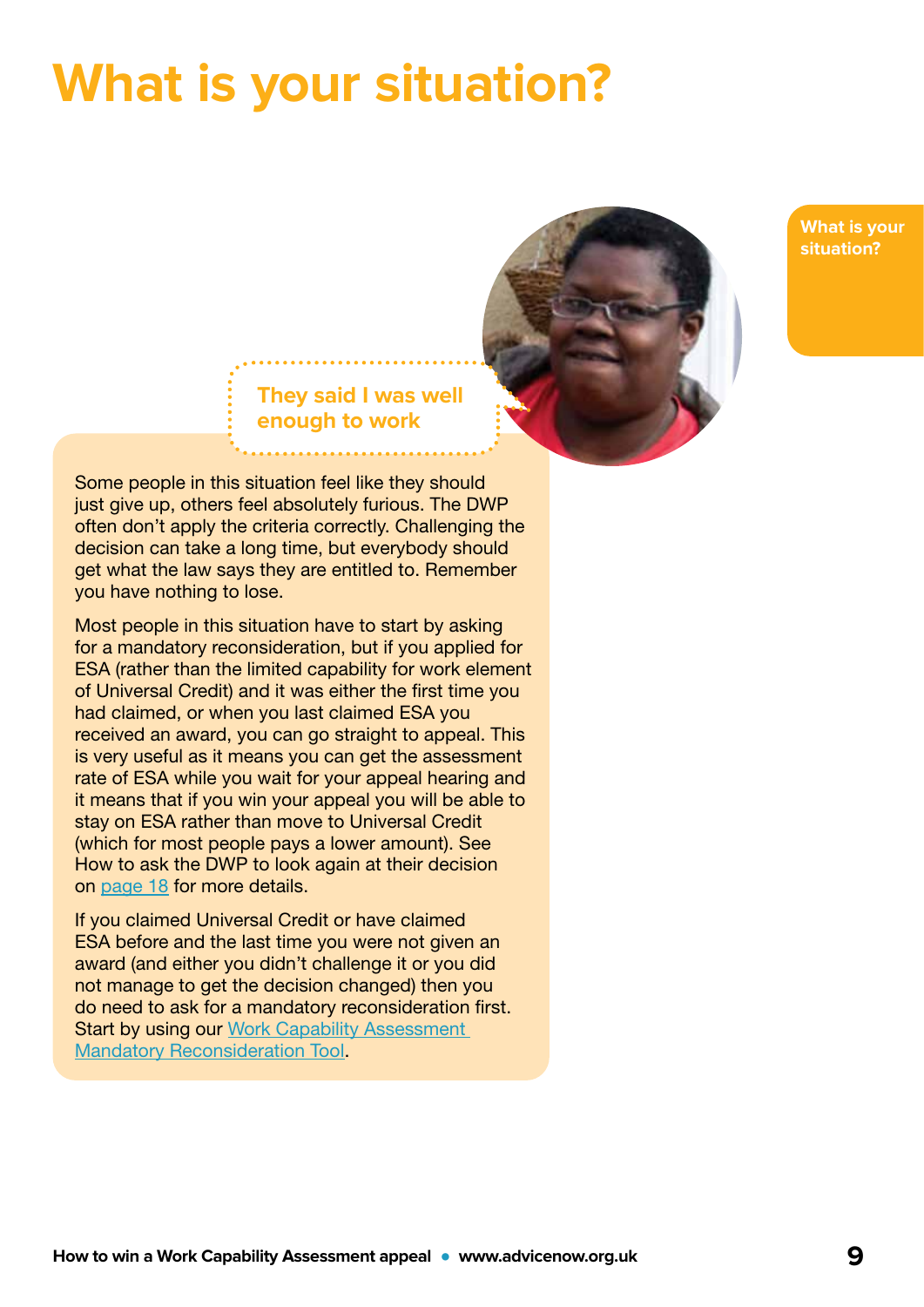# What is your situation?

### They said I was well enough to work

Some people in this situation feel like they should just give up, others feel absolutely furious. The DWP often don't apply the criteria correctly. Challenging the decision can take a long time, but everybody should get what the law says they are entitled to. Remember you have nothing to lose.

Most people in this situation have to start by asking for a mandatory reconsideration, but if you applied for ESA (rather than the limited capability for work element of Universal Credit) and it was either the first time you had claimed, or when you last claimed ESA you received an award, you can go straight to appeal. This is very useful as it means you can get the assessment rate of ESA while you wait for your appeal hearing and it means that if you win your appeal you will be able to stay on ESA rather than move to Universal Credit (which for most people pays a lower amount). See How to ask the DWP to look again at their decision on page 18 for more details.

If you claimed Universal Credit or have claimed ESA before and the last time you were not given an award (and either you didn't challenge it or you did not manage to get the decision changed) then you do need to ask for a mandatory reconsideration first. Start by using our Work Capability Assessment Mandatory Reconsideration Tool.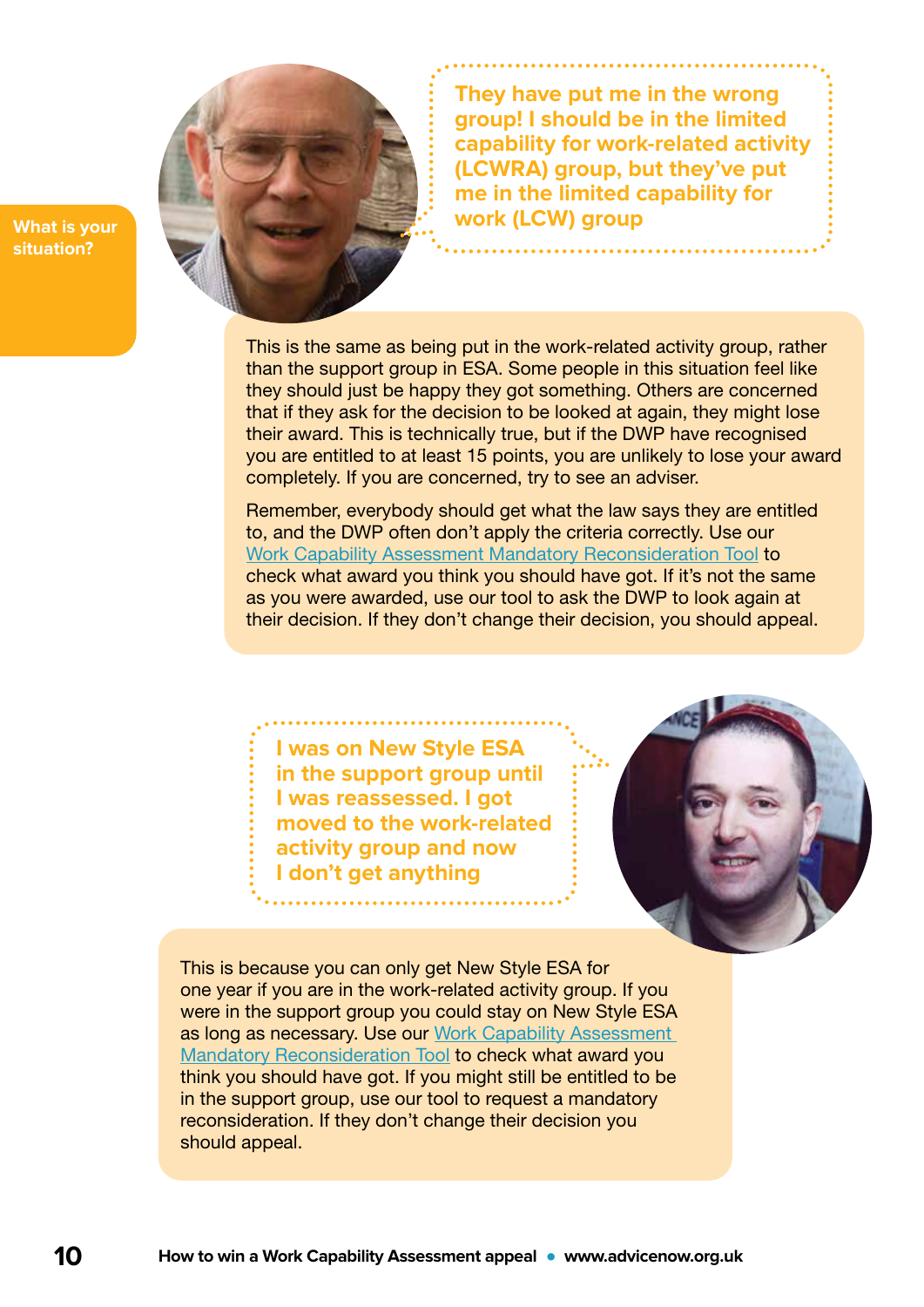**What is your situation?**

**They have put me in the wrong group! I should be in the limited capability for work-related activity (LCWRA) group, but they've put me in the limited capability for work (LCW) group**

This is the same as being put in the work-related activity group, rather than the support group in ESA. Some people in this situation feel like they should just be happy they got something. Others are concerned that if they ask for the decision to be looked at again, they might lose their award. This is technically true, but if the DWP have recognised you are entitled to at least 15 points, you are unlikely to lose your award completely. If you are concerned, try to see an adviser.

Remember, everybody should get what the law says they are entitled to, and the DWP often don't apply the criteria correctly. Use our Work Capability Assessment Mandatory Reconsideration Tool to check what award you think you should have got. If it's not the same as you were awarded, use our tool to ask the DWP to look again at their decision. If they don't change their decision, you should appeal.

**I was on New Style ESA in the support group until I was reassessed. I got moved to the work-related activity group and now I don't get anything**

This is because you can only get New Style ESA for one year if you are in the work-related activity group. If you were in the support group you could stay on New Style ESA as long as necessary. Use our Work Capability Assessment Mandatory Reconsideration Tool to check what award you think you should have got. If you might still be entitled to be in the support group, use our tool to request a mandatory reconsideration. If they don't change their decision you should appeal.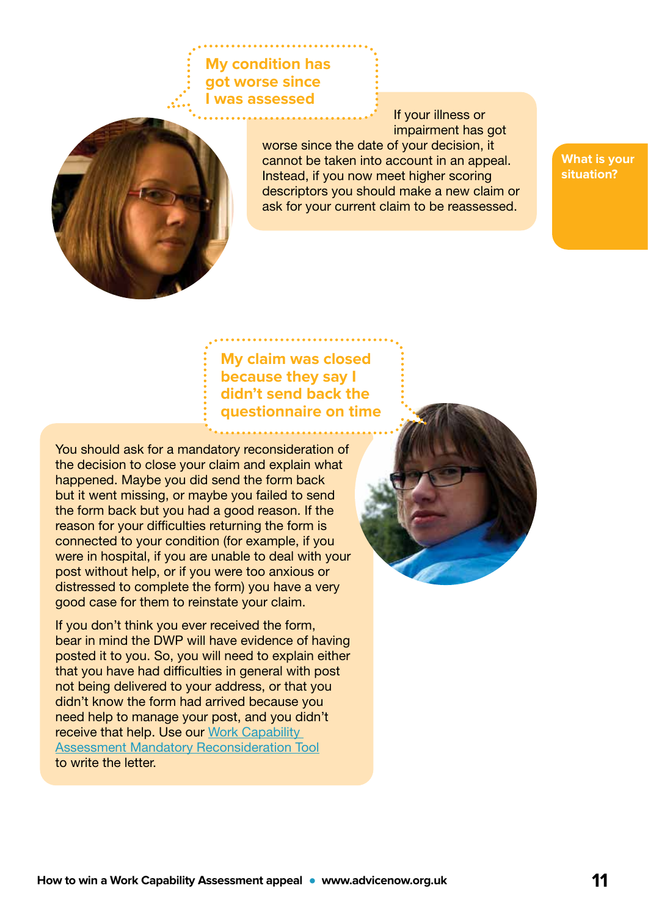### My condition has got worse since I was assessed

If your illness or impairment has got worse since the date of your decision, it cannot be taken into account in an appeal. Instead, if you now meet higher scoring descriptors you should make a new claim or ask for your current claim to be reassessed.

What is your situation?

### My claim was closed because they say I didn't send back the questionnaire on time

You should ask for a mandatory reconsideration of the decision to close your claim and explain what happened. Maybe you did send the form back but it went missing, or maybe you failed to send the form back but you had a good reason. If the reason for your difficulties returning the form is connected to your condition (for example, if you were in hospital, if you are unable to deal with your post without help, or if you were too anxious or distressed to complete the form) you have a very good case for them to reinstate your claim.

If you don't think you ever received the form, bear in mind the DWP will have evidence of having posted it to you. So, you will need to explain either that you have had difficulties in general with post not being delivered to your address, or that you didn't know the form had arrived because you need help to manage your post, and you didn't receive that help. Use our Work Capability Assessment Mandatory Reconsideration Tool to write the letter.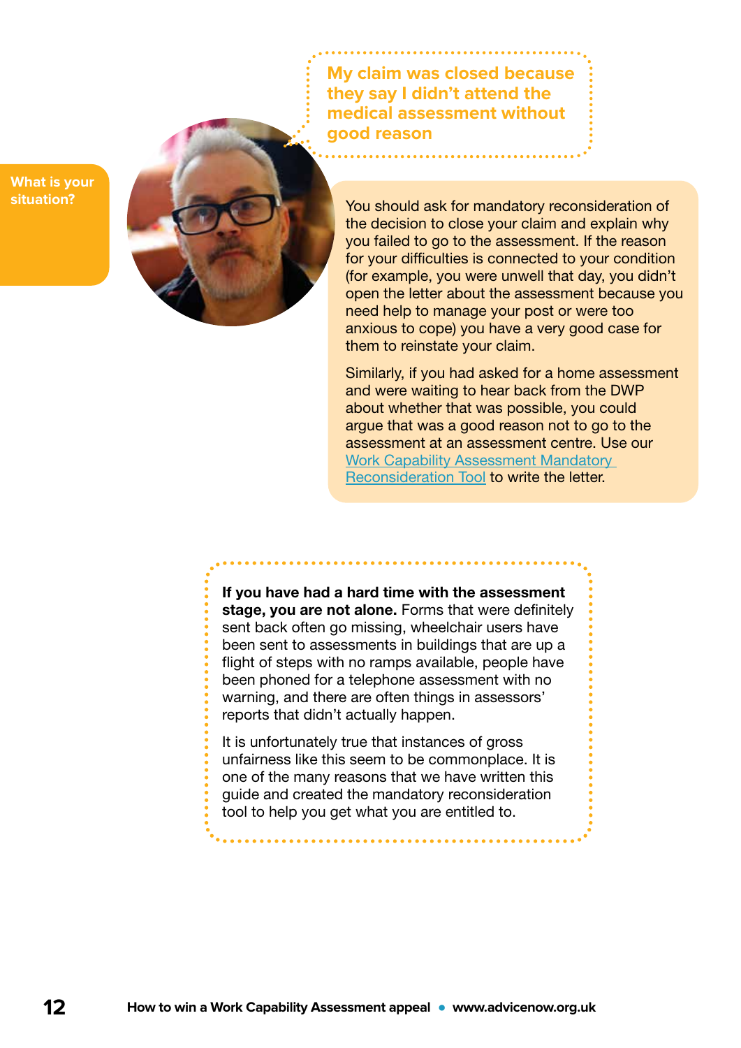**What is your situation?**

## My claim was closed because they say I didn't attend the medical assessment without good reason

You should ask for mandatory reconsideration of the decision to close your claim and explain why you failed to go to the assessment. If the reason for your difficulties is connected to your condition (for example, you were unwell that day, you didn't open the letter about the assessment because you need help to manage your post or were too anxious to cope) you have a very good case for them to reinstate your claim.

Similarly, if you had asked for a home assessment and were waiting to hear back from the DWP about whether that was possible, you could argue that was a good reason not to go to the assessment at an assessment centre. Use our Work Capability Assessment Mandatory Reconsideration Tool to write the letter.

**If you have had a hard time with the assessment stage, you are not alone.** Forms that were definitely sent back often go missing, wheelchair users have been sent to assessments in buildings that are up a flight of steps with no ramps available, people have been phoned for a telephone assessment with no warning, and there are often things in assessors' reports that didn't actually happen.

It is unfortunately true that instances of gross unfairness like this seem to be commonplace. It is one of the many reasons that we have written this guide and created the mandatory reconsideration tool to help you get what you are entitled to.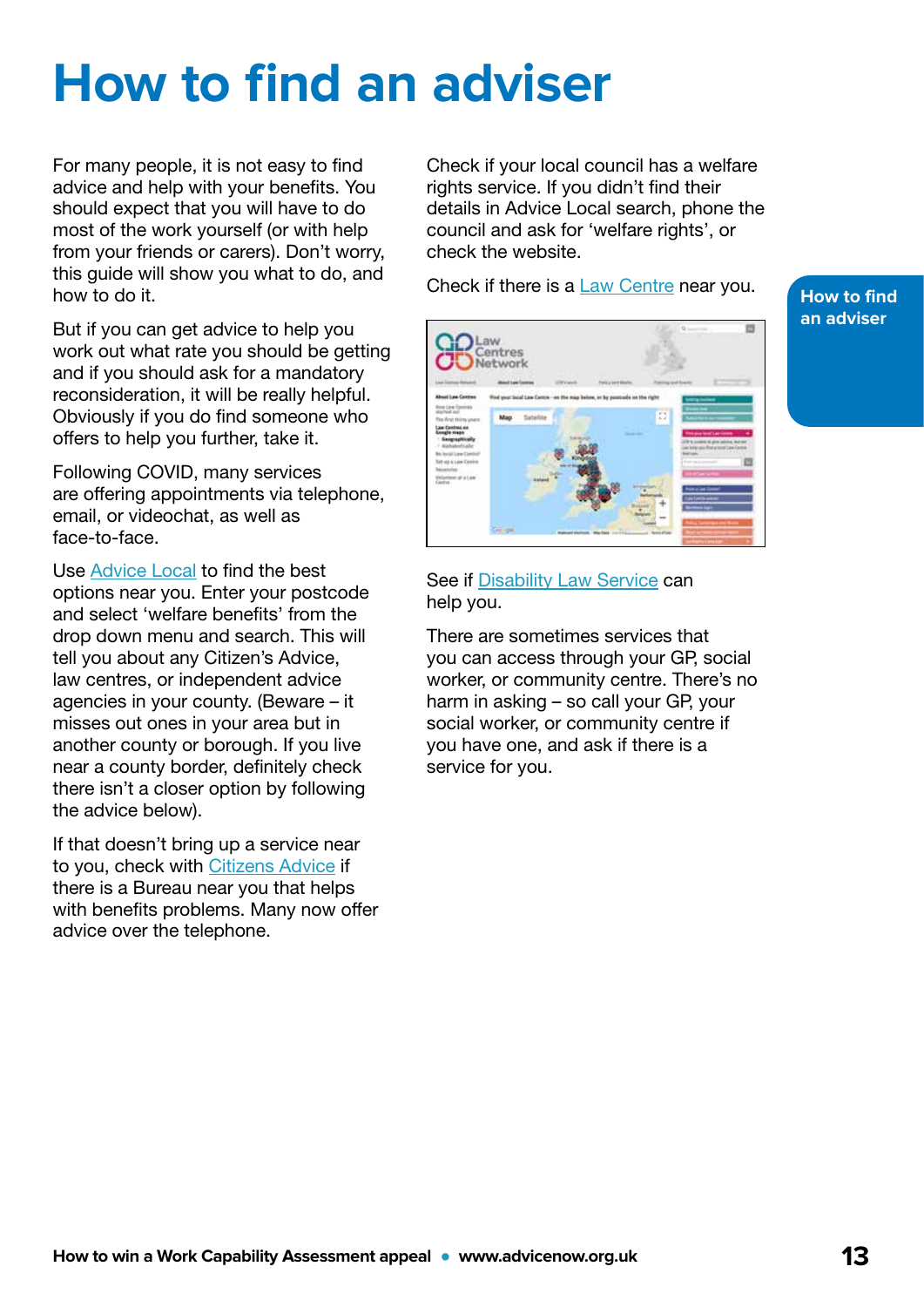# How to find an adviser

For many people, it is not easy to find advice and help with your benefits. You should expect that you will have to do most of the work yourself (or with help from your friends or carers). Don't worry, this guide will show you what to do, and how to do it.

But if you can get advice to help you work out what rate you should be getting and if you should ask for a mandatory reconsideration, it will be really helpful. Obviously if you do find someone who offers to help you further, take it.

Following COVID, many services are offering appointments via telephone, email, or videochat, as well as face-to-face.

Use Advice Local to find the best options near you. Enter your postcode and select 'welfare benefits' from the drop down menu and search. This will tell you about any Citizen's Advice, law centres, or independent advice agencies in your county. (Beware – it misses out ones in your area but in another county or borough. If you live near a county border, definitely check there isn't a closer option by following the advice below).

If that doesn't bring up a service near to you, check with Citizens Advice if there is a Bureau near you that helps with benefits problems. Many now offer advice over the telephone.

Check if your local council has a welfare rights service. If you didn't find their details in Advice Local search, phone the council and ask for 'welfare rights', or check the website.

Check if there is a Law Centre near you.

See if Disability Law Service can help you.

There are sometimes services that you can access through your GP, social worker, or community centre. There's no harm in asking – so call your GP, your social worker, or community centre if you have one, and ask if there is a service for you.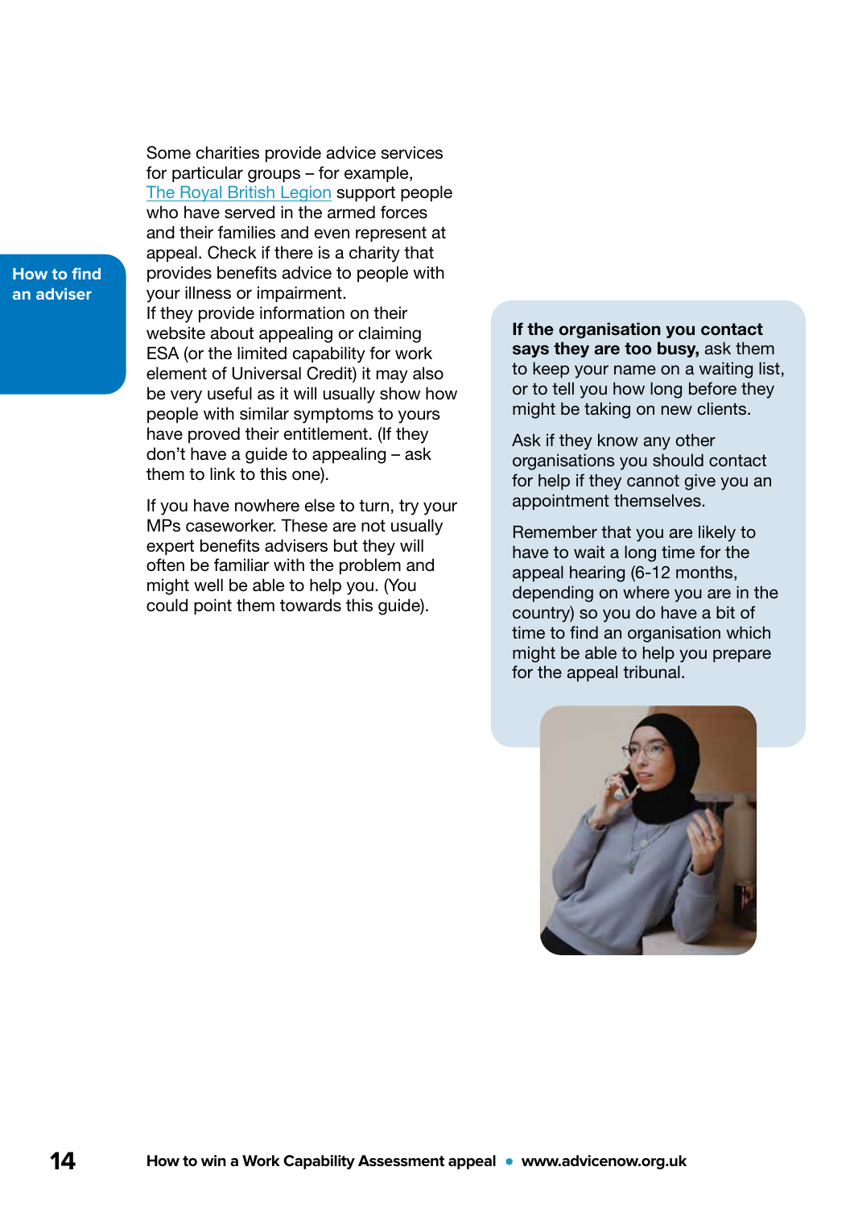## How to find an adviser

Some charities provide advice services for particular groups – for example, The Royal British Legion support people who have served in the armed forces and their families and even represent at appeal. Check if there is a charity that provides benefits advice to people with your illness or impairment.
If they provide information on their website about appealing or claiming ESA (or the limited capability for work element of Universal Credit) it may also be very useful as it will usually show how people with similar symptoms to yours have proved their entitlement. (If they don't have a guide to appealing – ask them to link to this one).

If you have nowhere else to turn, try your MPs caseworker. These are not usually expert benefits advisers but they will often be familiar with the problem and might well be able to help you. (You could point them towards this guide).

**If the organisation you contact says they are too busy,** ask them to keep your name on a waiting list, or to tell you how long before they might be taking on new clients.

Ask if they know any other organisations you should contact for help if they cannot give you an appointment themselves.

Remember that you are likely to have to wait a long time for the appeal hearing (6-12 months, depending on where you are in the country) so you do have a bit of time to find an organisation which might be able to help you prepare for the appeal tribunal.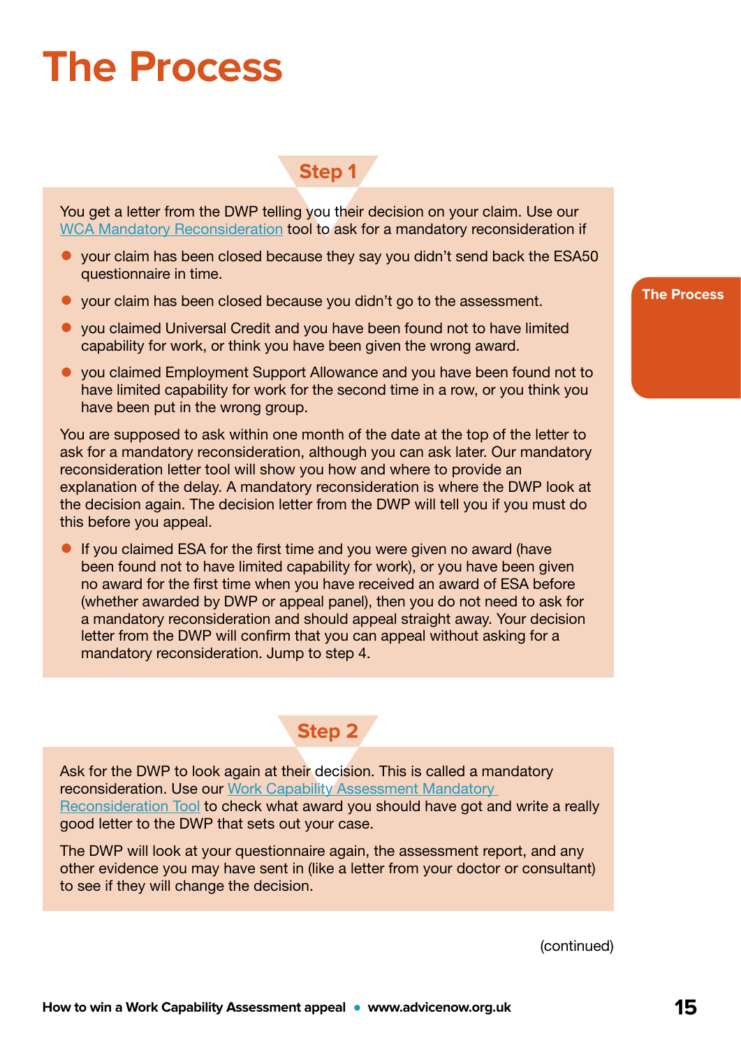# The Process

## Step 1

You get a letter from the DWP telling you their decision on your claim. Use our WCA Mandatory Reconsideration tool to ask for a mandatory reconsideration if

- your claim has been closed because they say you didn't send back the ESA50 questionnaire in time.
- your claim has been closed because you didn't go to the assessment.
- you claimed Universal Credit and you have been found not to have limited capability for work, or think you have been given the wrong award.
- you claimed Employment Support Allowance and you have been found not to have limited capability for work for the second time in a row, or you think you have been put in the wrong group.

You are supposed to ask within one month of the date at the top of the letter to ask for a mandatory reconsideration, although you can ask later. Our mandatory reconsideration letter tool will show you how and where to provide an explanation of the delay. A mandatory reconsideration is where the DWP look at the decision again. The decision letter from the DWP will tell you if you must do this before you appeal.

- If you claimed ESA for the first time and you were given no award (have been found not to have limited capability for work), or you have been given no award for the first time when you have received an award of ESA before (whether awarded by DWP or appeal panel), then you do not need to ask for a mandatory reconsideration and should appeal straight away. Your decision letter from the DWP will confirm that you can appeal without asking for a mandatory reconsideration. Jump to step 4.

## Step 2

Ask for the DWP to look again at their decision. This is called a mandatory reconsideration. Use our Work Capability Assessment Mandatory Reconsideration Tool to check what award you should have got and write a really good letter to the DWP that sets out your case.

The DWP will look at your questionnaire again, the assessment report, and any other evidence you may have sent in (like a letter from your doctor or consultant) to see if they will change the decision.

(continued)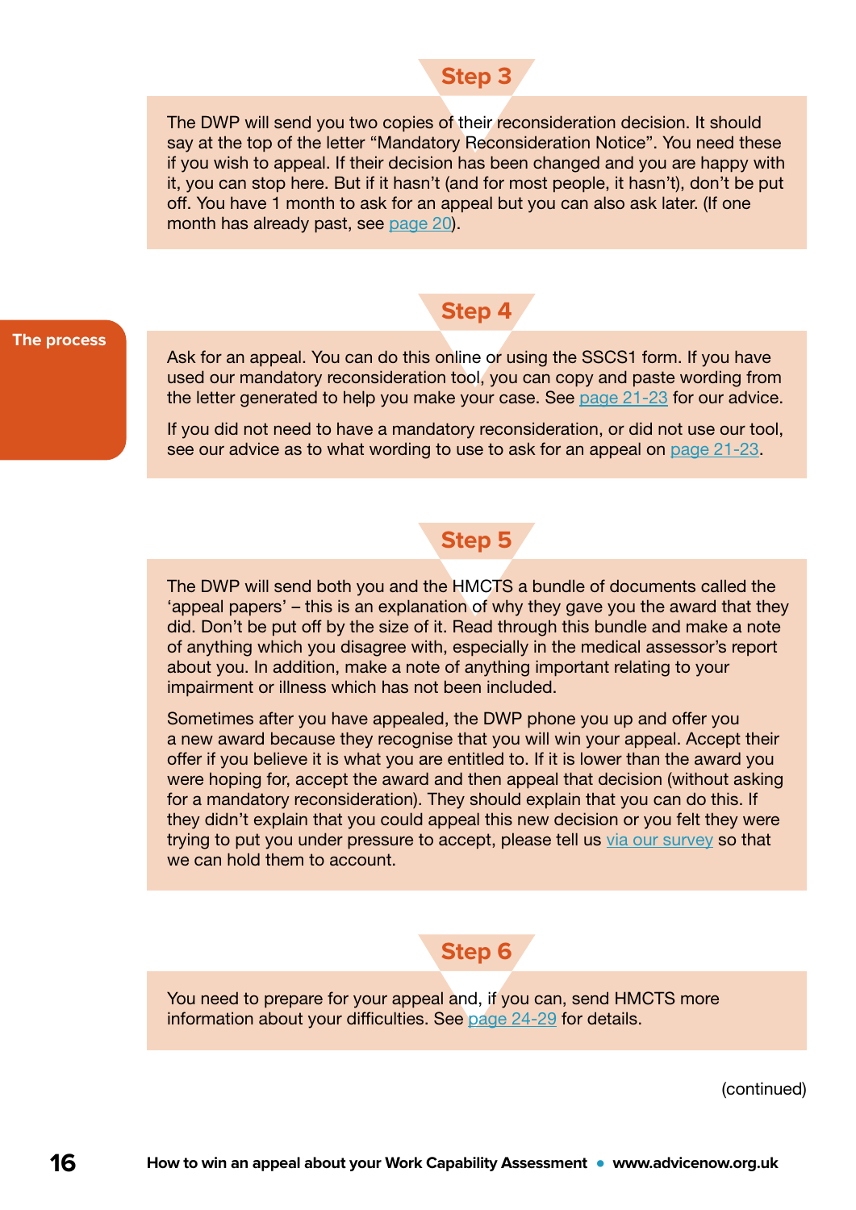The process

## Step 3

The DWP will send you two copies of their reconsideration decision. It should say at the top of the letter "Mandatory Reconsideration Notice". You need these if you wish to appeal. If their decision has been changed and you are happy with it, you can stop here. But if it hasn't (and for most people, it hasn't), don't be put off. You have 1 month to ask for an appeal but you can also ask later. (If one month has already past, see page 20).

## Step 4

Ask for an appeal. You can do this online or using the SSCS1 form. If you have used our mandatory reconsideration tool, you can copy and paste wording from the letter generated to help you make your case. See page 21-23 for our advice.

If you did not need to have a mandatory reconsideration, or did not use our tool, see our advice as to what wording to use to ask for an appeal on page 21-23.

## Step 5

The DWP will send both you and the HMCTS a bundle of documents called the 'appeal papers' – this is an explanation of why they gave you the award that they did. Don't be put off by the size of it. Read through this bundle and make a note of anything which you disagree with, especially in the medical assessor's report about you. In addition, make a note of anything important relating to your impairment or illness which has not been included.

Sometimes after you have appealed, the DWP phone you up and offer you a new award because they recognise that you will win your appeal. Accept their offer if you believe it is what you are entitled to. If it is lower than the award you were hoping for, accept the award and then appeal that decision (without asking for a mandatory reconsideration). They should explain that you can do this. If they didn't explain that you could appeal this new decision or you felt they were trying to put you under pressure to accept, please tell us via our survey so that we can hold them to account.

## Step 6

You need to prepare for your appeal and, if you can, send HMCTS more information about your difficulties. See page 24-29 for details.

(continued)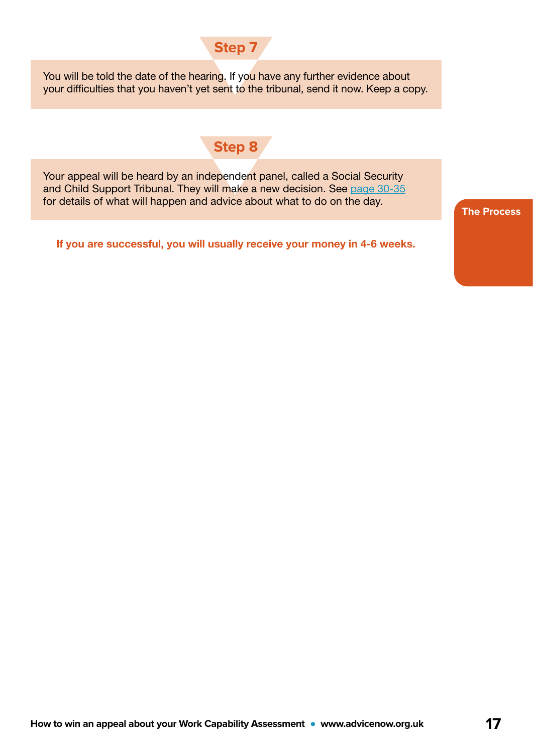## Step 7

You will be told the date of the hearing. If you have any further evidence about your difficulties that you haven't yet sent to the tribunal, send it now. Keep a copy.

## Step 8

Your appeal will be heard by an independent panel, called a Social Security and Child Support Tribunal. They will make a new decision. See page 30-35 for details of what will happen and advice about what to do on the day.

**If you are successful, you will usually receive your money in 4-6 weeks.**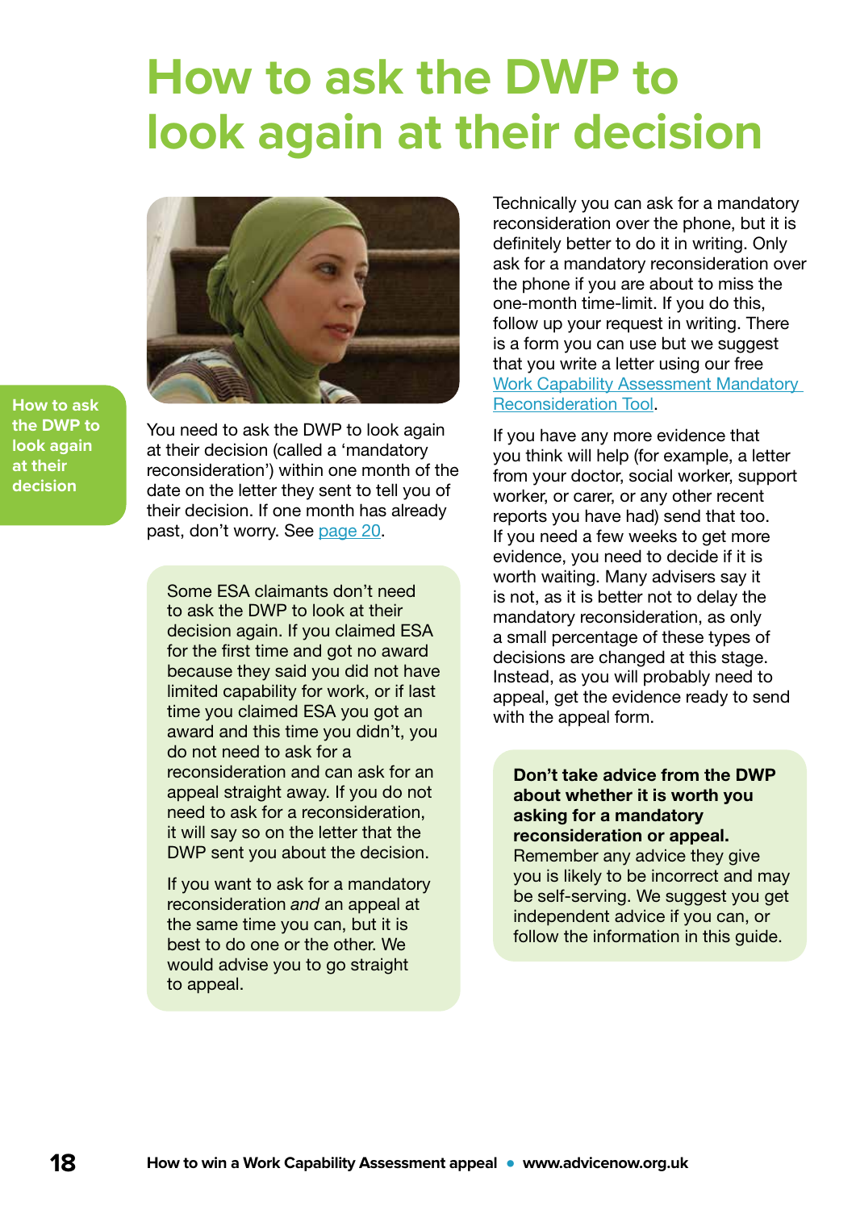# How to ask the DWP to look again at their decision

You need to ask the DWP to look again at their decision (called a 'mandatory reconsideration') within one month of the date on the letter they sent to tell you of their decision. If one month has already past, don't worry. See page 20.

> Some ESA claimants don't need to ask the DWP to look at their decision again. If you claimed ESA for the first time and got no award because they said you did not have limited capability for work, or if last time you claimed ESA you got an award and this time you didn't, you do not need to ask for a reconsideration and can ask for an appeal straight away. If you do not need to ask for a reconsideration, it will say so on the letter that the DWP sent you about the decision.
>
> If you want to ask for a mandatory reconsideration *and* an appeal at the same time you can, but it is best to do one or the other. We would advise you to go straight to appeal.

Technically you can ask for a mandatory reconsideration over the phone, but it is definitely better to do it in writing. Only ask for a mandatory reconsideration over the phone if you are about to miss the one-month time-limit. If you do this, follow up your request in writing. There is a form you can use but we suggest that you write a letter using our free Work Capability Assessment Mandatory Reconsideration Tool.

If you have any more evidence that you think will help (for example, a letter from your doctor, social worker, support worker, or carer, or any other recent reports you have had) send that too. If you need a few weeks to get more evidence, you need to decide if it is worth waiting. Many advisers say it is not, as it is better not to delay the mandatory reconsideration, as only a small percentage of these types of decisions are changed at this stage. Instead, as you will probably need to appeal, get the evidence ready to send with the appeal form.

> **Don't take advice from the DWP about whether it is worth you asking for a mandatory reconsideration or appeal.** Remember any advice they give you is likely to be incorrect and may be self-serving. We suggest you get independent advice if you can, or follow the information in this guide.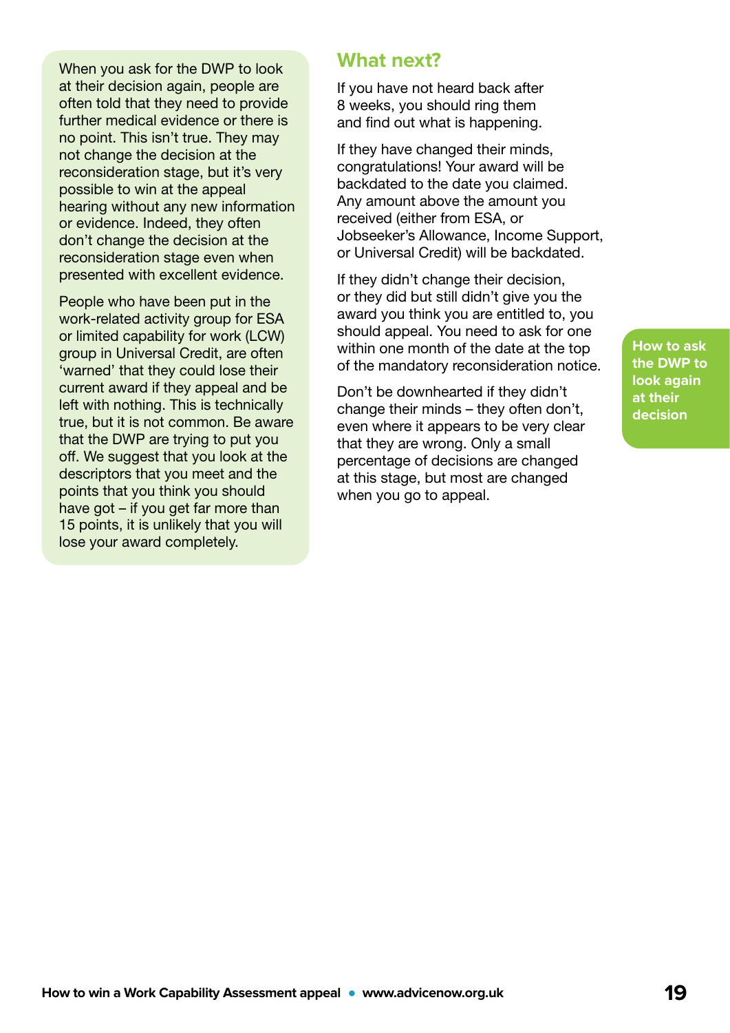When you ask for the DWP to look at their decision again, people are often told that they need to provide further medical evidence or there is no point. This isn't true. They may not change the decision at the reconsideration stage, but it's very possible to win at the appeal hearing without any new information or evidence. Indeed, they often don't change the decision at the reconsideration stage even when presented with excellent evidence.

People who have been put in the work-related activity group for ESA or limited capability for work (LCW) group in Universal Credit, are often 'warned' that they could lose their current award if they appeal and be left with nothing. This is technically true, but it is not common. Be aware that the DWP are trying to put you off. We suggest that you look at the descriptors that you meet and the points that you think you should have got – if you get far more than 15 points, it is unlikely that you will lose your award completely.

## What next?

If you have not heard back after 8 weeks, you should ring them and find out what is happening.

If they have changed their minds, congratulations! Your award will be backdated to the date you claimed. Any amount above the amount you received (either from ESA, or Jobseeker's Allowance, Income Support, or Universal Credit) will be backdated.

If they didn't change their decision, or they did but still didn't give you the award you think you are entitled to, you should appeal. You need to ask for one within one month of the date at the top of the mandatory reconsideration notice.

Don't be downhearted if they didn't change their minds – they often don't, even where it appears to be very clear that they are wrong. Only a small percentage of decisions are changed at this stage, but most are changed when you go to appeal.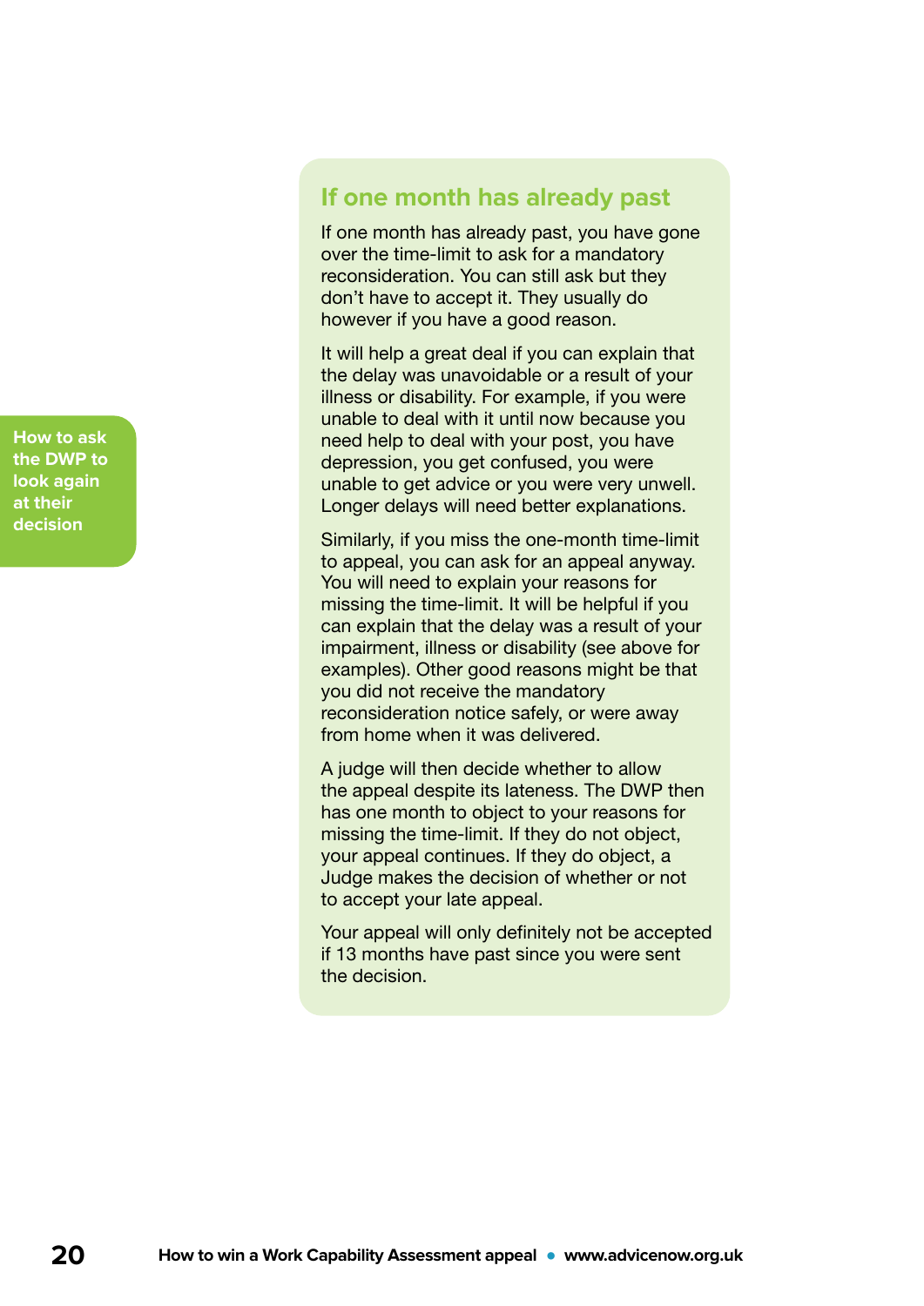## If one month has already past

If one month has already past, you have gone over the time-limit to ask for a mandatory reconsideration. You can still ask but they don't have to accept it. They usually do however if you have a good reason.

It will help a great deal if you can explain that the delay was unavoidable or a result of your illness or disability. For example, if you were unable to deal with it until now because you need help to deal with your post, you have depression, you get confused, you were unable to get advice or you were very unwell. Longer delays will need better explanations.

Similarly, if you miss the one-month time-limit to appeal, you can ask for an appeal anyway. You will need to explain your reasons for missing the time-limit. It will be helpful if you can explain that the delay was a result of your impairment, illness or disability (see above for examples). Other good reasons might be that you did not receive the mandatory reconsideration notice safely, or were away from home when it was delivered.

A judge will then decide whether to allow the appeal despite its lateness. The DWP then has one month to object to your reasons for missing the time-limit. If they do not object, your appeal continues. If they do object, a Judge makes the decision of whether or not to accept your late appeal.

Your appeal will only definitely not be accepted if 13 months have past since you were sent the decision.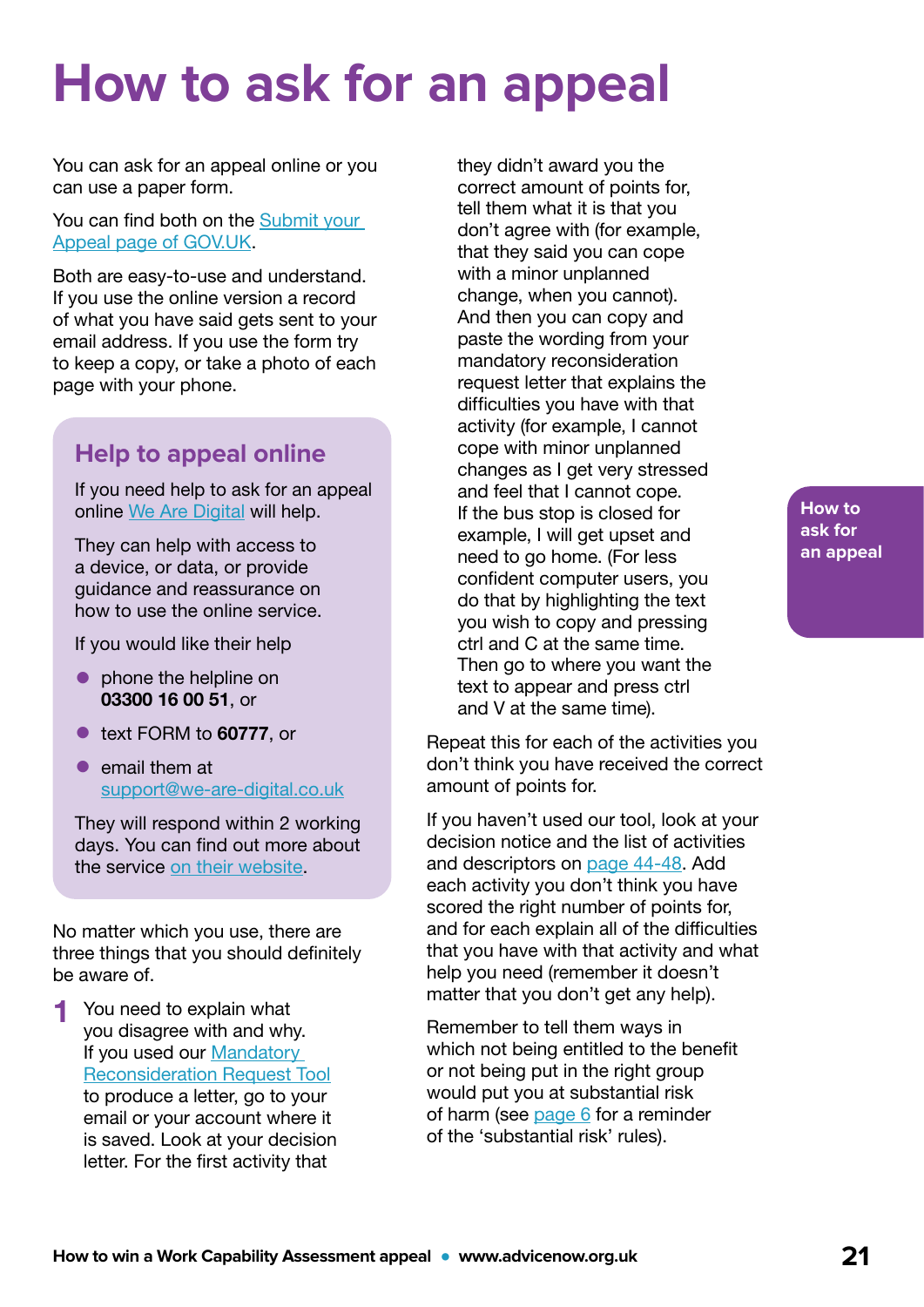# How to ask for an appeal

You can ask for an appeal online or you can use a paper form.

You can find both on the Submit your Appeal page of GOV.UK.

Both are easy-to-use and understand. If you use the online version a record of what you have said gets sent to your email address. If you use the form try to keep a copy, or take a photo of each page with your phone.

## Help to appeal online

If you need help to ask for an appeal online We Are Digital will help.

They can help with access to a device, or data, or provide guidance and reassurance on how to use the online service.

If you would like their help

- phone the helpline on **03300 16 00 51**, or
- text FORM to **60777**, or
- email them at support@we-are-digital.co.uk

They will respond within 2 working days. You can find out more about the service on their website.

No matter which you use, there are three things that you should definitely be aware of.

1. You need to explain what you disagree with and why. If you used our Mandatory Reconsideration Request Tool to produce a letter, go to your email or your account where it is saved. Look at your decision letter. For the first activity that they didn't award you the correct amount of points for, tell them what it is that you don't agree with (for example, that they said you can cope with a minor unplanned change, when you cannot). And then you can copy and paste the wording from your mandatory reconsideration request letter that explains the difficulties you have with that activity (for example, I cannot cope with minor unplanned changes as I get very stressed and feel that I cannot cope. If the bus stop is closed for example, I will get upset and need to go home. (For less confident computer users, you do that by highlighting the text you wish to copy and pressing ctrl and C at the same time. Then go to where you want the text to appear and press ctrl and V at the same time).

Repeat this for each of the activities you don't think you have received the correct amount of points for.

If you haven't used our tool, look at your decision notice and the list of activities and descriptors on page 44-48. Add each activity you don't think you have scored the right number of points for, and for each explain all of the difficulties that you have with that activity and what help you need (remember it doesn't matter that you don't get any help).

Remember to tell them ways in which not being entitled to the benefit or not being put in the right group would put you at substantial risk of harm (see page 6 for a reminder of the 'substantial risk' rules).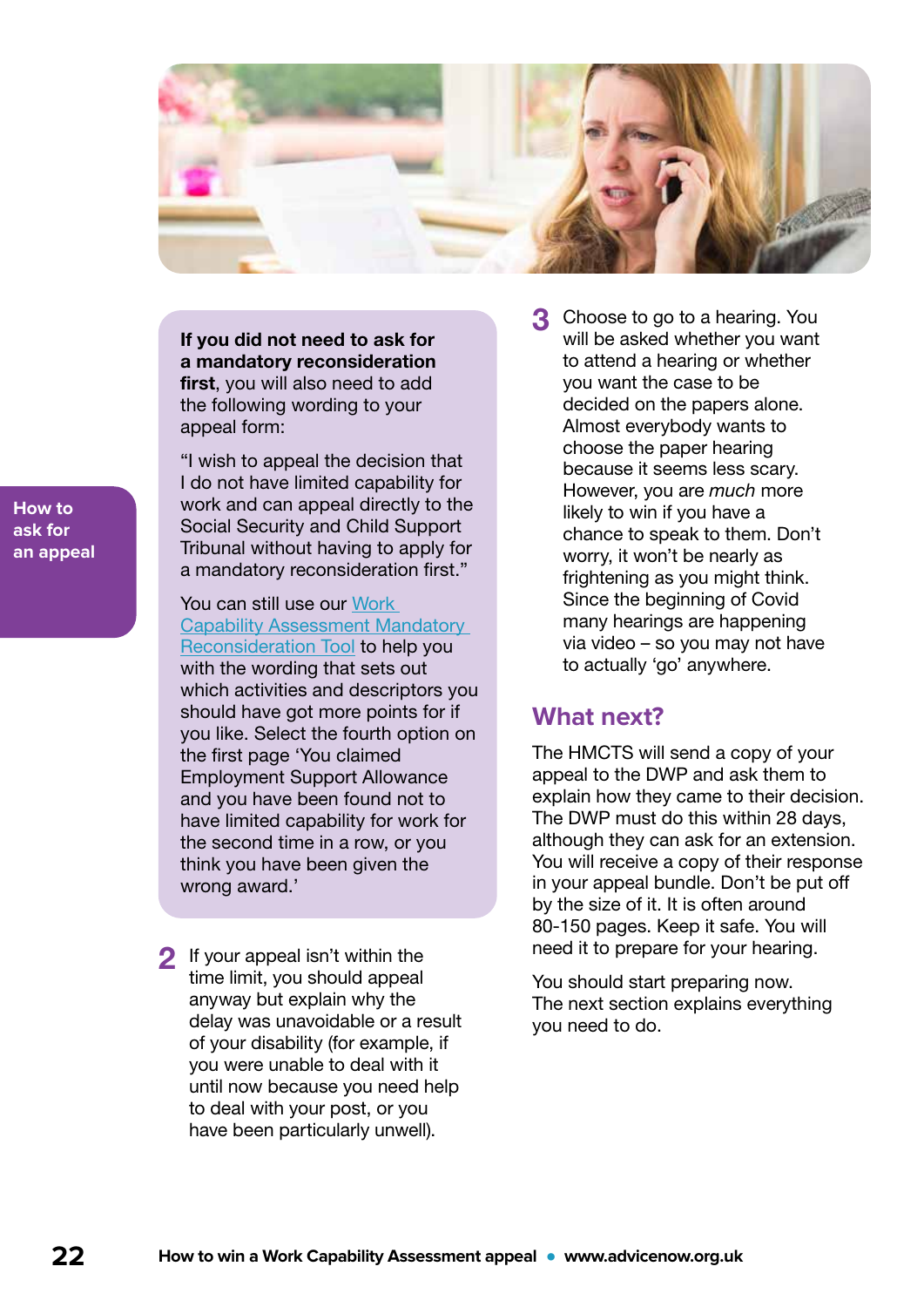**If you did not need to ask for a mandatory reconsideration first**, you will also need to add the following wording to your appeal form:

"I wish to appeal the decision that I do not have limited capability for work and can appeal directly to the Social Security and Child Support Tribunal without having to apply for a mandatory reconsideration first."

You can still use our Work Capability Assessment Mandatory Reconsideration Tool to help you with the wording that sets out which activities and descriptors you should have got more points for if you like. Select the fourth option on the first page 'You claimed Employment Support Allowance and you have been found not to have limited capability for work for the second time in a row, or you think you have been given the wrong award.'

2. If your appeal isn't within the time limit, you should appeal anyway but explain why the delay was unavoidable or a result of your disability (for example, if you were unable to deal with it until now because you need help to deal with your post, or you have been particularly unwell).

3. Choose to go to a hearing. You will be asked whether you want to attend a hearing or whether you want the case to be decided on the papers alone. Almost everybody wants to choose the paper hearing because it seems less scary. However, you are *much* more likely to win if you have a chance to speak to them. Don't worry, it won't be nearly as frightening as you might think. Since the beginning of Covid many hearings are happening via video – so you may not have to actually 'go' anywhere.

## What next?

The HMCTS will send a copy of your appeal to the DWP and ask them to explain how they came to their decision. The DWP must do this within 28 days, although they can ask for an extension. You will receive a copy of their response in your appeal bundle. Don't be put off by the size of it. It is often around 80-150 pages. Keep it safe. You will need it to prepare for your hearing.

You should start preparing now. The next section explains everything you need to do.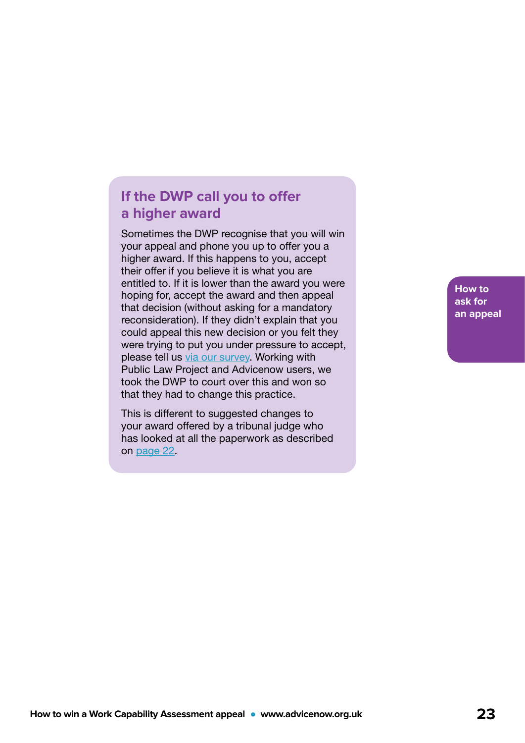## If the DWP call you to offer a higher award

Sometimes the DWP recognise that you will win your appeal and phone you up to offer you a higher award. If this happens to you, accept their offer if you believe it is what you are entitled to. If it is lower than the award you were hoping for, accept the award and then appeal that decision (without asking for a mandatory reconsideration). If they didn't explain that you could appeal this new decision or you felt they were trying to put you under pressure to accept, please tell us via our survey. Working with Public Law Project and Advicenow users, we took the DWP to court over this and won so that they had to change this practice.

This is different to suggested changes to your award offered by a tribunal judge who has looked at all the paperwork as described on page 22.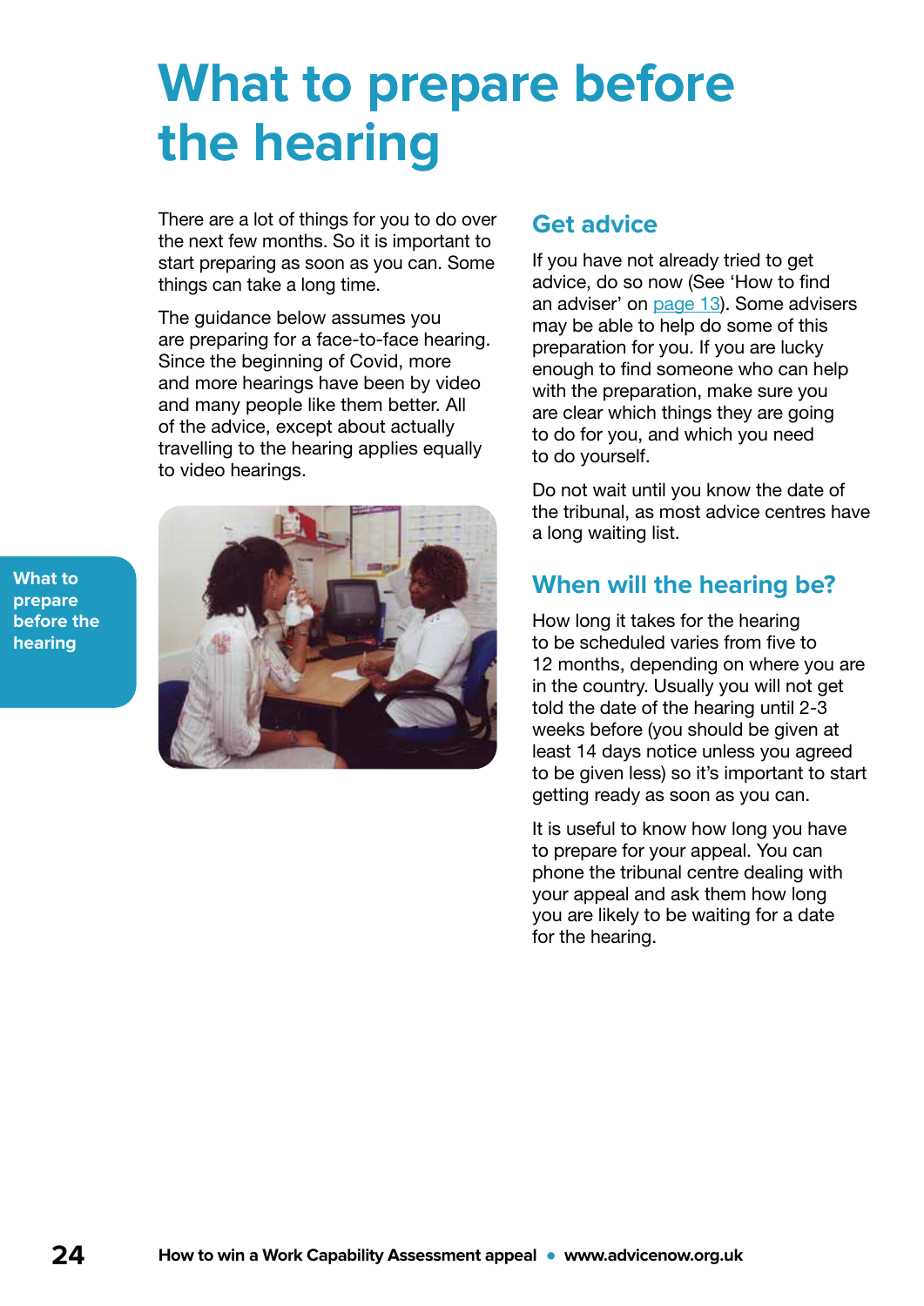# What to prepare before the hearing

There are a lot of things for you to do over the next few months. So it is important to start preparing as soon as you can. Some things can take a long time.

The guidance below assumes you are preparing for a face-to-face hearing. Since the beginning of Covid, more and more hearings have been by video and many people like them better. All of the advice, except about actually travelling to the hearing applies equally to video hearings.

## Get advice

If you have not already tried to get advice, do so now (See 'How to find an adviser' on page 13). Some advisers may be able to help do some of this preparation for you. If you are lucky enough to find someone who can help with the preparation, make sure you are clear which things they are going to do for you, and which you need to do yourself.

Do not wait until you know the date of the tribunal, as most advice centres have a long waiting list.

## When will the hearing be?

How long it takes for the hearing to be scheduled varies from five to 12 months, depending on where you are in the country. Usually you will not get told the date of the hearing until 2-3 weeks before (you should be given at least 14 days notice unless you agreed to be given less) so it's important to start getting ready as soon as you can.

It is useful to know how long you have to prepare for your appeal. You can phone the tribunal centre dealing with your appeal and ask them how long you are likely to be waiting for a date for the hearing.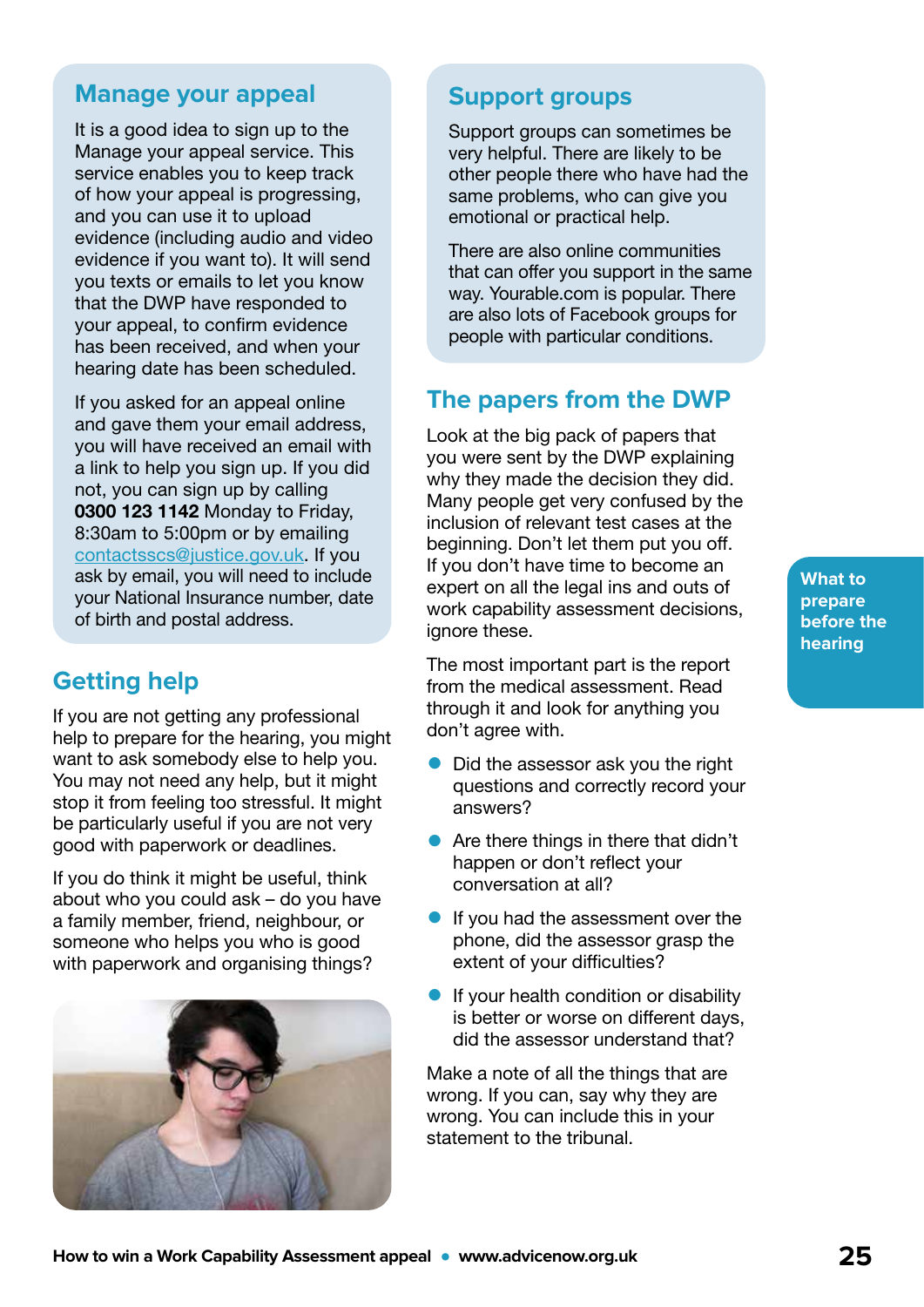## Manage your appeal

It is a good idea to sign up to the Manage your appeal service. This service enables you to keep track of how your appeal is progressing, and you can use it to upload evidence (including audio and video evidence if you want to). It will send you texts or emails to let you know that the DWP have responded to your appeal, to confirm evidence has been received, and when your hearing date has been scheduled.

If you asked for an appeal online and gave them your email address, you will have received an email with a link to help you sign up. If you did not, you can sign up by calling **0300 123 1142** Monday to Friday, 8:30am to 5:00pm or by emailing contactsscs@justice.gov.uk. If you ask by email, you will need to include your National Insurance number, date of birth and postal address.

## Getting help

If you are not getting any professional help to prepare for the hearing, you might want to ask somebody else to help you. You may not need any help, but it might stop it from feeling too stressful. It might be particularly useful if you are not very good with paperwork or deadlines.

If you do think it might be useful, think about who you could ask – do you have a family member, friend, neighbour, or someone who helps you who is good with paperwork and organising things?

## Support groups

Support groups can sometimes be very helpful. There are likely to be other people there who have had the same problems, who can give you emotional or practical help.

There are also online communities that can offer you support in the same way. Yourable.com is popular. There are also lots of Facebook groups for people with particular conditions.

## The papers from the DWP

Look at the big pack of papers that you were sent by the DWP explaining why they made the decision they did. Many people get very confused by the inclusion of relevant test cases at the beginning. Don't let them put you off. If you don't have time to become an expert on all the legal ins and outs of work capability assessment decisions, ignore these.

The most important part is the report from the medical assessment. Read through it and look for anything you don't agree with.

- Did the assessor ask you the right questions and correctly record your answers?
- Are there things in there that didn't happen or don't reflect your conversation at all?
- If you had the assessment over the phone, did the assessor grasp the extent of your difficulties?
- If your health condition or disability is better or worse on different days, did the assessor understand that?

Make a note of all the things that are wrong. If you can, say why they are wrong. You can include this in your statement to the tribunal.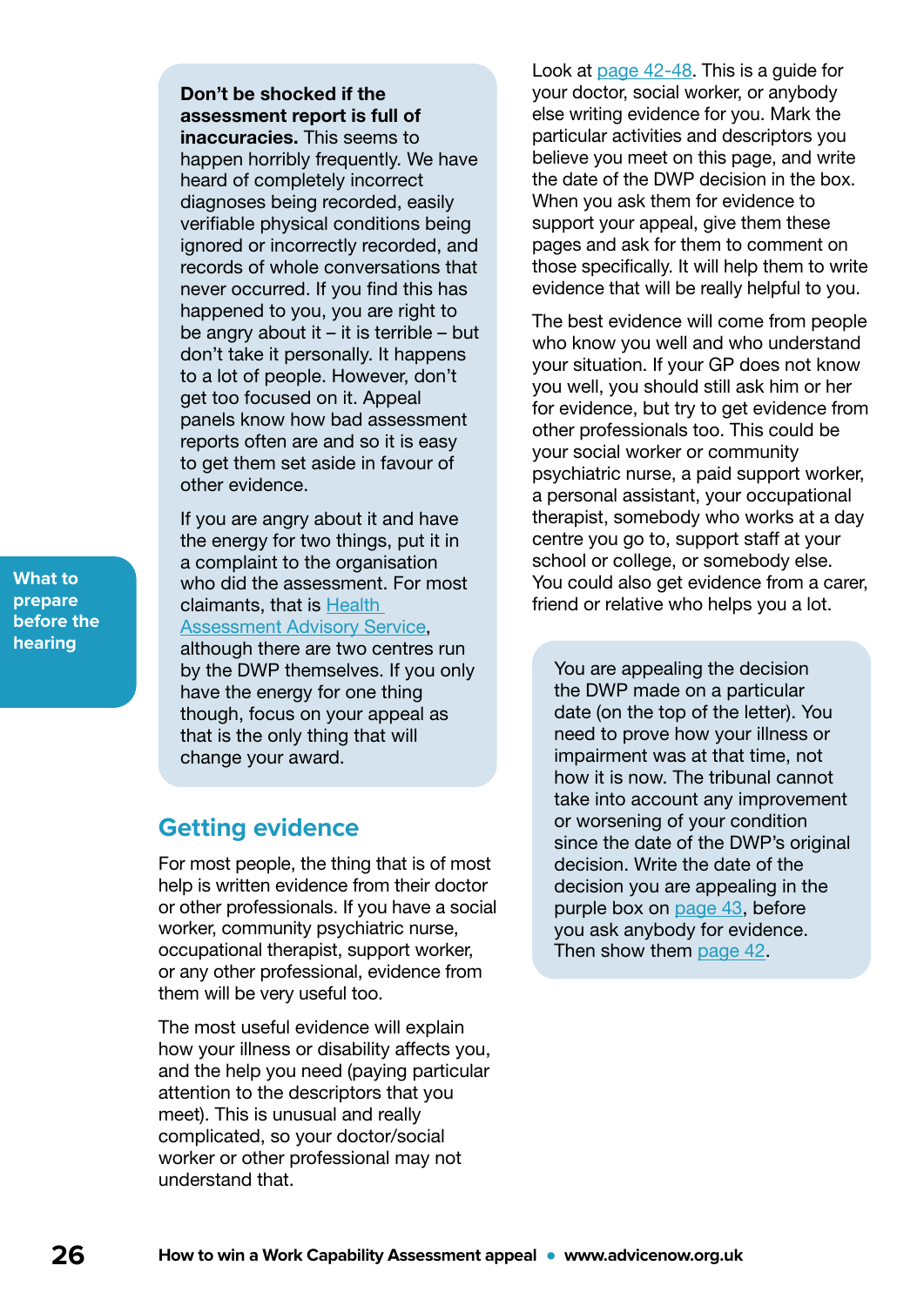**Don't be shocked if the assessment report is full of inaccuracies.** This seems to happen horribly frequently. We have heard of completely incorrect diagnoses being recorded, easily verifiable physical conditions being ignored or incorrectly recorded, and records of whole conversations that never occurred. If you find this has happened to you, you are right to be angry about it – it is terrible – but don't take it personally. It happens to a lot of people. However, don't get too focused on it. Appeal panels know how bad assessment reports often are and so it is easy to get them set aside in favour of other evidence.

If you are angry about it and have the energy for two things, put it in a complaint to the organisation who did the assessment. For most claimants, that is Health Assessment Advisory Service, although there are two centres run by the DWP themselves. If you only have the energy for one thing though, focus on your appeal as that is the only thing that will change your award.

## Getting evidence

For most people, the thing that is of most help is written evidence from their doctor or other professionals. If you have a social worker, community psychiatric nurse, occupational therapist, support worker, or any other professional, evidence from them will be very useful too.

The most useful evidence will explain how your illness or disability affects you, and the help you need (paying particular attention to the descriptors that you meet). This is unusual and really complicated, so your doctor/social worker or other professional may not understand that.

Look at page 42-48. This is a guide for your doctor, social worker, or anybody else writing evidence for you. Mark the particular activities and descriptors you believe you meet on this page, and write the date of the DWP decision in the box. When you ask them for evidence to support your appeal, give them these pages and ask for them to comment on those specifically. It will help them to write evidence that will be really helpful to you.

The best evidence will come from people who know you well and who understand your situation. If your GP does not know you well, you should still ask him or her for evidence, but try to get evidence from other professionals too. This could be your social worker or community psychiatric nurse, a paid support worker, a personal assistant, your occupational therapist, somebody who works at a day centre you go to, support staff at your school or college, or somebody else. You could also get evidence from a carer, friend or relative who helps you a lot.

You are appealing the decision the DWP made on a particular date (on the top of the letter). You need to prove how your illness or impairment was at that time, not how it is now. The tribunal cannot take into account any improvement or worsening of your condition since the date of the DWP's original decision. Write the date of the decision you are appealing in the purple box on page 43, before you ask anybody for evidence. Then show them page 42.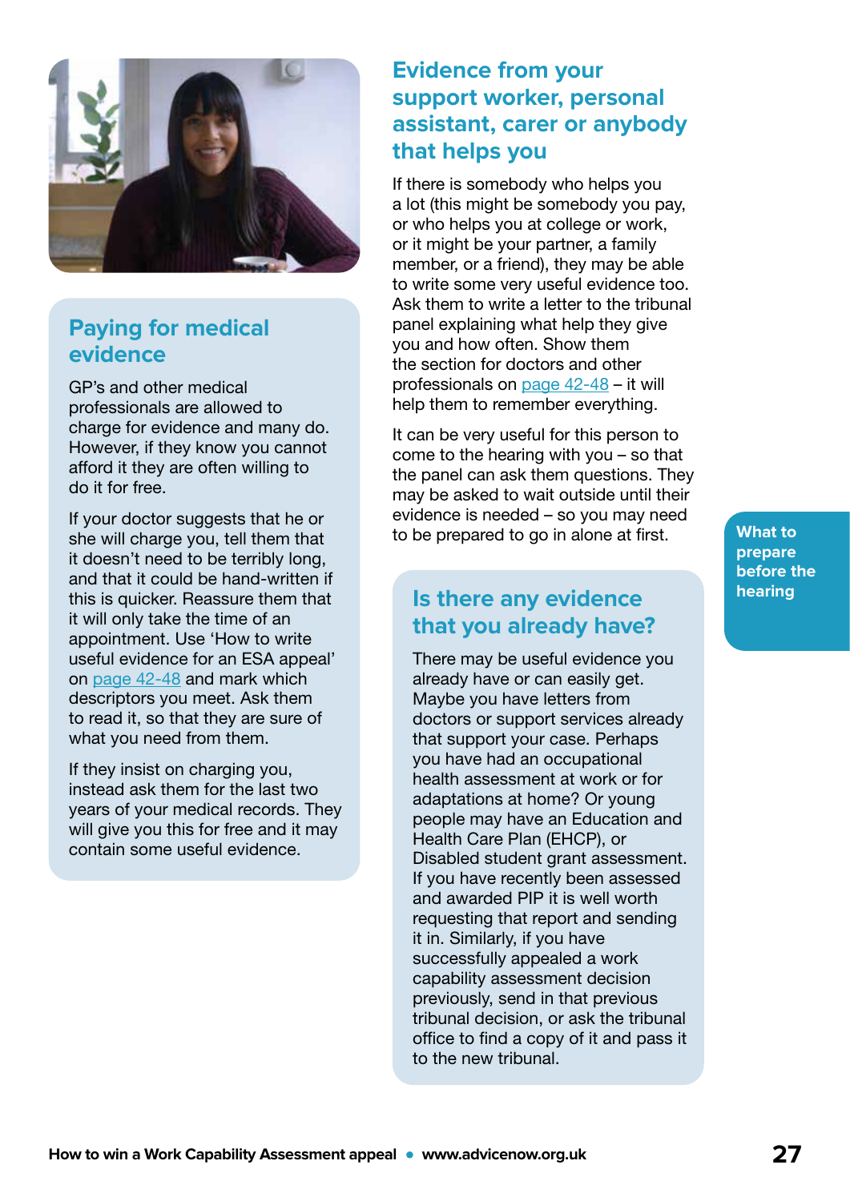## Paying for medical evidence

GP's and other medical professionals are allowed to charge for evidence and many do. However, if they know you cannot afford it they are often willing to do it for free.

If your doctor suggests that he or she will charge you, tell them that it doesn't need to be terribly long, and that it could be hand-written if this is quicker. Reassure them that it will only take the time of an appointment. Use 'How to write useful evidence for an ESA appeal' on page 42-48 and mark which descriptors you meet. Ask them to read it, so that they are sure of what you need from them.

If they insist on charging you, instead ask them for the last two years of your medical records. They will give you this for free and it may contain some useful evidence.

## Evidence from your support worker, personal assistant, carer or anybody that helps you

If there is somebody who helps you a lot (this might be somebody you pay, or who helps you at college or work, or it might be your partner, a family member, or a friend), they may be able to write some very useful evidence too. Ask them to write a letter to the tribunal panel explaining what help they give you and how often. Show them the section for doctors and other professionals on page 42-48 – it will help them to remember everything.

It can be very useful for this person to come to the hearing with you – so that the panel can ask them questions. They may be asked to wait outside until their evidence is needed – so you may need to be prepared to go in alone at first.

## Is there any evidence that you already have?

There may be useful evidence you already have or can easily get. Maybe you have letters from doctors or support services already that support your case. Perhaps you have had an occupational health assessment at work or for adaptations at home? Or young people may have an Education and Health Care Plan (EHCP), or Disabled student grant assessment. If you have recently been assessed and awarded PIP it is well worth requesting that report and sending it in. Similarly, if you have successfully appealed a work capability assessment decision previously, send in that previous tribunal decision, or ask the tribunal office to find a copy of it and pass it to the new tribunal.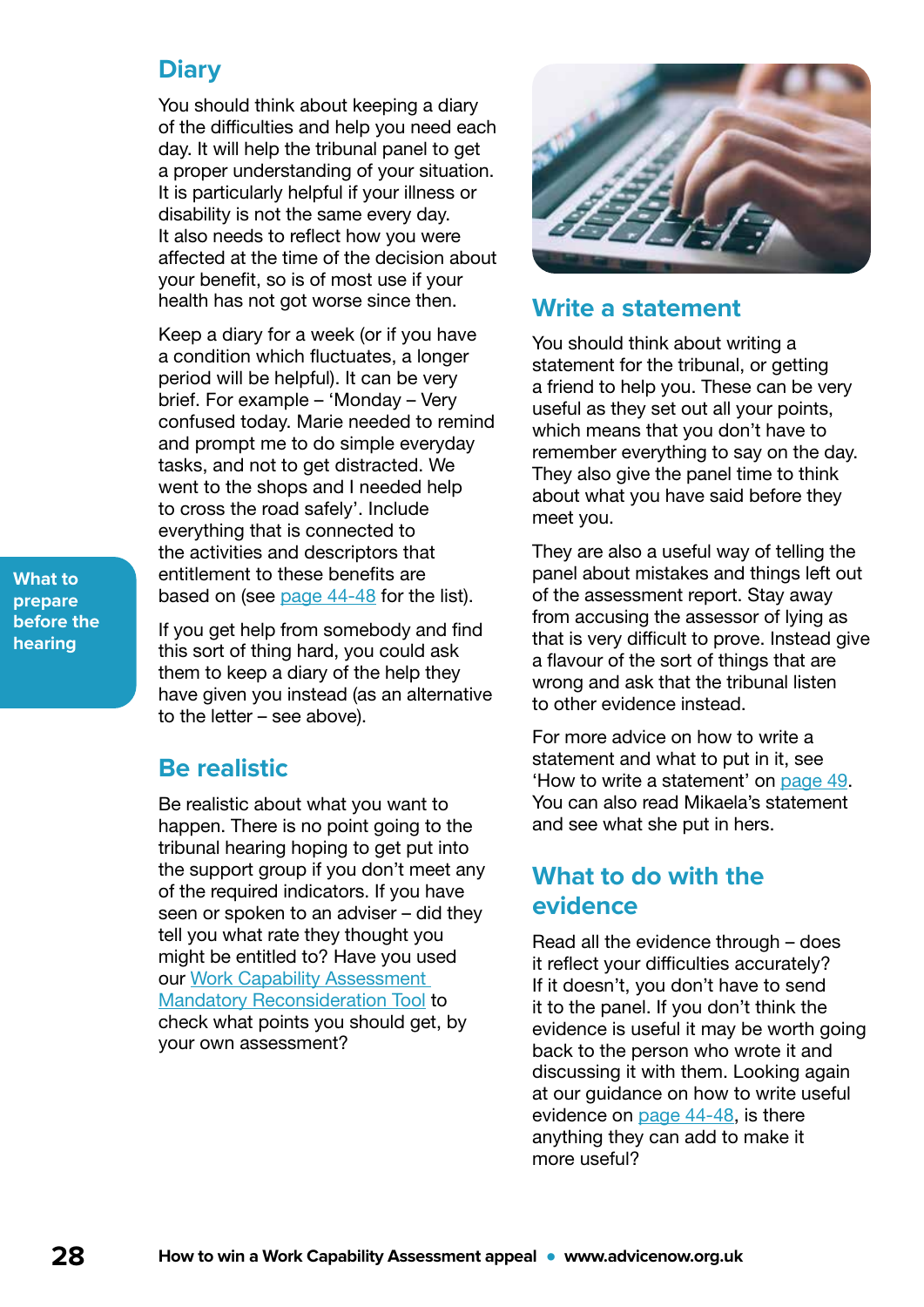## Diary

You should think about keeping a diary of the difficulties and help you need each day. It will help the tribunal panel to get a proper understanding of your situation. It is particularly helpful if your illness or disability is not the same every day. It also needs to reflect how you were affected at the time of the decision about your benefit, so is of most use if your health has not got worse since then.

Keep a diary for a week (or if you have a condition which fluctuates, a longer period will be helpful). It can be very brief. For example – 'Monday – Very confused today. Marie needed to remind and prompt me to do simple everyday tasks, and not to get distracted. We went to the shops and I needed help to cross the road safely'. Include everything that is connected to the activities and descriptors that entitlement to these benefits are based on (see page 44-48 for the list).

If you get help from somebody and find this sort of thing hard, you could ask them to keep a diary of the help they have given you instead (as an alternative to the letter – see above).

## Be realistic

Be realistic about what you want to happen. There is no point going to the tribunal hearing hoping to get put into the support group if you don't meet any of the required indicators. If you have seen or spoken to an adviser – did they tell you what rate they thought you might be entitled to? Have you used our Work Capability Assessment Mandatory Reconsideration Tool to check what points you should get, by your own assessment?

## Write a statement

You should think about writing a statement for the tribunal, or getting a friend to help you. These can be very useful as they set out all your points, which means that you don't have to remember everything to say on the day. They also give the panel time to think about what you have said before they meet you.

They are also a useful way of telling the panel about mistakes and things left out of the assessment report. Stay away from accusing the assessor of lying as that is very difficult to prove. Instead give a flavour of the sort of things that are wrong and ask that the tribunal listen to other evidence instead.

For more advice on how to write a statement and what to put in it, see 'How to write a statement' on page 49. You can also read Mikaela's statement and see what she put in hers.

## What to do with the evidence

Read all the evidence through – does it reflect your difficulties accurately? If it doesn't, you don't have to send it to the panel. If you don't think the evidence is useful it may be worth going back to the person who wrote it and discussing it with them. Looking again at our guidance on how to write useful evidence on page 44-48, is there anything they can add to make it more useful?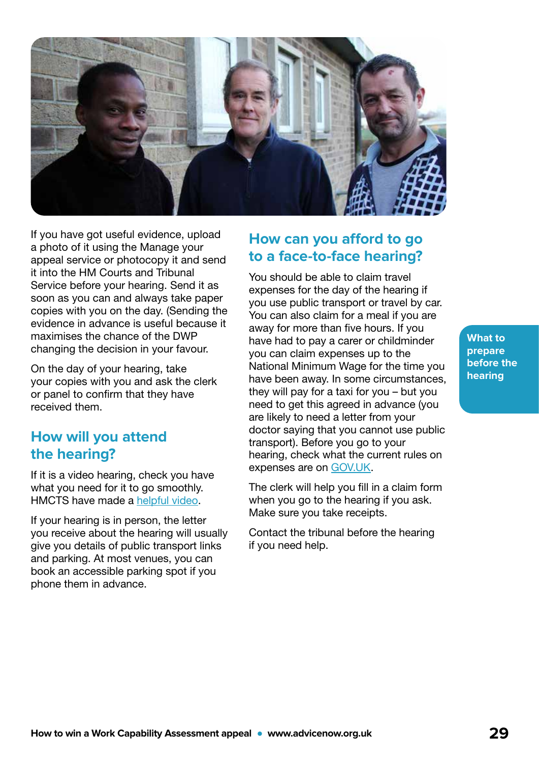If you have got useful evidence, upload a photo of it using the Manage your appeal service or photocopy it and send it into the HM Courts and Tribunal Service before your hearing. Send it as soon as you can and always take paper copies with you on the day. (Sending the evidence in advance is useful because it maximises the chance of the DWP changing the decision in your favour.

On the day of your hearing, take your copies with you and ask the clerk or panel to confirm that they have received them.

## How will you attend the hearing?

If it is a video hearing, check you have what you need for it to go smoothly. HMCTS have made a [helpful video](helpful video).

If your hearing is in person, the letter you receive about the hearing will usually give you details of public transport links and parking. At most venues, you can book an accessible parking spot if you phone them in advance.

## How can you afford to go to a face-to-face hearing?

You should be able to claim travel expenses for the day of the hearing if you use public transport or travel by car. You can also claim for a meal if you are away for more than five hours. If you have had to pay a carer or childminder you can claim expenses up to the National Minimum Wage for the time you have been away. In some circumstances, they will pay for a taxi for you – but you need to get this agreed in advance (you are likely to need a letter from your doctor saying that you cannot use public transport). Before you go to your hearing, check what the current rules on expenses are on [GOV.UK](GOV.UK).

The clerk will help you fill in a claim form when you go to the hearing if you ask. Make sure you take receipts.

Contact the tribunal before the hearing if you need help.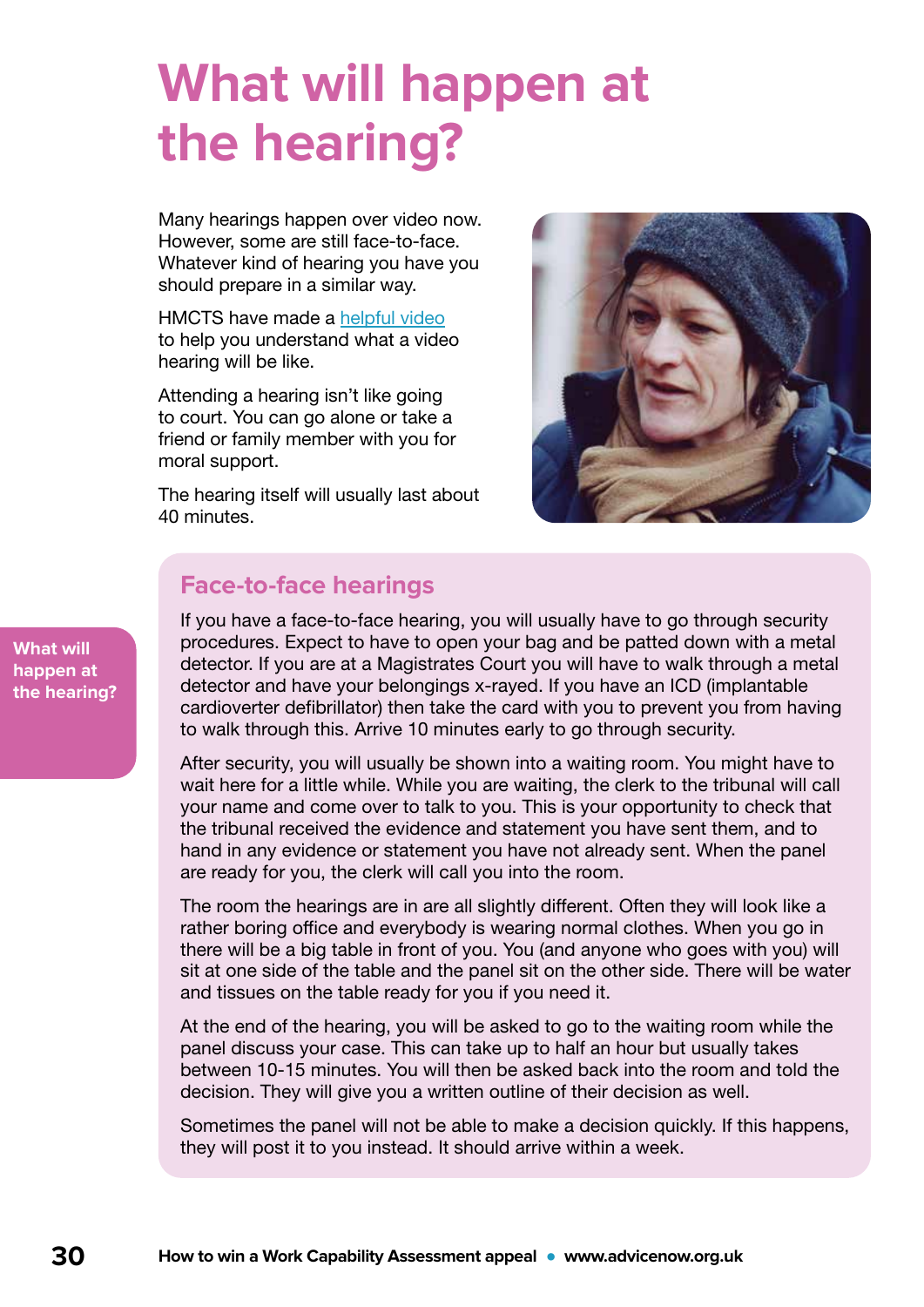# What will happen at the hearing?

Many hearings happen over video now. However, some are still face-to-face. Whatever kind of hearing you have you should prepare in a similar way.

HMCTS have made a helpful video to help you understand what a video hearing will be like.

Attending a hearing isn't like going to court. You can go alone or take a friend or family member with you for moral support.

The hearing itself will usually last about 40 minutes.

## Face-to-face hearings

If you have a face-to-face hearing, you will usually have to go through security procedures. Expect to have to open your bag and be patted down with a metal detector. If you are at a Magistrates Court you will have to walk through a metal detector and have your belongings x-rayed. If you have an ICD (implantable cardioverter defibrillator) then take the card with you to prevent you from having to walk through this. Arrive 10 minutes early to go through security.

After security, you will usually be shown into a waiting room. You might have to wait here for a little while. While you are waiting, the clerk to the tribunal will call your name and come over to talk to you. This is your opportunity to check that the tribunal received the evidence and statement you have sent them, and to hand in any evidence or statement you have not already sent. When the panel are ready for you, the clerk will call you into the room.

The room the hearings are in are all slightly different. Often they will look like a rather boring office and everybody is wearing normal clothes. When you go in there will be a big table in front of you. You (and anyone who goes with you) will sit at one side of the table and the panel sit on the other side. There will be water and tissues on the table ready for you if you need it.

At the end of the hearing, you will be asked to go to the waiting room while the panel discuss your case. This can take up to half an hour but usually takes between 10-15 minutes. You will then be asked back into the room and told the decision. They will give you a written outline of their decision as well.

Sometimes the panel will not be able to make a decision quickly. If this happens, they will post it to you instead. It should arrive within a week.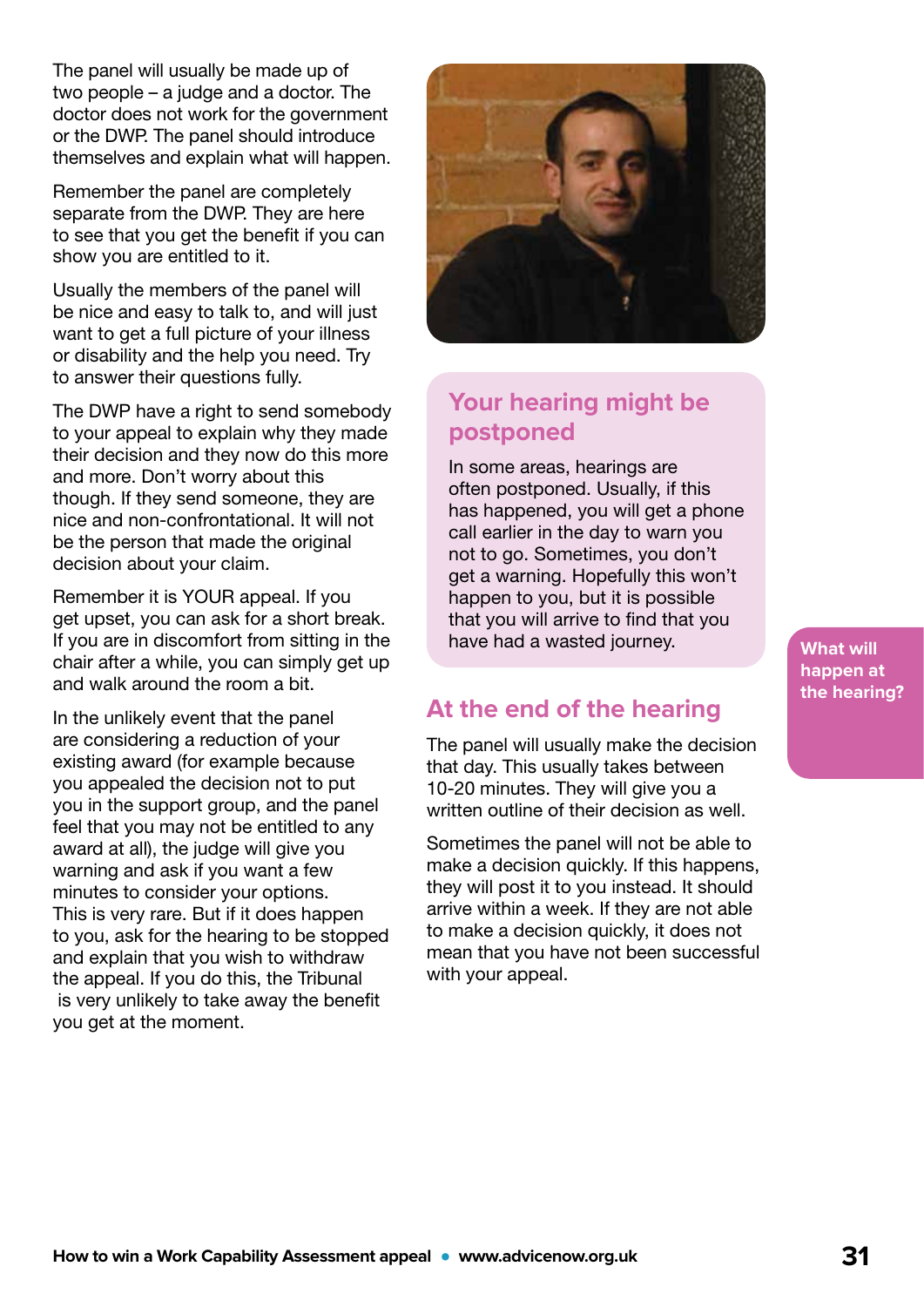The panel will usually be made up of two people – a judge and a doctor. The doctor does not work for the government or the DWP. The panel should introduce themselves and explain what will happen.

Remember the panel are completely separate from the DWP. They are here to see that you get the benefit if you can show you are entitled to it.

Usually the members of the panel will be nice and easy to talk to, and will just want to get a full picture of your illness or disability and the help you need. Try to answer their questions fully.

The DWP have a right to send somebody to your appeal to explain why they made their decision and they now do this more and more. Don't worry about this though. If they send someone, they are nice and non-confrontational. It will not be the person that made the original decision about your claim.

Remember it is YOUR appeal. If you get upset, you can ask for a short break. If you are in discomfort from sitting in the chair after a while, you can simply get up and walk around the room a bit.

In the unlikely event that the panel are considering a reduction of your existing award (for example because you appealed the decision not to put you in the support group, and the panel feel that you may not be entitled to any award at all), the judge will give you warning and ask if you want a few minutes to consider your options. This is very rare. But if it does happen to you, ask for the hearing to be stopped and explain that you wish to withdraw the appeal. If you do this, the Tribunal is very unlikely to take away the benefit you get at the moment.

## Your hearing might be postponed

In some areas, hearings are often postponed. Usually, if this has happened, you will get a phone call earlier in the day to warn you not to go. Sometimes, you don't get a warning. Hopefully this won't happen to you, but it is possible that you will arrive to find that you have had a wasted journey.

## At the end of the hearing

The panel will usually make the decision that day. This usually takes between 10-20 minutes. They will give you a written outline of their decision as well.

Sometimes the panel will not be able to make a decision quickly. If this happens, they will post it to you instead. It should arrive within a week. If they are not able to make a decision quickly, it does not mean that you have not been successful with your appeal.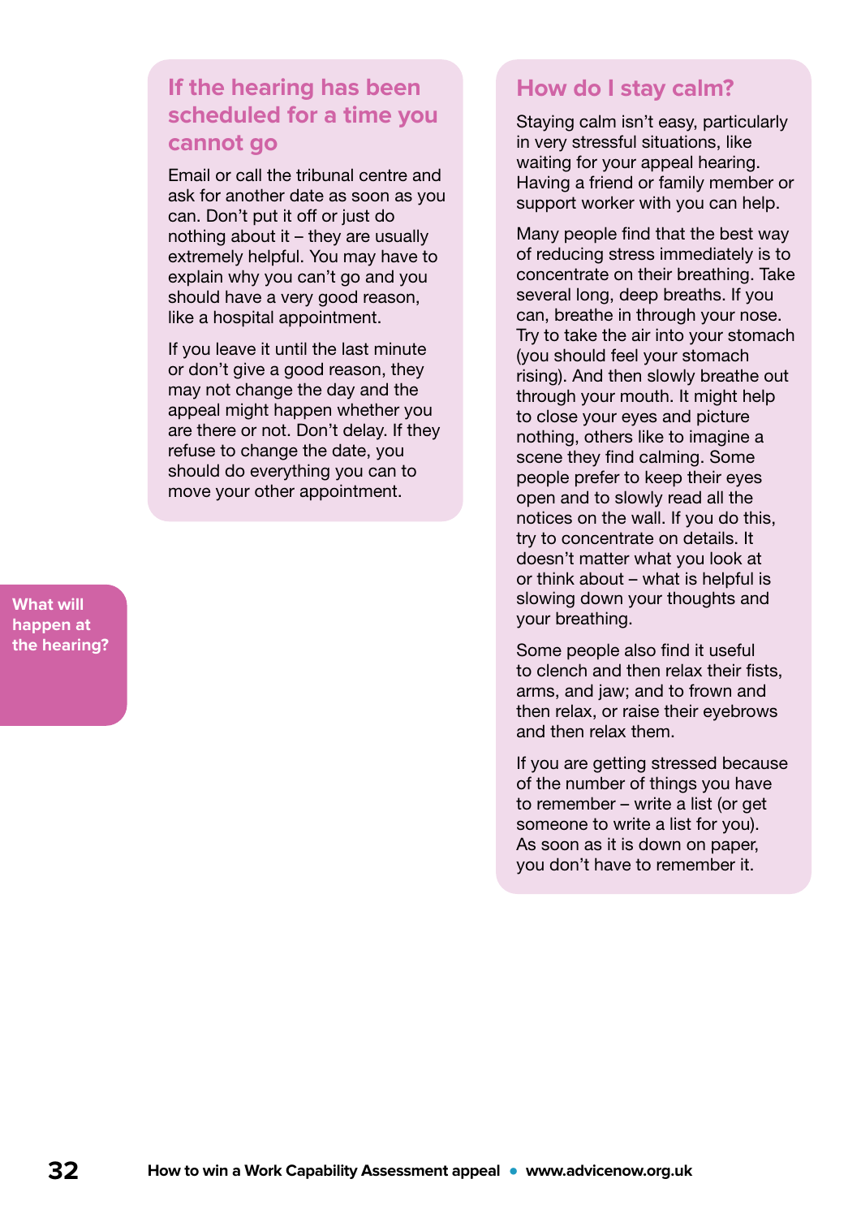## If the hearing has been scheduled for a time you cannot go

Email or call the tribunal centre and ask for another date as soon as you can. Don't put it off or just do nothing about it – they are usually extremely helpful. You may have to explain why you can't go and you should have a very good reason, like a hospital appointment.

If you leave it until the last minute or don't give a good reason, they may not change the day and the appeal might happen whether you are there or not. Don't delay. If they refuse to change the date, you should do everything you can to move your other appointment.

## How do I stay calm?

Staying calm isn't easy, particularly in very stressful situations, like waiting for your appeal hearing. Having a friend or family member or support worker with you can help.

Many people find that the best way of reducing stress immediately is to concentrate on their breathing. Take several long, deep breaths. If you can, breathe in through your nose. Try to take the air into your stomach (you should feel your stomach rising). And then slowly breathe out through your mouth. It might help to close your eyes and picture nothing, others like to imagine a scene they find calming. Some people prefer to keep their eyes open and to slowly read all the notices on the wall. If you do this, try to concentrate on details. It doesn't matter what you look at or think about – what is helpful is slowing down your thoughts and your breathing.

Some people also find it useful to clench and then relax their fists, arms, and jaw; and to frown and then relax, or raise their eyebrows and then relax them.

If you are getting stressed because of the number of things you have to remember – write a list (or get someone to write a list for you). As soon as it is down on paper, you don't have to remember it.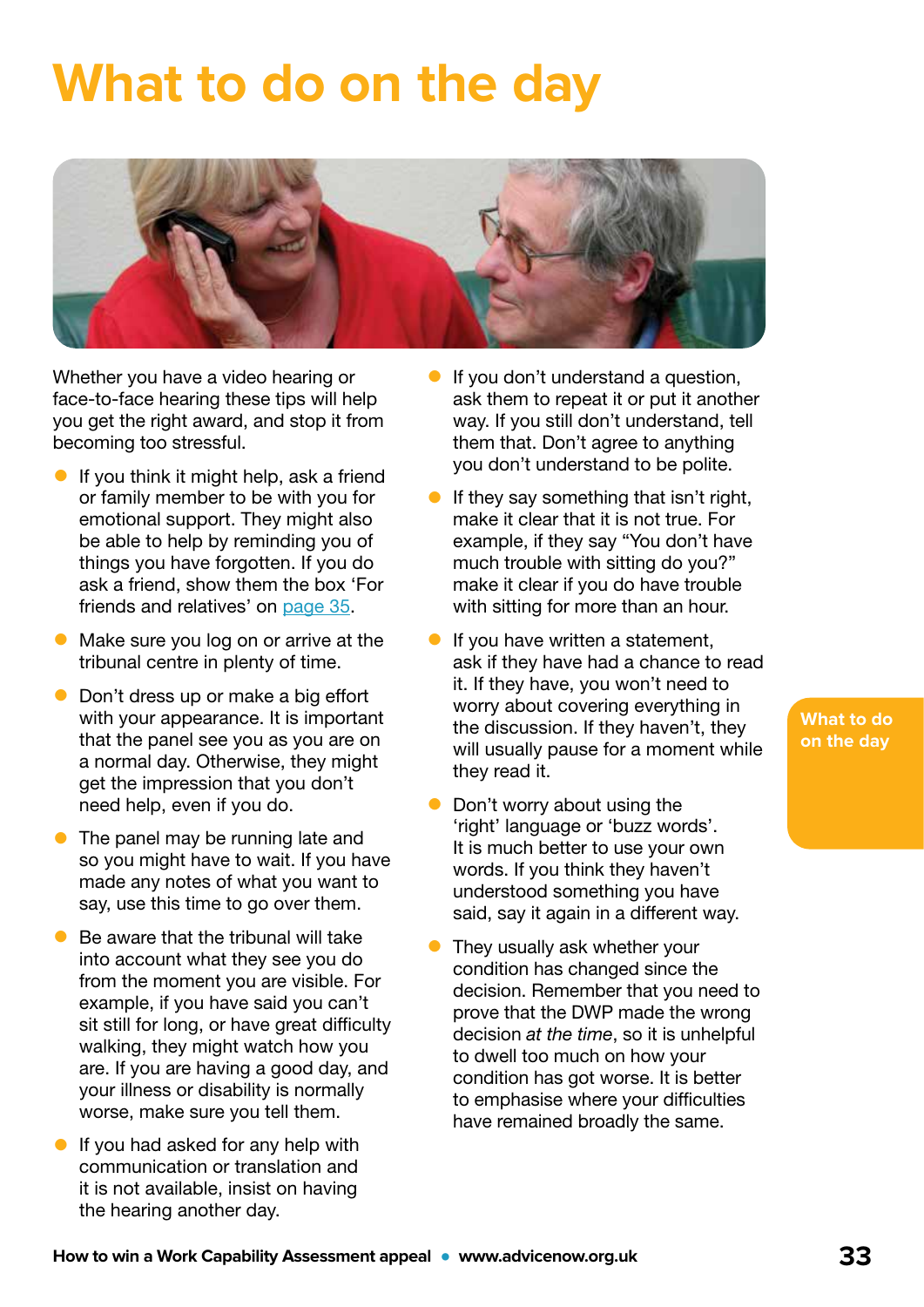# What to do on the day

Whether you have a video hearing or face-to-face hearing these tips will help you get the right award, and stop it from becoming too stressful.

- If you think it might help, ask a friend or family member to be with you for emotional support. They might also be able to help by reminding you of things you have forgotten. If you do ask a friend, show them the box 'For friends and relatives' on page 35.
- Make sure you log on or arrive at the tribunal centre in plenty of time.
- Don't dress up or make a big effort with your appearance. It is important that the panel see you as you are on a normal day. Otherwise, they might get the impression that you don't need help, even if you do.
- The panel may be running late and so you might have to wait. If you have made any notes of what you want to say, use this time to go over them.
- Be aware that the tribunal will take into account what they see you do from the moment you are visible. For example, if you have said you can't sit still for long, or have great difficulty walking, they might watch how you are. If you are having a good day, and your illness or disability is normally worse, make sure you tell them.
- If you had asked for any help with communication or translation and it is not available, insist on having the hearing another day.
- If you don't understand a question, ask them to repeat it or put it another way. If you still don't understand, tell them that. Don't agree to anything you don't understand to be polite.
- If they say something that isn't right, make it clear that it is not true. For example, if they say "You don't have much trouble with sitting do you?" make it clear if you do have trouble with sitting for more than an hour.
- If you have written a statement, ask if they have had a chance to read it. If they have, you won't need to worry about covering everything in the discussion. If they haven't, they will usually pause for a moment while they read it.
- Don't worry about using the 'right' language or 'buzz words'. It is much better to use your own words. If you think they haven't understood something you have said, say it again in a different way.
- They usually ask whether your condition has changed since the decision. Remember that you need to prove that the DWP made the wrong decision *at the time*, so it is unhelpful to dwell too much on how your condition has got worse. It is better to emphasise where your difficulties have remained broadly the same.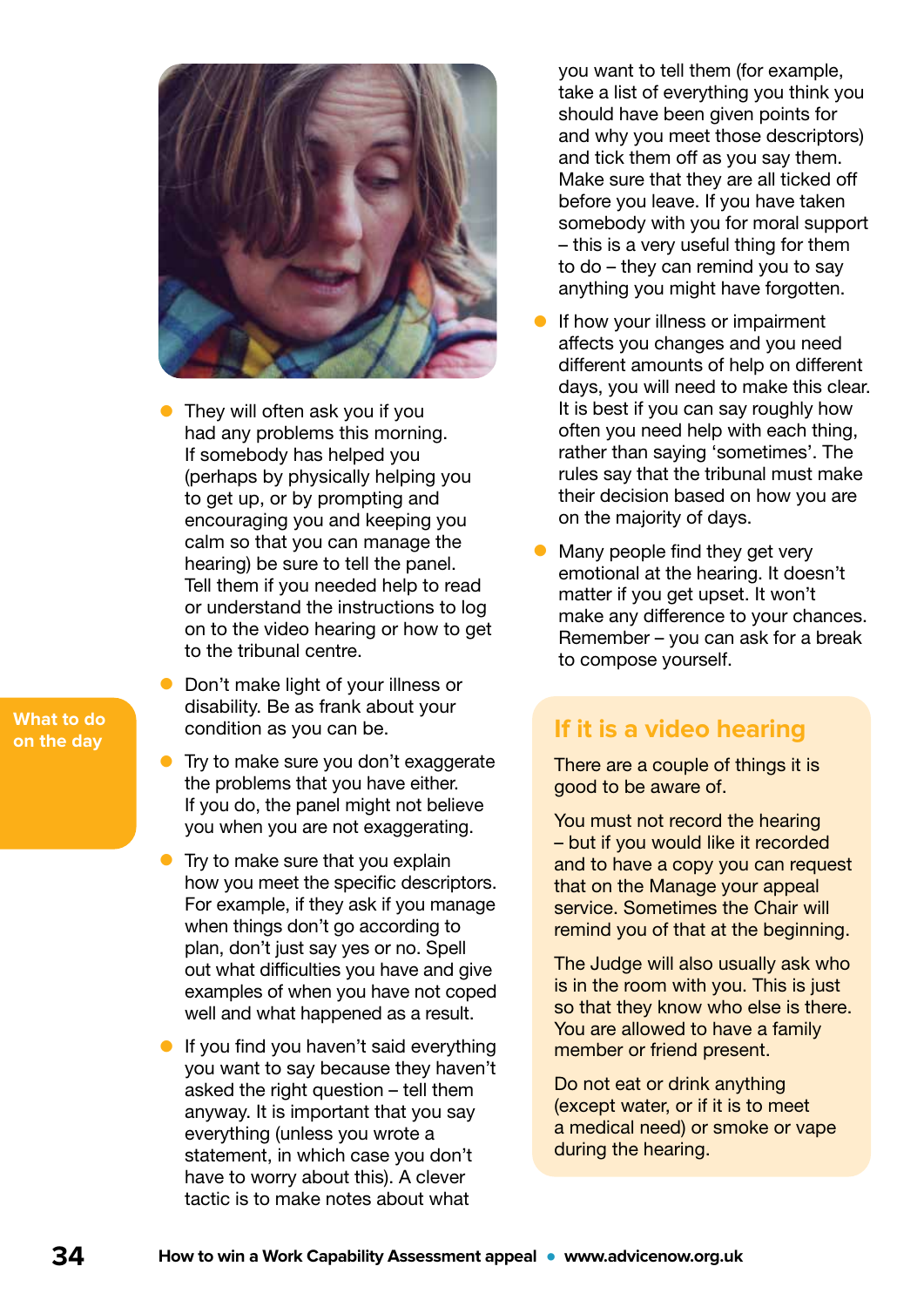- They will often ask you if you had any problems this morning. If somebody has helped you (perhaps by physically helping you to get up, or by prompting and encouraging you and keeping you calm so that you can manage the hearing) be sure to tell the panel. Tell them if you needed help to read or understand the instructions to log on to the video hearing or how to get to the tribunal centre.
- Don't make light of your illness or disability. Be as frank about your condition as you can be.
- Try to make sure you don't exaggerate the problems that you have either. If you do, the panel might not believe you when you are not exaggerating.
- Try to make sure that you explain how you meet the specific descriptors. For example, if they ask if you manage when things don't go according to plan, don't just say yes or no. Spell out what difficulties you have and give examples of when you have not coped well and what happened as a result.
- If you find you haven't said everything you want to say because they haven't asked the right question – tell them anyway. It is important that you say everything (unless you wrote a statement, in which case you don't have to worry about this). A clever tactic is to make notes about what you want to tell them (for example, take a list of everything you think you should have been given points for and why you meet those descriptors) and tick them off as you say them. Make sure that they are all ticked off before you leave. If you have taken somebody with you for moral support – this is a very useful thing for them to do – they can remind you to say anything you might have forgotten.
- If how your illness or impairment affects you changes and you need different amounts of help on different days, you will need to make this clear. It is best if you can say roughly how often you need help with each thing, rather than saying 'sometimes'. The rules say that the tribunal must make their decision based on how you are on the majority of days.
- Many people find they get very emotional at the hearing. It doesn't matter if you get upset. It won't make any difference to your chances. Remember – you can ask for a break to compose yourself.

## If it is a video hearing

There are a couple of things it is good to be aware of.

You must not record the hearing – but if you would like it recorded and to have a copy you can request that on the Manage your appeal service. Sometimes the Chair will remind you of that at the beginning.

The Judge will also usually ask who is in the room with you. This is just so that they know who else is there. You are allowed to have a family member or friend present.

Do not eat or drink anything (except water, or if it is to meet a medical need) or smoke or vape during the hearing.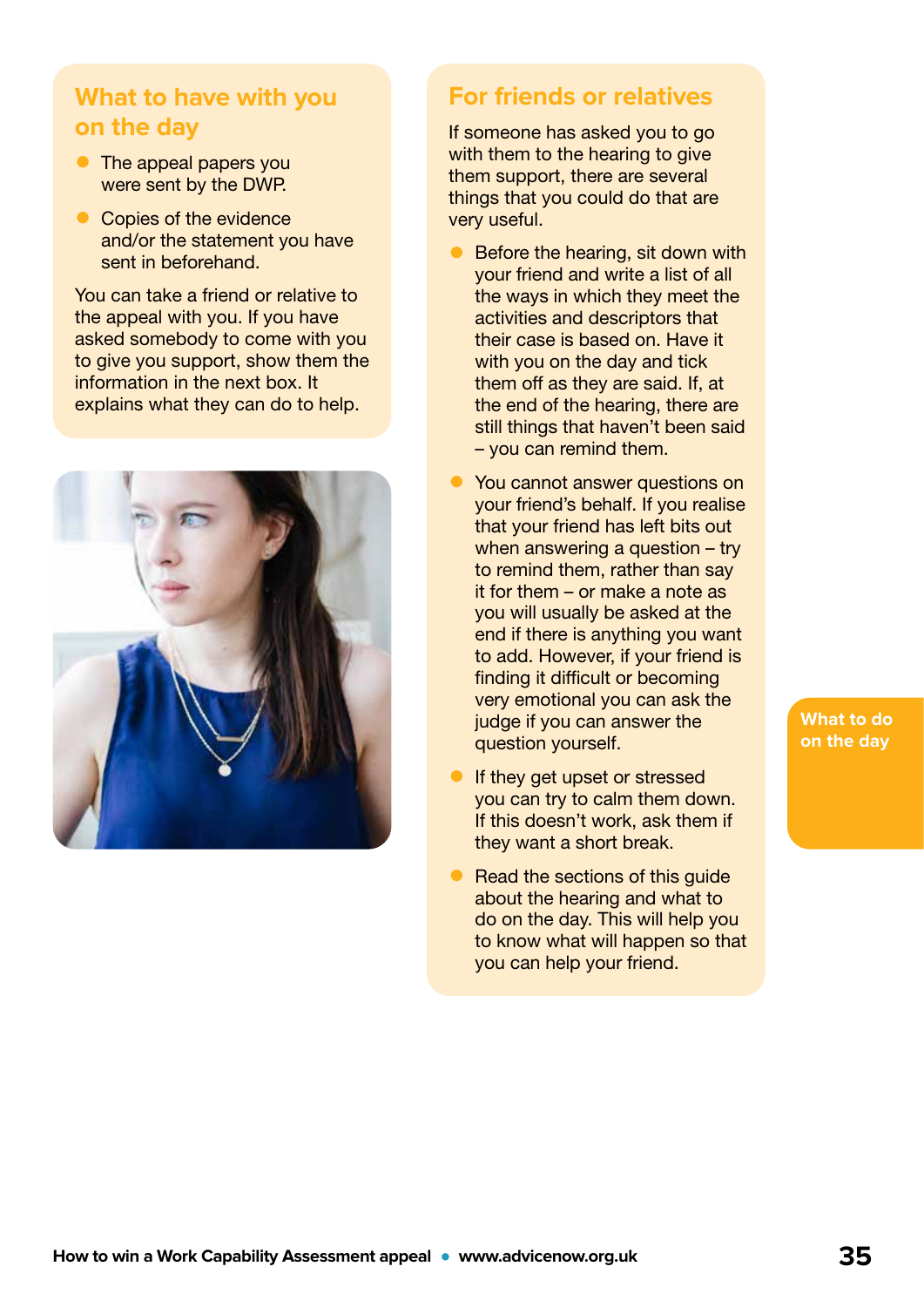## What to have with you on the day

- The appeal papers you were sent by the DWP.
- Copies of the evidence and/or the statement you have sent in beforehand.

You can take a friend or relative to the appeal with you. If you have asked somebody to come with you to give you support, show them the information in the next box. It explains what they can do to help.

## For friends or relatives

If someone has asked you to go with them to the hearing to give them support, there are several things that you could do that are very useful.

- Before the hearing, sit down with your friend and write a list of all the ways in which they meet the activities and descriptors that their case is based on. Have it with you on the day and tick them off as they are said. If, at the end of the hearing, there are still things that haven't been said – you can remind them.
- You cannot answer questions on your friend's behalf. If you realise that your friend has left bits out when answering a question – try to remind them, rather than say it for them – or make a note as you will usually be asked at the end if there is anything you want to add. However, if your friend is finding it difficult or becoming very emotional you can ask the judge if you can answer the question yourself.
- If they get upset or stressed you can try to calm them down. If this doesn't work, ask them if they want a short break.
- Read the sections of this guide about the hearing and what to do on the day. This will help you to know what will happen so that you can help your friend.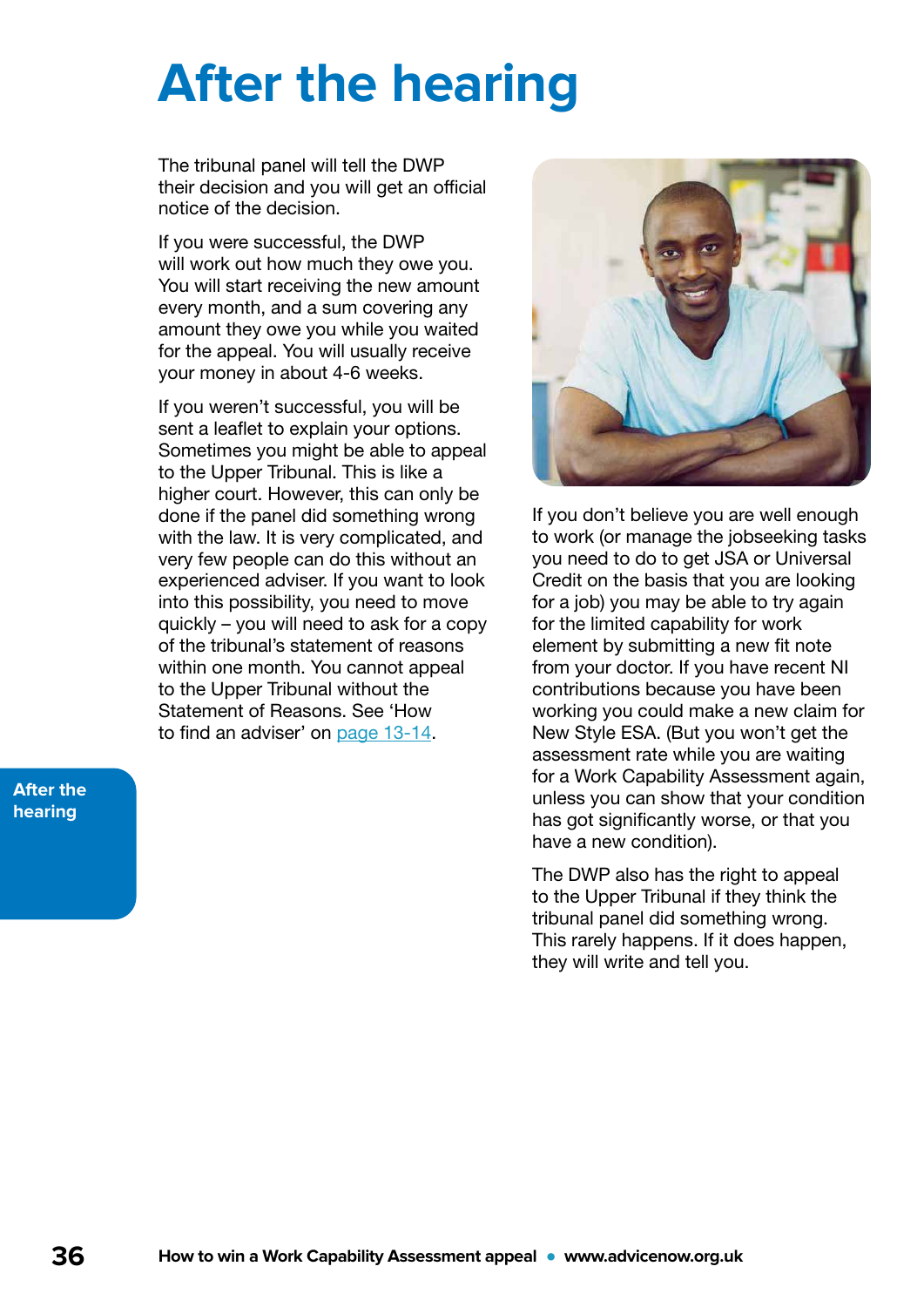# After the hearing

The tribunal panel will tell the DWP their decision and you will get an official notice of the decision.

If you were successful, the DWP will work out how much they owe you. You will start receiving the new amount every month, and a sum covering any amount they owe you while you waited for the appeal. You will usually receive your money in about 4-6 weeks.

If you weren't successful, you will be sent a leaflet to explain your options. Sometimes you might be able to appeal to the Upper Tribunal. This is like a higher court. However, this can only be done if the panel did something wrong with the law. It is very complicated, and very few people can do this without an experienced adviser. If you want to look into this possibility, you need to move quickly – you will need to ask for a copy of the tribunal's statement of reasons within one month. You cannot appeal to the Upper Tribunal without the Statement of Reasons. See 'How to find an adviser' on page 13-14.

If you don't believe you are well enough to work (or manage the jobseeking tasks you need to do to get JSA or Universal Credit on the basis that you are looking for a job) you may be able to try again for the limited capability for work element by submitting a new fit note from your doctor. If you have recent NI contributions because you have been working you could make a new claim for New Style ESA. (But you won't get the assessment rate while you are waiting for a Work Capability Assessment again, unless you can show that your condition has got significantly worse, or that you have a new condition).

The DWP also has the right to appeal to the Upper Tribunal if they think the tribunal panel did something wrong. This rarely happens. If it does happen, they will write and tell you.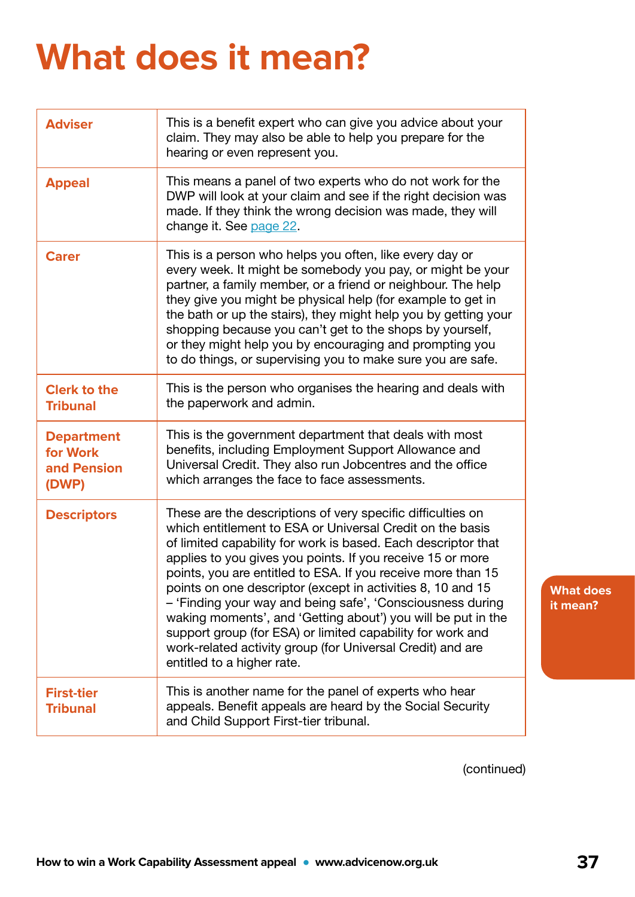# What does it mean?

| | |
|---|---|
| **Adviser** | This is a benefit expert who can give you advice about your claim. They may also be able to help you prepare for the hearing or even represent you. |
| **Appeal** | This means a panel of two experts who do not work for the DWP will look at your claim and see if the right decision was made. If they think the wrong decision was made, they will change it. See page 22. |
| **Carer** | This is a person who helps you often, like every day or every week. It might be somebody you pay, or might be your partner, a family member, or a friend or neighbour. The help they give you might be physical help (for example to get in the bath or up the stairs), they might help you by getting your shopping because you can't get to the shops by yourself, or they might help you by encouraging and prompting you to do things, or supervising you to make sure you are safe. |
| **Clerk to the Tribunal** | This is the person who organises the hearing and deals with the paperwork and admin. |
| **Department for Work and Pension (DWP)** | This is the government department that deals with most benefits, including Employment Support Allowance and Universal Credit. They also run Jobcentres and the office which arranges the face to face assessments. |
| **Descriptors** | These are the descriptions of very specific difficulties on which entitlement to ESA or Universal Credit on the basis of limited capability for work is based. Each descriptor that applies to you gives you points. If you receive 15 or more points, you are entitled to ESA. If you receive more than 15 points on one descriptor (except in activities 8, 10 and 15 – 'Finding your way and being safe', 'Consciousness during waking moments', and 'Getting about') you will be put in the support group (for ESA) or limited capability for work and work-related activity group (for Universal Credit) and are entitled to a higher rate. |
| **First-tier Tribunal** | This is another name for the panel of experts who hear appeals. Benefit appeals are heard by the Social Security and Child Support First-tier tribunal. |

(continued)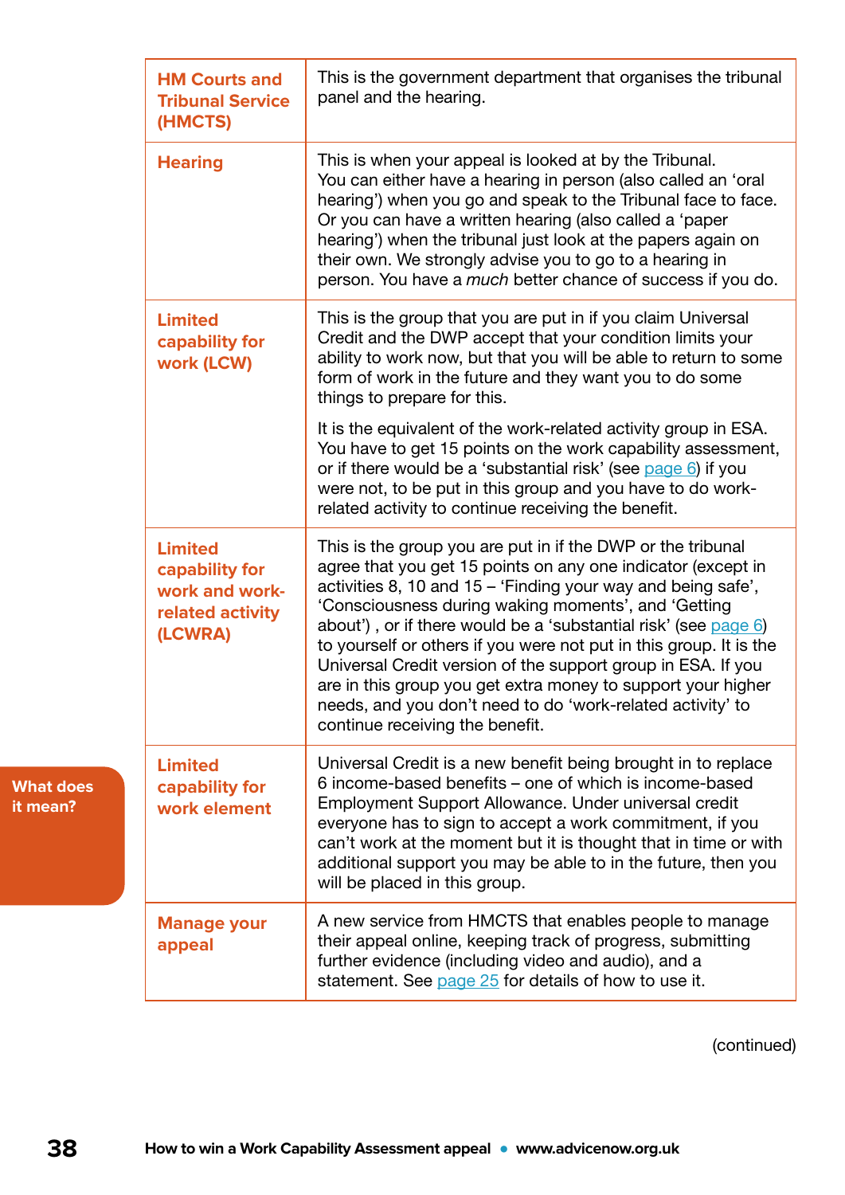| | |
|---|---|
| **HM Courts and Tribunal Service (HMCTS)** | This is the government department that organises the tribunal panel and the hearing. |
| **Hearing** | This is when your appeal is looked at by the Tribunal. You can either have a hearing in person (also called an 'oral hearing') when you go and speak to the Tribunal face to face. Or you can have a written hearing (also called a 'paper hearing') when the tribunal just look at the papers again on their own. We strongly advise you to go to a hearing in person. You have a *much* better chance of success if you do. |
| **Limited capability for work (LCW)** | This is the group that you are put in if you claim Universal Credit and the DWP accept that your condition limits your ability to work now, but that you will be able to return to some form of work in the future and they want you to do some things to prepare for this. <br><br> It is the equivalent of the work-related activity group in ESA. You have to get 15 points on the work capability assessment, or if there would be a 'substantial risk' (see page 6) if you were not, to be put in this group and you have to do work-related activity to continue receiving the benefit. |
| **Limited capability for work and work-related activity (LCWRA)** | This is the group you are put in if the DWP or the tribunal agree that you get 15 points on any one indicator (except in activities 8, 10 and 15 – 'Finding your way and being safe', 'Consciousness during waking moments', and 'Getting about') , or if there would be a 'substantial risk' (see page 6) to yourself or others if you were not put in this group. It is the Universal Credit version of the support group in ESA. If you are in this group you get extra money to support your higher needs, and you don't need to do 'work-related activity' to continue receiving the benefit. |
| **Limited capability for work element** | Universal Credit is a new benefit being brought in to replace 6 income-based benefits – one of which is income-based Employment Support Allowance. Under universal credit everyone has to sign to accept a work commitment, if you can't work at the moment but it is thought that in time or with additional support you may be able to in the future, then you will be placed in this group. |
| **Manage your appeal** | A new service from HMCTS that enables people to manage their appeal online, keeping track of progress, submitting further evidence (including video and audio), and a statement. See page 25 for details of how to use it. |

(continued)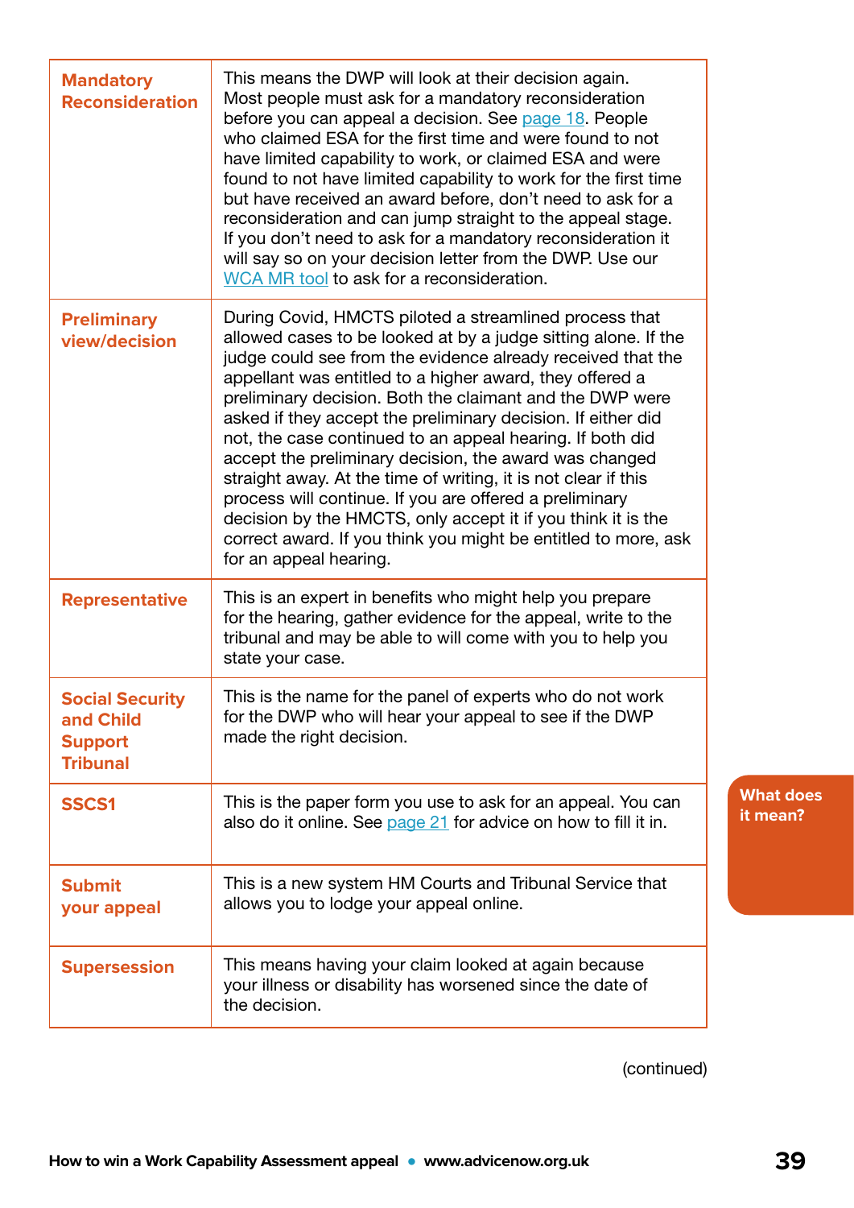| | |
|---|---|
| **Mandatory Reconsideration** | This means the DWP will look at their decision again. Most people must ask for a mandatory reconsideration before you can appeal a decision. See page 18. People who claimed ESA for the first time and were found to not have limited capability to work, or claimed ESA and were found to not have limited capability to work for the first time but have received an award before, don't need to ask for a reconsideration and can jump straight to the appeal stage. If you don't need to ask for a mandatory reconsideration it will say so on your decision letter from the DWP. Use our WCA MR tool to ask for a reconsideration. |
| **Preliminary view/decision** | During Covid, HMCTS piloted a streamlined process that allowed cases to be looked at by a judge sitting alone. If the judge could see from the evidence already received that the appellant was entitled to a higher award, they offered a preliminary decision. Both the claimant and the DWP were asked if they accept the preliminary decision. If either did not, the case continued to an appeal hearing. If both did accept the preliminary decision, the award was changed straight away. At the time of writing, it is not clear if this process will continue. If you are offered a preliminary decision by the HMCTS, only accept it if you think it is the correct award. If you think you might be entitled to more, ask for an appeal hearing. |
| **Representative** | This is an expert in benefits who might help you prepare for the hearing, gather evidence for the appeal, write to the tribunal and may be able to will come with you to help you state your case. |
| **Social Security and Child Support Tribunal** | This is the name for the panel of experts who do not work for the DWP who will hear your appeal to see if the DWP made the right decision. |
| **SSCS1** | This is the paper form you use to ask for an appeal. You can also do it online. See page 21 for advice on how to fill it in. |
| **Submit your appeal** | This is a new system HM Courts and Tribunal Service that allows you to lodge your appeal online. |
| **Supersession** | This means having your claim looked at again because your illness or disability has worsened since the date of the decision. |

(continued)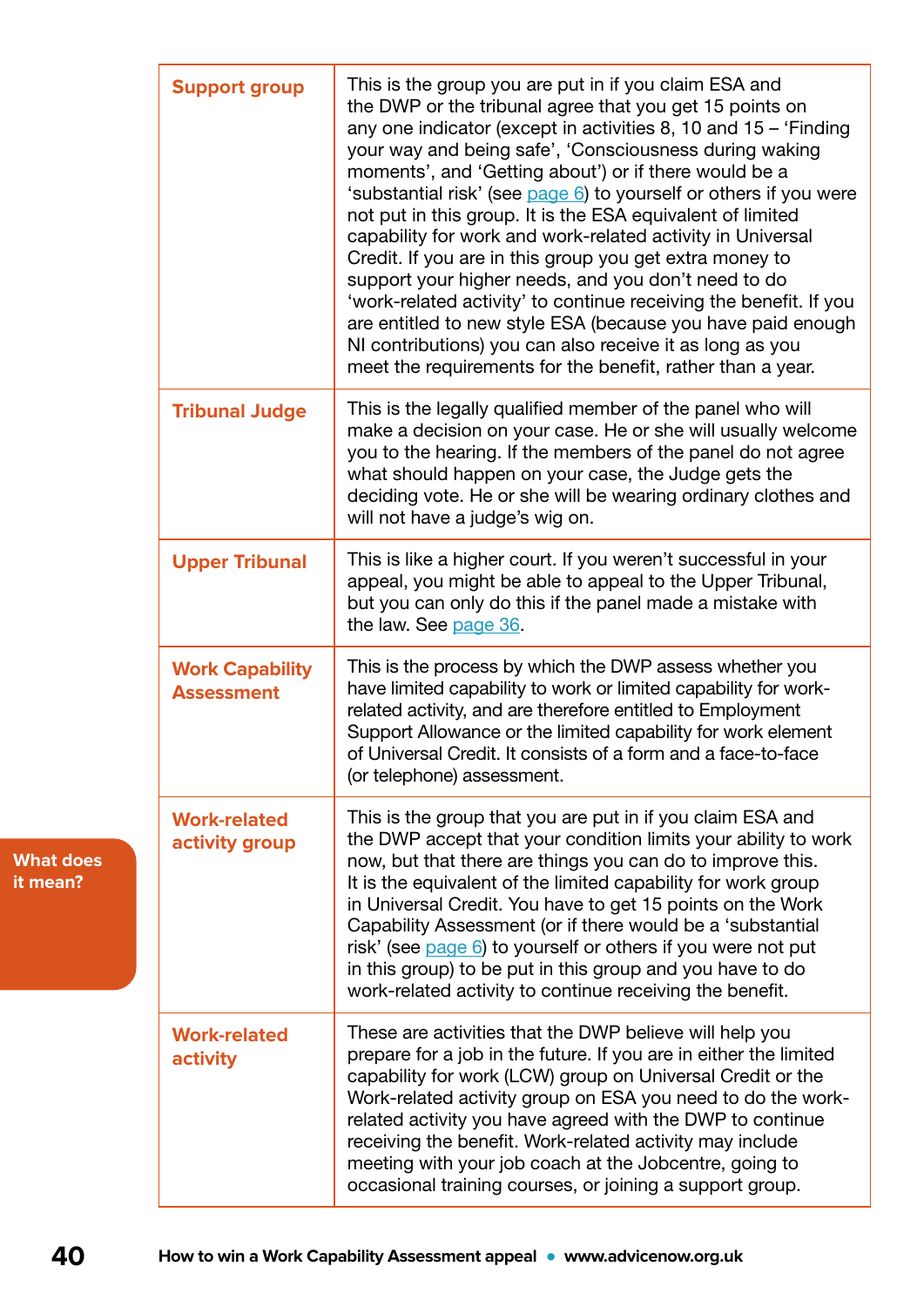| | |
|---|---|
| **Support group** | This is the group you are put in if you claim ESA and the DWP or the tribunal agree that you get 15 points on any one indicator (except in activities 8, 10 and 15 – 'Finding your way and being safe', 'Consciousness during waking moments', and 'Getting about') or if there would be a 'substantial risk' (see page 6) to yourself or others if you were not put in this group. It is the ESA equivalent of limited capability for work and work-related activity in Universal Credit. If you are in this group you get extra money to support your higher needs, and you don't need to do 'work-related activity' to continue receiving the benefit. If you are entitled to new style ESA (because you have paid enough NI contributions) you can also receive it as long as you meet the requirements for the benefit, rather than a year. |
| **Tribunal Judge** | This is the legally qualified member of the panel who will make a decision on your case. He or she will usually welcome you to the hearing. If the members of the panel do not agree what should happen on your case, the Judge gets the deciding vote. He or she will be wearing ordinary clothes and will not have a judge's wig on. |
| **Upper Tribunal** | This is like a higher court. If you weren't successful in your appeal, you might be able to appeal to the Upper Tribunal, but you can only do this if the panel made a mistake with the law. See page 36. |
| **Work Capability Assessment** | This is the process by which the DWP assess whether you have limited capability to work or limited capability for work-related activity, and are therefore entitled to Employment Support Allowance or the limited capability for work element of Universal Credit. It consists of a form and a face-to-face (or telephone) assessment. |
| **Work-related activity group** | This is the group that you are put in if you claim ESA and the DWP accept that your condition limits your ability to work now, but that there are things you can do to improve this. It is the equivalent of the limited capability for work group in Universal Credit. You have to get 15 points on the Work Capability Assessment (or if there would be a 'substantial risk' (see page 6) to yourself or others if you were not put in this group) to be put in this group and you have to do work-related activity to continue receiving the benefit. |
| **Work-related activity** | These are activities that the DWP believe will help you prepare for a job in the future. If you are in either the limited capability for work (LCW) group on Universal Credit or the Work-related activity group on ESA you need to do the work-related activity you have agreed with the DWP to continue receiving the benefit. Work-related activity may include meeting with your job coach at the Jobcentre, going to occasional training courses, or joining a support group. |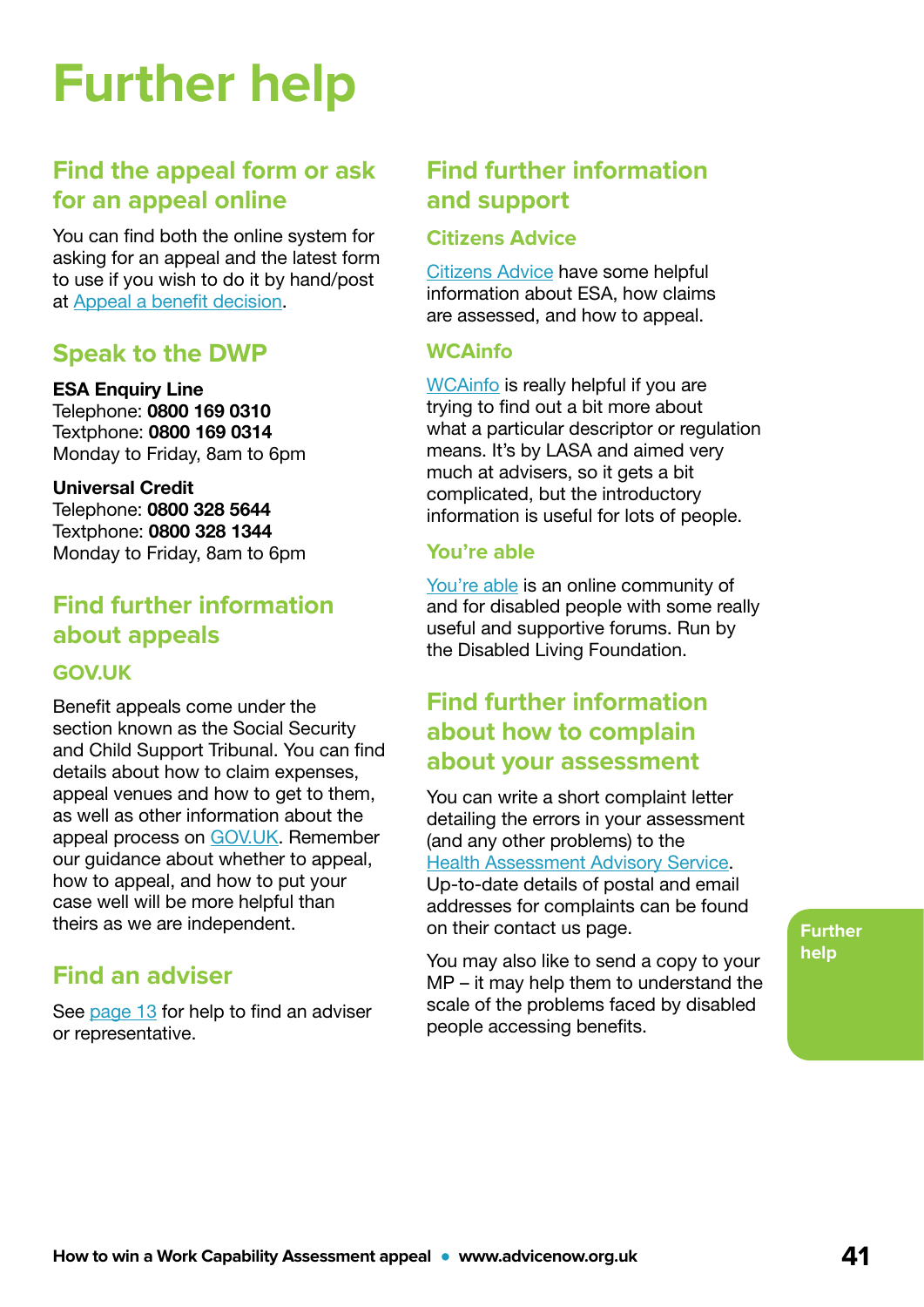# Further help

## Find the appeal form or ask for an appeal online

You can find both the online system for asking for an appeal and the latest form to use if you wish to do it by hand/post at Appeal a benefit decision.

## Speak to the DWP

**ESA Enquiry Line**
Telephone: **0800 169 0310**
Textphone: **0800 169 0314**
Monday to Friday, 8am to 6pm

**Universal Credit**
Telephone: **0800 328 5644**
Textphone: **0800 328 1344**
Monday to Friday, 8am to 6pm

## Find further information about appeals

### GOV.UK

Benefit appeals come under the section known as the Social Security and Child Support Tribunal. You can find details about how to claim expenses, appeal venues and how to get to them, as well as other information about the appeal process on GOV.UK. Remember our guidance about whether to appeal, how to appeal, and how to put your case well will be more helpful than theirs as we are independent.

## Find an adviser

See page 13 for help to find an adviser or representative.

## Find further information and support

### Citizens Advice

Citizens Advice have some helpful information about ESA, how claims are assessed, and how to appeal.

### WCAinfo

WCAinfo is really helpful if you are trying to find out a bit more about what a particular descriptor or regulation means. It's by LASA and aimed very much at advisers, so it gets a bit complicated, but the introductory information is useful for lots of people.

### You're able

You're able is an online community of and for disabled people with some really useful and supportive forums. Run by the Disabled Living Foundation.

## Find further information about how to complain about your assessment

You can write a short complaint letter detailing the errors in your assessment (and any other problems) to the Health Assessment Advisory Service. Up-to-date details of postal and email addresses for complaints can be found on their contact us page.

You may also like to send a copy to your MP – it may help them to understand the scale of the problems faced by disabled people accessing benefits.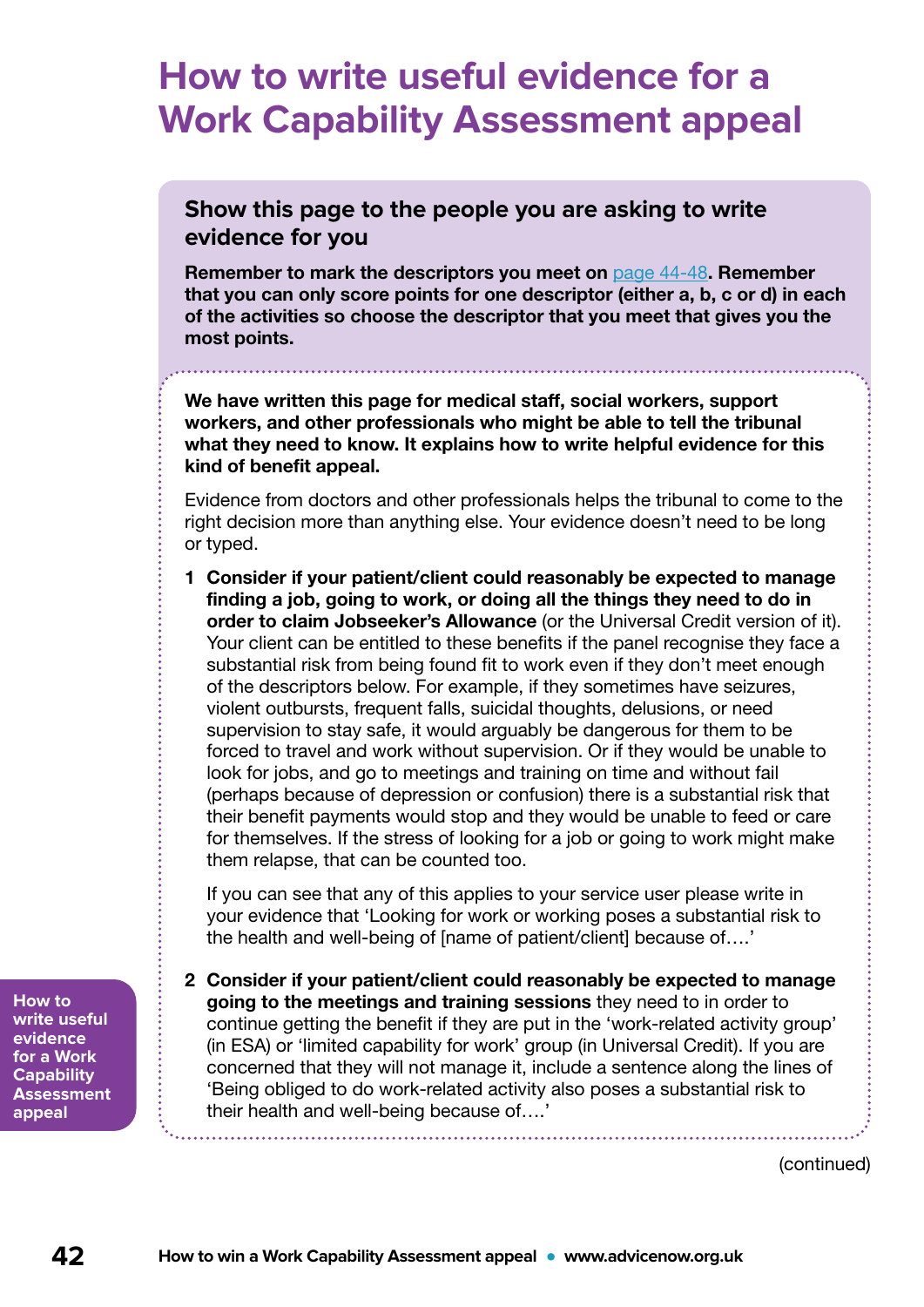# How to write useful evidence for a Work Capability Assessment appeal

## Show this page to the people you are asking to write evidence for you

**Remember to mark the descriptors you meet on page 44-48. Remember that you can only score points for one descriptor (either a, b, c or d) in each of the activities so choose the descriptor that you meet that gives you the most points.**

**We have written this page for medical staff, social workers, support workers, and other professionals who might be able to tell the tribunal what they need to know. It explains how to write helpful evidence for this kind of benefit appeal.**

Evidence from doctors and other professionals helps the tribunal to come to the right decision more than anything else. Your evidence doesn't need to be long or typed.

1. **Consider if your patient/client could reasonably be expected to manage finding a job, going to work, or doing all the things they need to do in order to claim Jobseeker's Allowance** (or the Universal Credit version of it). Your client can be entitled to these benefits if the panel recognise they face a substantial risk from being found fit to work even if they don't meet enough of the descriptors below. For example, if they sometimes have seizures, violent outbursts, frequent falls, suicidal thoughts, delusions, or need supervision to stay safe, it would arguably be dangerous for them to be forced to travel and work without supervision. Or if they would be unable to look for jobs, and go to meetings and training on time and without fail (perhaps because of depression or confusion) there is a substantial risk that their benefit payments would stop and they would be unable to feed or care for themselves. If the stress of looking for a job or going to work might make them relapse, that can be counted too.

   If you can see that any of this applies to your service user please write in your evidence that 'Looking for work or working poses a substantial risk to the health and well-being of [name of patient/client] because of….'

2. **Consider if your patient/client could reasonably be expected to manage going to the meetings and training sessions** they need to in order to continue getting the benefit if they are put in the 'work-related activity group' (in ESA) or 'limited capability for work' group (in Universal Credit). If you are concerned that they will not manage it, include a sentence along the lines of 'Being obliged to do work-related activity also poses a substantial risk to their health and well-being because of….'

(continued)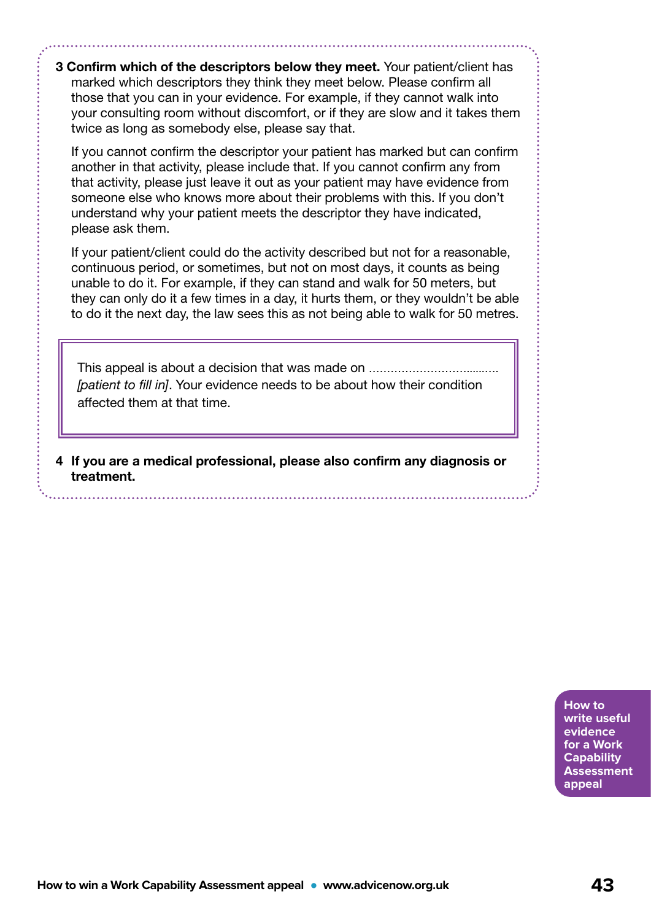**3 Confirm which of the descriptors below they meet.** Your patient/client has marked which descriptors they think they meet below. Please confirm all those that you can in your evidence. For example, if they cannot walk into your consulting room without discomfort, or if they are slow and it takes them twice as long as somebody else, please say that.

If you cannot confirm the descriptor your patient has marked but can confirm another in that activity, please include that. If you cannot confirm any from that activity, please just leave it out as your patient may have evidence from someone else who knows more about their problems with this. If you don't understand why your patient meets the descriptor they have indicated, please ask them.

If your patient/client could do the activity described but not for a reasonable, continuous period, or sometimes, but not on most days, it counts as being unable to do it. For example, if they can stand and walk for 50 meters, but they can only do it a few times in a day, it hurts them, or they wouldn't be able to do it the next day, the law sees this as not being able to walk for 50 metres.

> This appeal is about a decision that was made on ..................................... *[patient to fill in]*. Your evidence needs to be about how their condition affected them at that time.

**4 If you are a medical professional, please also confirm any diagnosis or treatment.**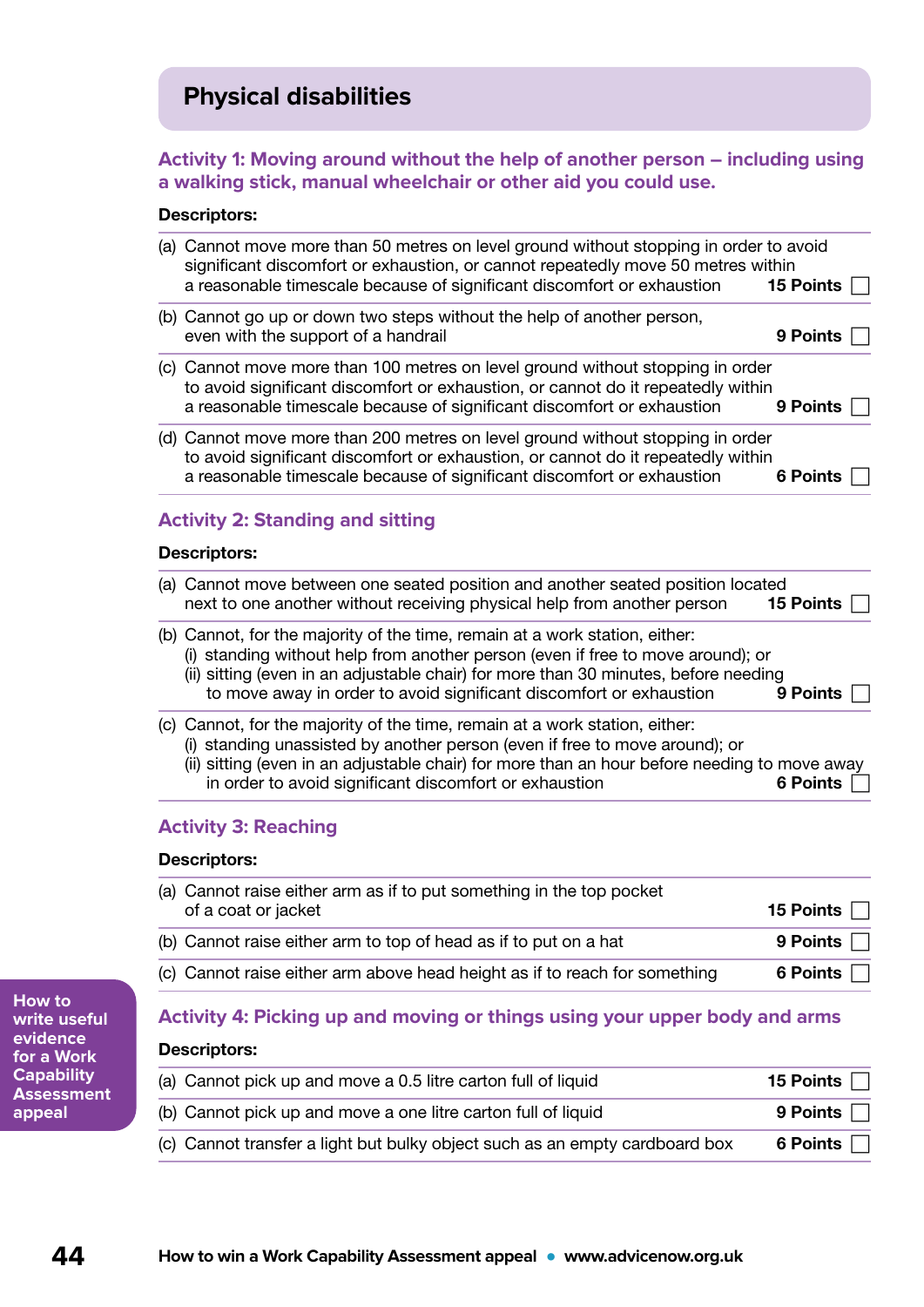## Physical disabilities

### Activity 1: Moving around without the help of another person – including using a walking stick, manual wheelchair or other aid you could use.

**Descriptors:**

| | | |
|---|---|---|
| (a) Cannot move more than 50 metres on level ground without stopping in order to avoid significant discomfort or exhaustion, or cannot repeatedly move 50 metres within a reasonable timescale because of significant discomfort or exhaustion | **15 Points** | ☐ |
| (b) Cannot go up or down two steps without the help of another person, even with the support of a handrail | **9 Points** | ☐ |
| (c) Cannot move more than 100 metres on level ground without stopping in order to avoid significant discomfort or exhaustion, or cannot do it repeatedly within a reasonable timescale because of significant discomfort or exhaustion | **9 Points** | ☐ |
| (d) Cannot move more than 200 metres on level ground without stopping in order to avoid significant discomfort or exhaustion, or cannot do it repeatedly within a reasonable timescale because of significant discomfort or exhaustion | **6 Points** | ☐ |

### Activity 2: Standing and sitting

**Descriptors:**

| | | |
|---|---|---|
| (a) Cannot move between one seated position and another seated position located next to one another without receiving physical help from another person | **15 Points** | ☐ |
| (b) Cannot, for the majority of the time, remain at a work station, either: (i) standing without help from another person (even if free to move around); or (ii) sitting (even in an adjustable chair) for more than 30 minutes, before needing to move away in order to avoid significant discomfort or exhaustion | **9 Points** | ☐ |
| (c) Cannot, for the majority of the time, remain at a work station, either: (i) standing unassisted by another person (even if free to move around); or (ii) sitting (even in an adjustable chair) for more than an hour before needing to move away in order to avoid significant discomfort or exhaustion | **6 Points** | ☐ |

### Activity 3: Reaching

**Descriptors:**

| | | |
|---|---|---|
| (a) Cannot raise either arm as if to put something in the top pocket of a coat or jacket | **15 Points** | ☐ |
| (b) Cannot raise either arm to top of head as if to put on a hat | **9 Points** | ☐ |
| (c) Cannot raise either arm above head height as if to reach for something | **6 Points** | ☐ |

### Activity 4: Picking up and moving or things using your upper body and arms

**Descriptors:**

| | | |
|---|---|---|
| (a) Cannot pick up and move a 0.5 litre carton full of liquid | **15 Points** | ☐ |
| (b) Cannot pick up and move a one litre carton full of liquid | **9 Points** | ☐ |
| (c) Cannot transfer a light but bulky object such as an empty cardboard box | **6 Points** | ☐ |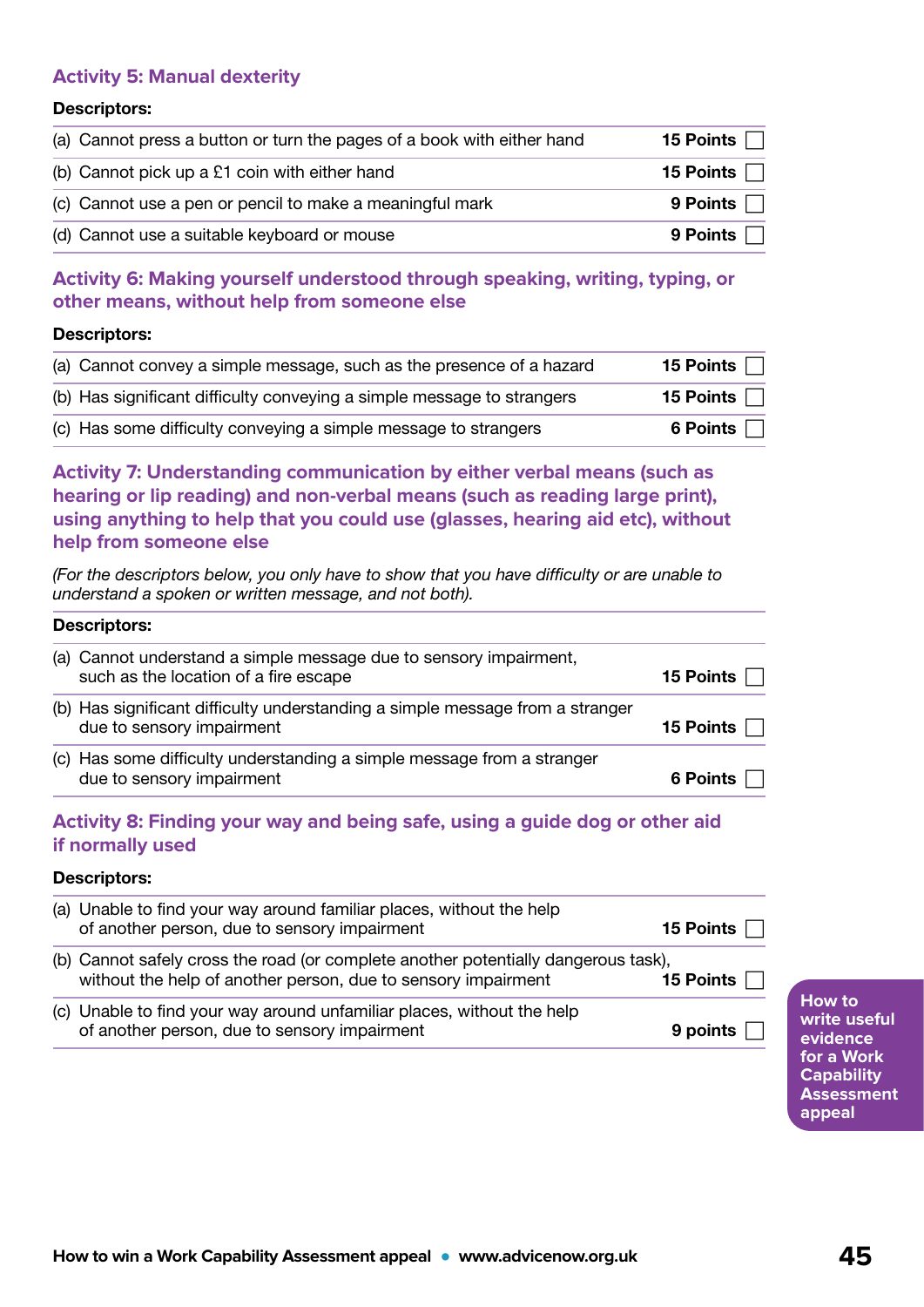### Activity 5: Manual dexterity

**Descriptors:**

| | | |
|---|---|---|
| (a) Cannot press a button or turn the pages of a book with either hand | **15 Points** | ☐ |
| (b) Cannot pick up a £1 coin with either hand | **15 Points** | ☐ |
| (c) Cannot use a pen or pencil to make a meaningful mark | **9 Points** | ☐ |
| (d) Cannot use a suitable keyboard or mouse | **9 Points** | ☐ |

### Activity 6: Making yourself understood through speaking, writing, typing, or other means, without help from someone else

**Descriptors:**

| | | |
|---|---|---|
| (a) Cannot convey a simple message, such as the presence of a hazard | **15 Points** | ☐ |
| (b) Has significant difficulty conveying a simple message to strangers | **15 Points** | ☐ |
| (c) Has some difficulty conveying a simple message to strangers | **6 Points** | ☐ |

### Activity 7: Understanding communication by either verbal means (such as hearing or lip reading) and non-verbal means (such as reading large print), using anything to help that you could use (glasses, hearing aid etc), without help from someone else

*(For the descriptors below, you only have to show that you have difficulty or are unable to understand a spoken or written message, and not both).*

**Descriptors:**

| | | |
|---|---|---|
| (a) Cannot understand a simple message due to sensory impairment, such as the location of a fire escape | **15 Points** | ☐ |
| (b) Has significant difficulty understanding a simple message from a stranger due to sensory impairment | **15 Points** | ☐ |
| (c) Has some difficulty understanding a simple message from a stranger due to sensory impairment | **6 Points** | ☐ |

### Activity 8: Finding your way and being safe, using a guide dog or other aid if normally used

**Descriptors:**

| | | |
|---|---|---|
| (a) Unable to find your way around familiar places, without the help of another person, due to sensory impairment | **15 Points** | ☐ |
| (b) Cannot safely cross the road (or complete another potentially dangerous task), without the help of another person, due to sensory impairment | **15 Points** | ☐ |
| (c) Unable to find your way around unfamiliar places, without the help of another person, due to sensory impairment | **9 points** | ☐ |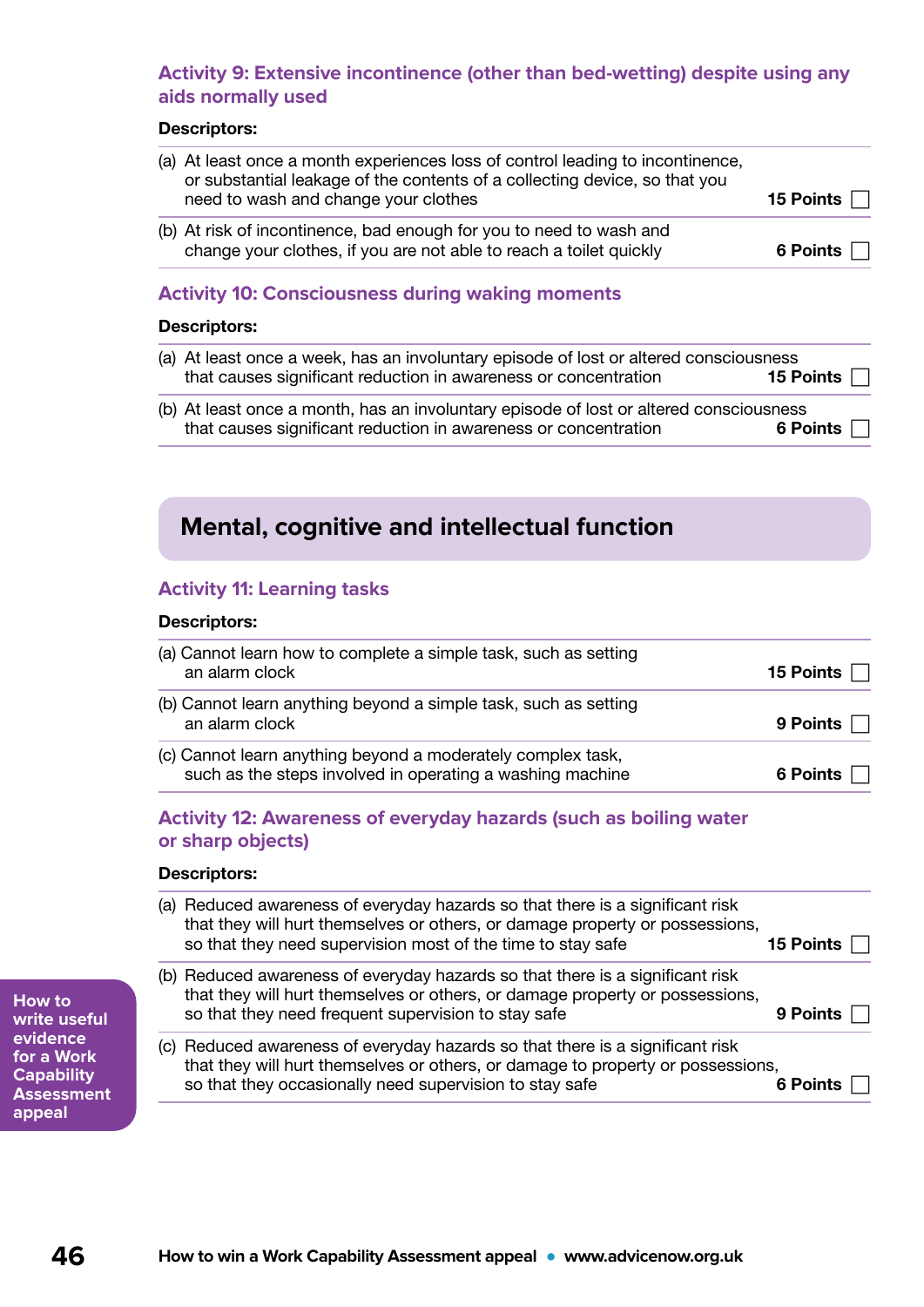### Activity 9: Extensive incontinence (other than bed-wetting) despite using any aids normally used

**Descriptors:**

| Descriptor | Points |
|---|---|
| (a) At least once a month experiences loss of control leading to incontinence, or substantial leakage of the contents of a collecting device, so that you need to wash and change your clothes | **15 Points** ☐ |
| (b) At risk of incontinence, bad enough for you to need to wash and change your clothes, if you are not able to reach a toilet quickly | **6 Points** ☐ |

### Activity 10: Consciousness during waking moments

**Descriptors:**

| Descriptor | Points |
|---|---|
| (a) At least once a week, has an involuntary episode of lost or altered consciousness that causes significant reduction in awareness or concentration | **15 Points** ☐ |
| (b) At least once a month, has an involuntary episode of lost or altered consciousness that causes significant reduction in awareness or concentration | **6 Points** ☐ |

## Mental, cognitive and intellectual function

### Activity 11: Learning tasks

**Descriptors:**

| Descriptor | Points |
|---|---|
| (a) Cannot learn how to complete a simple task, such as setting an alarm clock | **15 Points** ☐ |
| (b) Cannot learn anything beyond a simple task, such as setting an alarm clock | **9 Points** ☐ |
| (c) Cannot learn anything beyond a moderately complex task, such as the steps involved in operating a washing machine | **6 Points** ☐ |

### Activity 12: Awareness of everyday hazards (such as boiling water or sharp objects)

**Descriptors:**

| Descriptor | Points |
|---|---|
| (a) Reduced awareness of everyday hazards so that there is a significant risk that they will hurt themselves or others, or damage property or possessions, so that they need supervision most of the time to stay safe | **15 Points** ☐ |
| (b) Reduced awareness of everyday hazards so that there is a significant risk that they will hurt themselves or others, or damage property or possessions, so that they need frequent supervision to stay safe | **9 Points** ☐ |
| (c) Reduced awareness of everyday hazards so that there is a significant risk that they will hurt themselves or others, or damage to property or possessions, so that they occasionally need supervision to stay safe | **6 Points** ☐ |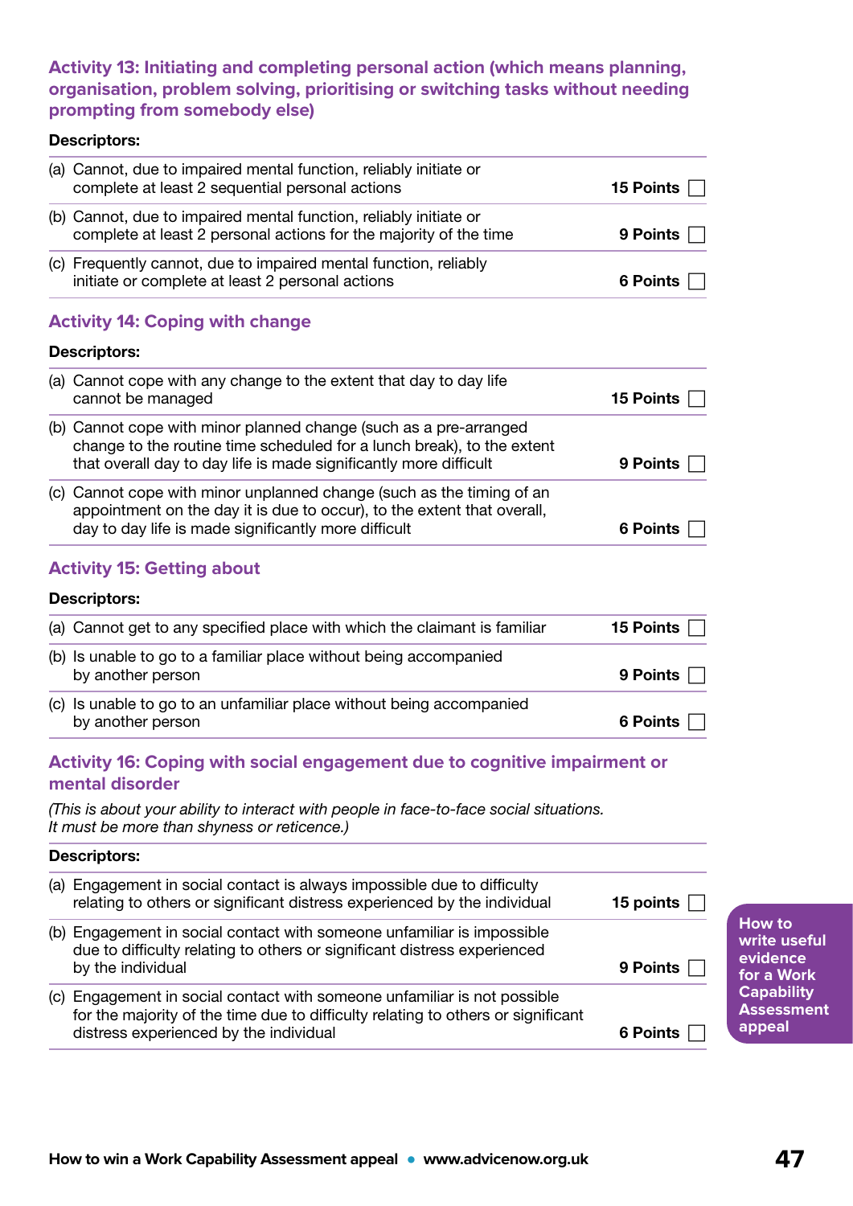### Activity 13: Initiating and completing personal action (which means planning, organisation, problem solving, prioritising or switching tasks without needing prompting from somebody else)

**Descriptors:**

| Descriptor | Points |
|---|---|
| (a) Cannot, due to impaired mental function, reliably initiate or complete at least 2 sequential personal actions | **15 Points** ☐ |
| (b) Cannot, due to impaired mental function, reliably initiate or complete at least 2 personal actions for the majority of the time | **9 Points** ☐ |
| (c) Frequently cannot, due to impaired mental function, reliably initiate or complete at least 2 personal actions | **6 Points** ☐ |

### Activity 14: Coping with change

**Descriptors:**

| Descriptor | Points |
|---|---|
| (a) Cannot cope with any change to the extent that day to day life cannot be managed | **15 Points** ☐ |
| (b) Cannot cope with minor planned change (such as a pre-arranged change to the routine time scheduled for a lunch break), to the extent that overall day to day life is made significantly more difficult | **9 Points** ☐ |
| (c) Cannot cope with minor unplanned change (such as the timing of an appointment on the day it is due to occur), to the extent that overall, day to day life is made significantly more difficult | **6 Points** ☐ |

### Activity 15: Getting about

**Descriptors:**

| Descriptor | Points |
|---|---|
| (a) Cannot get to any specified place with which the claimant is familiar | **15 Points** ☐ |
| (b) Is unable to go to a familiar place without being accompanied by another person | **9 Points** ☐ |
| (c) Is unable to go to an unfamiliar place without being accompanied by another person | **6 Points** ☐ |

### Activity 16: Coping with social engagement due to cognitive impairment or mental disorder

*(This is about your ability to interact with people in face-to-face social situations. It must be more than shyness or reticence.)*

**Descriptors:**

| Descriptor | Points |
|---|---|
| (a) Engagement in social contact is always impossible due to difficulty relating to others or significant distress experienced by the individual | **15 points** ☐ |
| (b) Engagement in social contact with someone unfamiliar is impossible due to difficulty relating to others or significant distress experienced by the individual | **9 Points** ☐ |
| (c) Engagement in social contact with someone unfamiliar is not possible for the majority of the time due to difficulty relating to others or significant distress experienced by the individual | **6 Points** ☐ |

**How to write useful evidence for a Work Capability Assessment appeal**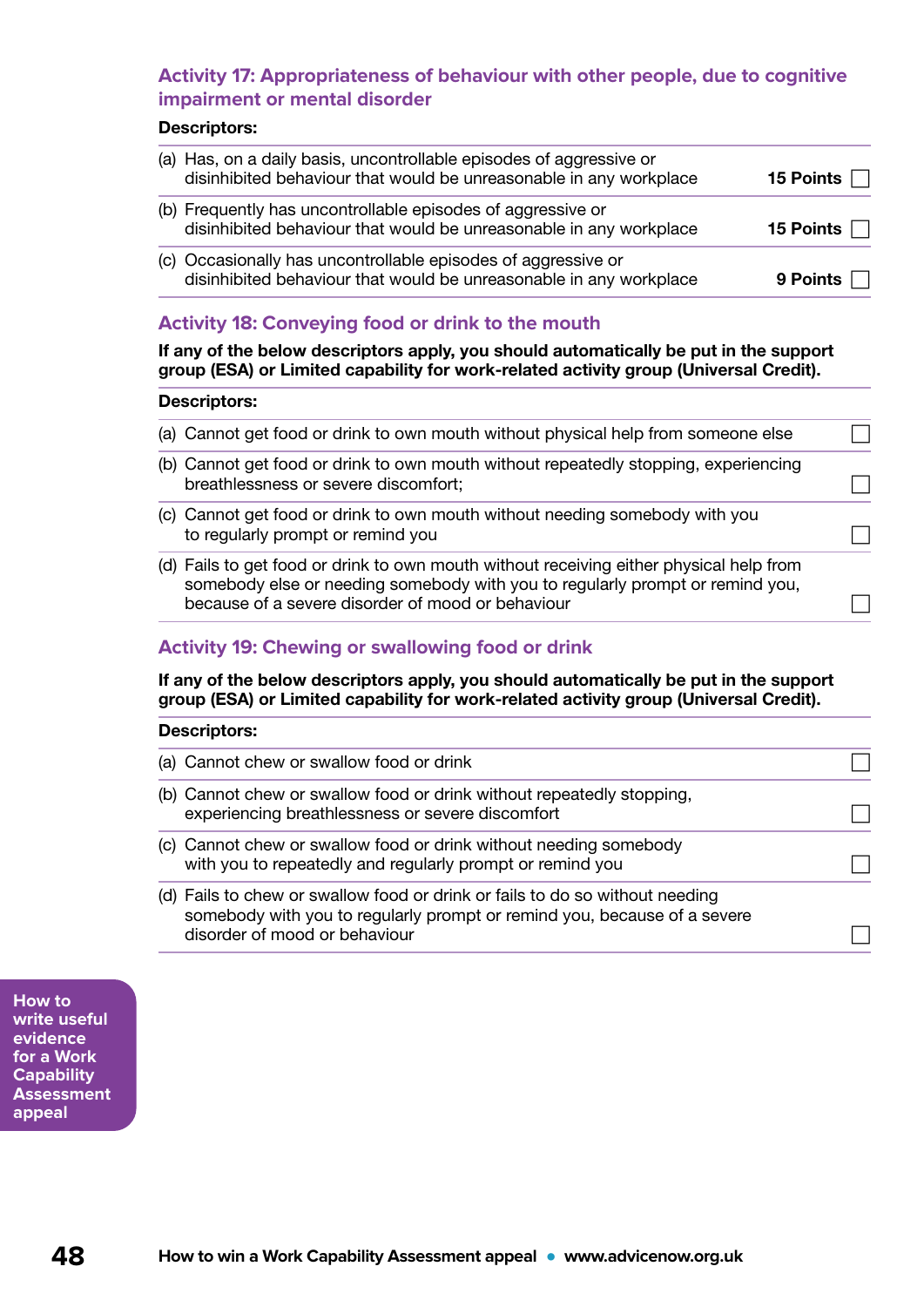### Activity 17: Appropriateness of behaviour with other people, due to cognitive impairment or mental disorder

**Descriptors:**

| Descriptor | Points | |
|---|---|---|
| (a) Has, on a daily basis, uncontrollable episodes of aggressive or disinhibited behaviour that would be unreasonable in any workplace | **15 Points** | ☐ |
| (b) Frequently has uncontrollable episodes of aggressive or disinhibited behaviour that would be unreasonable in any workplace | **15 Points** | ☐ |
| (c) Occasionally has uncontrollable episodes of aggressive or disinhibited behaviour that would be unreasonable in any workplace | **9 Points** | ☐ |

### Activity 18: Conveying food or drink to the mouth

**If any of the below descriptors apply, you should automatically be put in the support group (ESA) or Limited capability for work-related activity group (Universal Credit).**

**Descriptors:**

| Descriptor | |
|---|---|
| (a) Cannot get food or drink to own mouth without physical help from someone else | ☐ |
| (b) Cannot get food or drink to own mouth without repeatedly stopping, experiencing breathlessness or severe discomfort; | ☐ |
| (c) Cannot get food or drink to own mouth without needing somebody with you to regularly prompt or remind you | ☐ |
| (d) Fails to get food or drink to own mouth without receiving either physical help from somebody else or needing somebody with you to regularly prompt or remind you, because of a severe disorder of mood or behaviour | ☐ |

### Activity 19: Chewing or swallowing food or drink

**If any of the below descriptors apply, you should automatically be put in the support group (ESA) or Limited capability for work-related activity group (Universal Credit).**

**Descriptors:**

| Descriptor | |
|---|---|
| (a) Cannot chew or swallow food or drink | ☐ |
| (b) Cannot chew or swallow food or drink without repeatedly stopping, experiencing breathlessness or severe discomfort | ☐ |
| (c) Cannot chew or swallow food or drink without needing somebody with you to repeatedly and regularly prompt or remind you | ☐ |
| (d) Fails to chew or swallow food or drink or fails to do so without needing somebody with you to regularly prompt or remind you, because of a severe disorder of mood or behaviour | ☐ |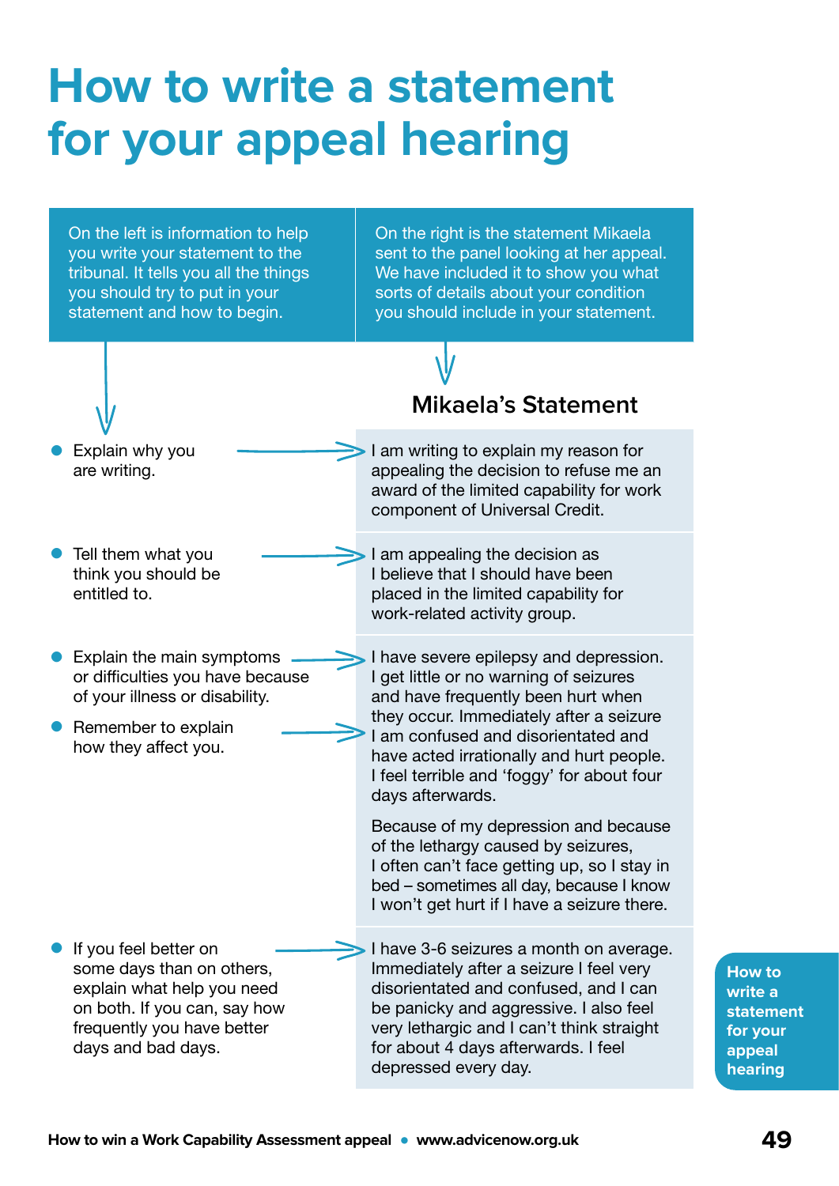# How to write a statement for your appeal hearing

On the left is information to help you write your statement to the tribunal. It tells you all the things you should try to put in your statement and how to begin.

On the right is the statement Mikaela sent to the panel looking at her appeal. We have included it to show you what sorts of details about your condition you should include in your statement.

## Mikaela's Statement

| Guidance | Mikaela's Statement |
| --- | --- |
| Explain why you are writing. | I am writing to explain my reason for appealing the decision to refuse me an award of the limited capability for work component of Universal Credit. |
| Tell them what you think you should be entitled to. | I am appealing the decision as I believe that I should have been placed in the limited capability for work-related activity group. |
| Explain the main symptoms or difficulties you have because of your illness or disability. Remember to explain how they affect you. | I have severe epilepsy and depression. I get little or no warning of seizures and have frequently been hurt when they occur. Immediately after a seizure I am confused and disorientated and have acted irrationally and hurt people. I feel terrible and 'foggy' for about four days afterwards. Because of my depression and because of the lethargy caused by seizures, I often can't face getting up, so I stay in bed – sometimes all day, because I know I won't get hurt if I have a seizure there. |
| If you feel better on some days than on others, explain what help you need on both. If you can, say how frequently you have better days and bad days. | I have 3-6 seizures a month on average. Immediately after a seizure I feel very disorientated and confused, and I can be panicky and aggressive. I also feel very lethargic and I can't think straight for about 4 days afterwards. I feel depressed every day. |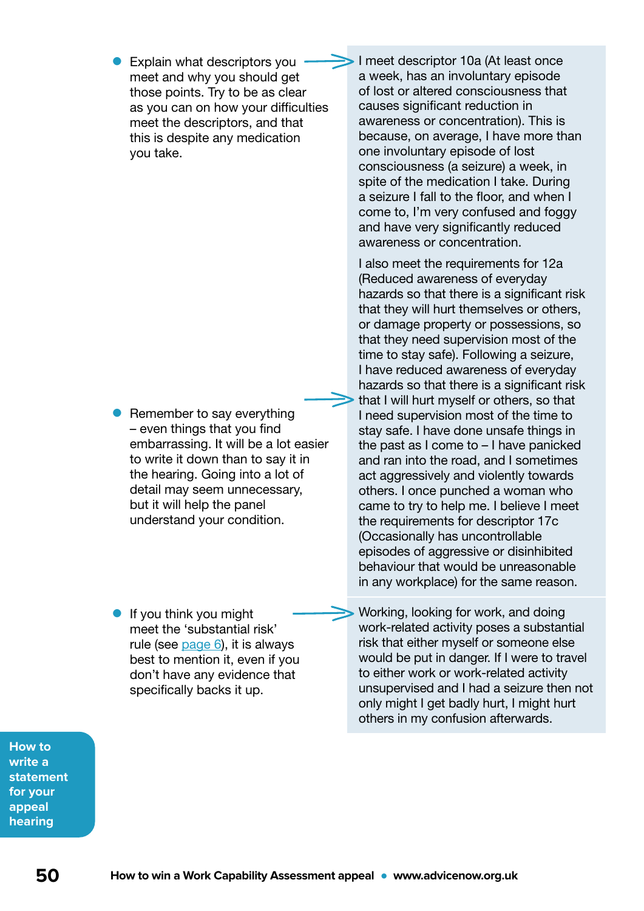- Explain what descriptors you meet and why you should get those points. Try to be as clear as you can on how your difficulties meet the descriptors, and that this is despite any medication you take.

> I meet descriptor 10a (At least once a week, has an involuntary episode of lost or altered consciousness that causes significant reduction in awareness or concentration). This is because, on average, I have more than one involuntary episode of lost consciousness (a seizure) a week, in spite of the medication I take. During a seizure I fall to the floor, and when I come to, I'm very confused and foggy and have very significantly reduced awareness or concentration.
>
> I also meet the requirements for 12a (Reduced awareness of everyday hazards so that there is a significant risk that they will hurt themselves or others, or damage property or possessions, so that they need supervision most of the time to stay safe). Following a seizure, I have reduced awareness of everyday hazards so that there is a significant risk that I will hurt myself or others, so that I need supervision most of the time to stay safe. I have done unsafe things in the past as I come to – I have panicked and ran into the road, and I sometimes act aggressively and violently towards others. I once punched a woman who came to try to help me. I believe I meet the requirements for descriptor 17c (Occasionally has uncontrollable episodes of aggressive or disinhibited behaviour that would be unreasonable in any workplace) for the same reason.

- Remember to say everything – even things that you find embarrassing. It will be a lot easier to write it down than to say it in the hearing. Going into a lot of detail may seem unnecessary, but it will help the panel understand your condition.

- If you think you might meet the 'substantial risk' rule (see page 6), it is always best to mention it, even if you don't have any evidence that specifically backs it up.

> Working, looking for work, and doing work-related activity poses a substantial risk that either myself or someone else would be put in danger. If I were to travel to either work or work-related activity unsupervised and I had a seizure then not only might I get badly hurt, I might hurt others in my confusion afterwards.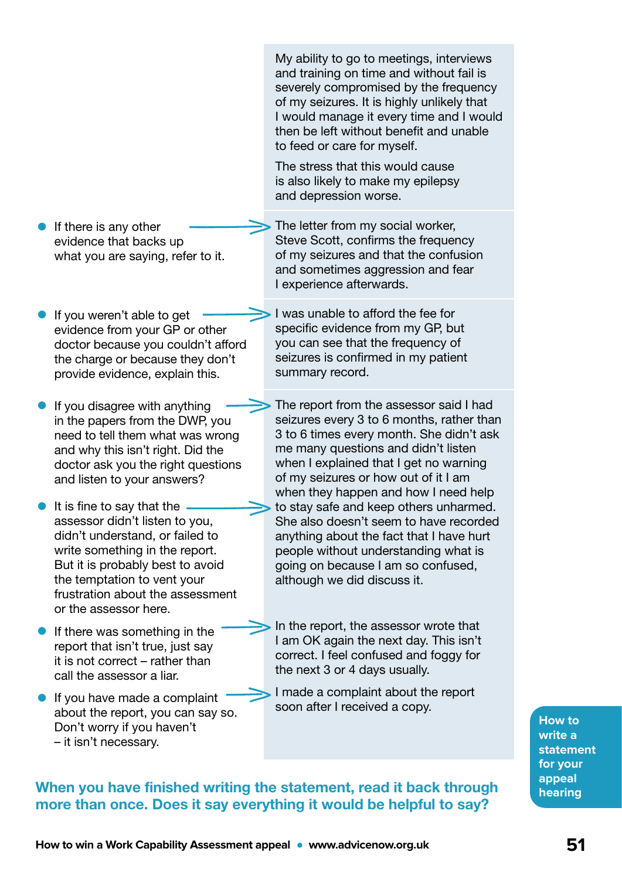> My ability to go to meetings, interviews and training on time and without fail is severely compromised by the frequency of my seizures. It is highly unlikely that I would manage it every time and I would then be left without benefit and unable to feed or care for myself.
>
> The stress that this would cause is also likely to make my epilepsy and depression worse.

- If there is any other evidence that backs up what you are saying, refer to it.

> The letter from my social worker, Steve Scott, confirms the frequency of my seizures and that the confusion and sometimes aggression and fear I experience afterwards.

- If you weren't able to get evidence from your GP or other doctor because you couldn't afford the charge or because they don't provide evidence, explain this.

> I was unable to afford the fee for specific evidence from my GP, but you can see that the frequency of seizures is confirmed in my patient summary record.

- If you disagree with anything in the papers from the DWP, you need to tell them what was wrong and why this isn't right. Did the doctor ask you the right questions and listen to your answers?
- It is fine to say that the assessor didn't listen to you, didn't understand, or failed to write something in the report. But it is probably best to avoid the temptation to vent your frustration about the assessment or the assessor here.

> The report from the assessor said I had seizures every 3 to 6 months, rather than 3 to 6 times every month. She didn't ask me many questions and didn't listen when I explained that I get no warning of my seizures or how out of it I am when they happen and how I need help to stay safe and keep others unharmed. She also doesn't seem to have recorded anything about the fact that I have hurt people without understanding what is going on because I am so confused, although we did discuss it.

- If there was something in the report that isn't true, just say it is not correct – rather than call the assessor a liar.

> In the report, the assessor wrote that I am OK again the next day. This isn't correct. I feel confused and foggy for the next 3 or 4 days usually.

- If you have made a complaint about the report, you can say so. Don't worry if you haven't – it isn't necessary.

> I made a complaint about the report soon after I received a copy.

**When you have finished writing the statement, read it back through more than once. Does it say everything it would be helpful to say?**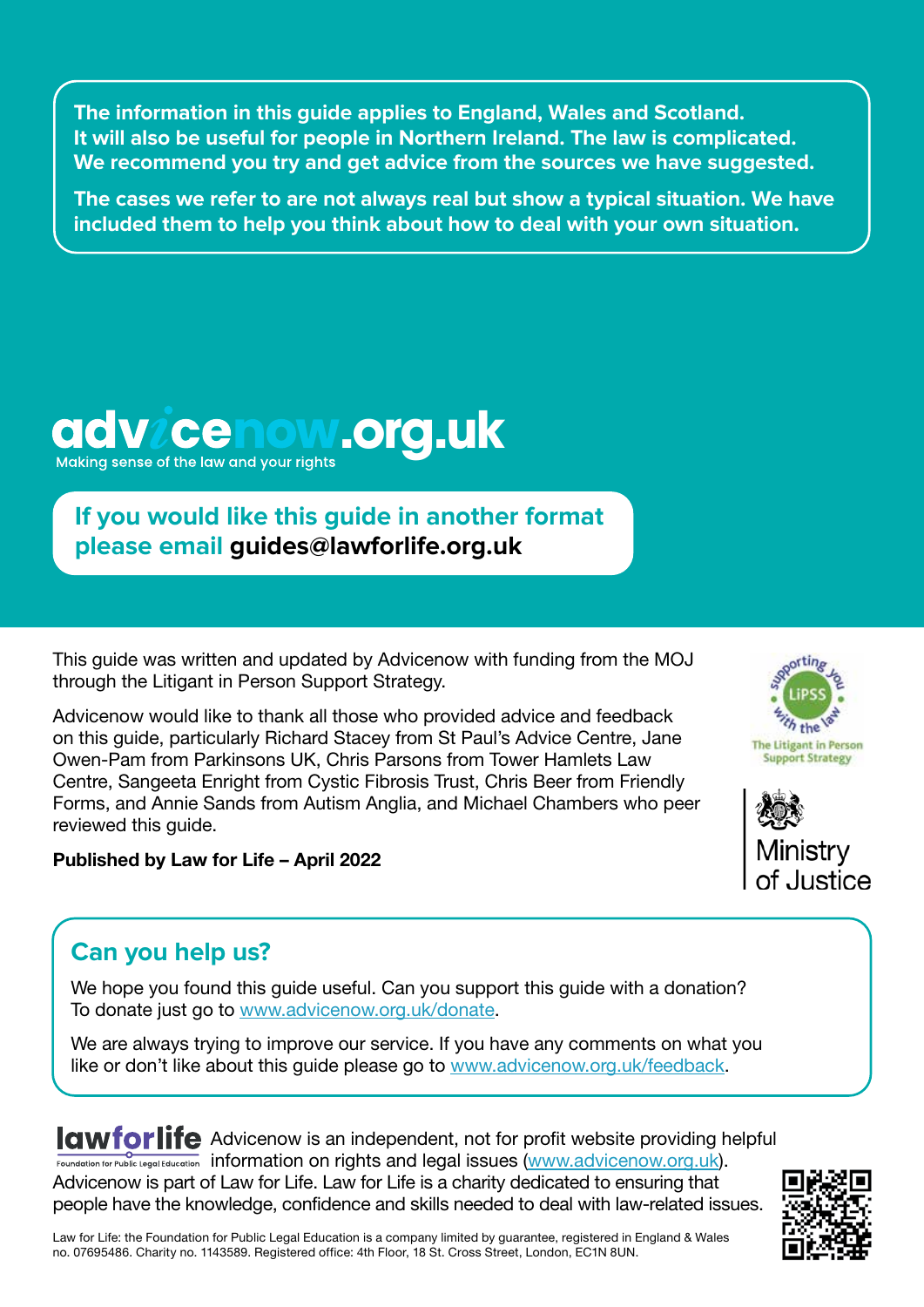**The information in this guide applies to England, Wales and Scotland. It will also be useful for people in Northern Ireland. The law is complicated. We recommend you try and get advice from the sources we have suggested.**

**The cases we refer to are not always real but show a typical situation. We have included them to help you think about how to deal with your own situation.**

advicenow.org.uk

Making sense of the law and your rights

**If you would like this guide in another format please email guides@lawforlife.org.uk**

This guide was written and updated by Advicenow with funding from the MOJ through the Litigant in Person Support Strategy.

Advicenow would like to thank all those who provided advice and feedback on this guide, particularly Richard Stacey from St Paul's Advice Centre, Jane Owen-Pam from Parkinsons UK, Chris Parsons from Tower Hamlets Law Centre, Sangeeta Enright from Cystic Fibrosis Trust, Chris Beer from Friendly Forms, and Annie Sands from Autism Anglia, and Michael Chambers who peer reviewed this guide.

**Published by Law for Life – April 2022**

supporting you with the law LiPSS

The Litigant in Person Support Strategy

Ministry of Justice

## Can you help us?

We hope you found this guide useful. Can you support this guide with a donation? To donate just go to www.advicenow.org.uk/donate.

We are always trying to improve our service. If you have any comments on what you like or don't like about this guide please go to www.advicenow.org.uk/feedback.

lawforlife Foundation for Public Legal Education

Advicenow is an independent, not for profit website providing helpful information on rights and legal issues (www.advicenow.org.uk). Advicenow is part of Law for Life. Law for Life is a charity dedicated to ensuring that people have the knowledge, confidence and skills needed to deal with law-related issues.

Law for Life: the Foundation for Public Legal Education is a company limited by guarantee, registered in England & Wales no. 07695486. Charity no. 1143589. Registered office: 4th Floor, 18 St. Cross Street, London, EC1N 8UN.